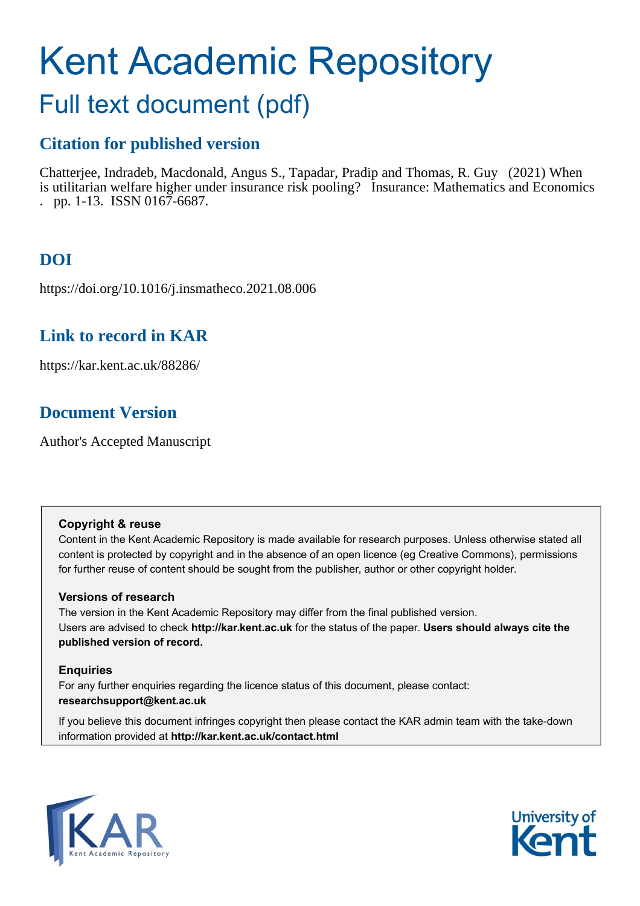# Kent Academic Repository

## Full text document (pdf)

### Citation for published version

Chatterjee, Indradeb, Macdonald, Angus S., Tapadar, Pradip and Thomas, R. Guy (2021) When is utilitarian welfare higher under insurance risk pooling? Insurance: Mathematics and Economics . pp. 1-13. ISSN 0167-6687.

### DOI

https://doi.org/10.1016/j.insmatheco.2021.08.006

### Link to record in KAR

https://kar.kent.ac.uk/88286/

### Document Version

Author's Accepted Manuscript

**Copyright & reuse**

Content in the Kent Academic Repository is made available for research purposes. Unless otherwise stated all content is protected by copyright and in the absence of an open licence (eg Creative Commons), permissions for further reuse of content should be sought from the publisher, author or other copyright holder.

**Versions of research**

The version in the Kent Academic Repository may differ from the final published version. Users are advised to check **http://kar.kent.ac.uk** for the status of the paper. **Users should always cite the published version of record.**

**Enquiries**

For any further enquiries regarding the licence status of this document, please contact: **researchsupport@kent.ac.uk**

If you believe this document infringes copyright then please contact the KAR admin team with the take-down information provided at **http://kar.kent.ac.uk/contact.html**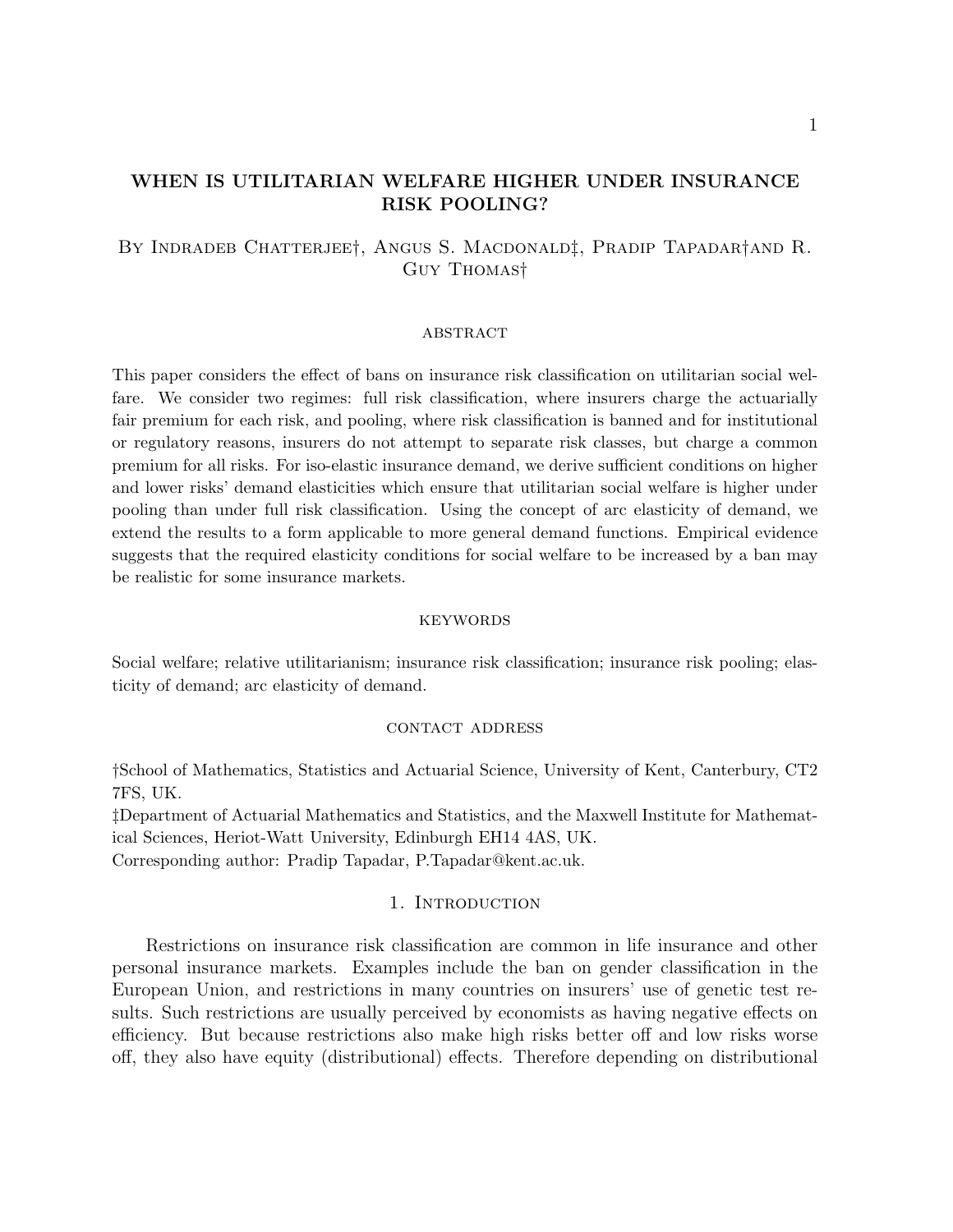# WHEN IS UTILITARIAN WELFARE HIGHER UNDER INSURANCE RISK POOLING?

By Indradeb Chatterjee†, Angus S. Macdonald‡, Pradip Tapadar†and R. Guy Thomas†

## abstract

This paper considers the effect of bans on insurance risk classification on utilitarian social welfare. We consider two regimes: full risk classification, where insurers charge the actuarially fair premium for each risk, and pooling, where risk classification is banned and for institutional or regulatory reasons, insurers do not attempt to separate risk classes, but charge a common premium for all risks. For iso-elastic insurance demand, we derive sufficient conditions on higher and lower risks' demand elasticities which ensure that utilitarian social welfare is higher under pooling than under full risk classification. Using the concept of arc elasticity of demand, we extend the results to a form applicable to more general demand functions. Empirical evidence suggests that the required elasticity conditions for social welfare to be increased by a ban may be realistic for some insurance markets.

## keywords

Social welfare; relative utilitarianism; insurance risk classification; insurance risk pooling; elasticity of demand; arc elasticity of demand.

## contact address

†School of Mathematics, Statistics and Actuarial Science, University of Kent, Canterbury, CT2 7FS, UK.

‡Department of Actuarial Mathematics and Statistics, and the Maxwell Institute for Mathematical Sciences, Heriot-Watt University, Edinburgh EH14 4AS, UK.

Corresponding author: Pradip Tapadar, P.Tapadar@kent.ac.uk.

## 1. Introduction

Restrictions on insurance risk classification are common in life insurance and other personal insurance markets. Examples include the ban on gender classification in the European Union, and restrictions in many countries on insurers' use of genetic test results. Such restrictions are usually perceived by economists as having negative effects on efficiency. But because restrictions also make high risks better off and low risks worse off, they also have equity (distributional) effects. Therefore depending on distributional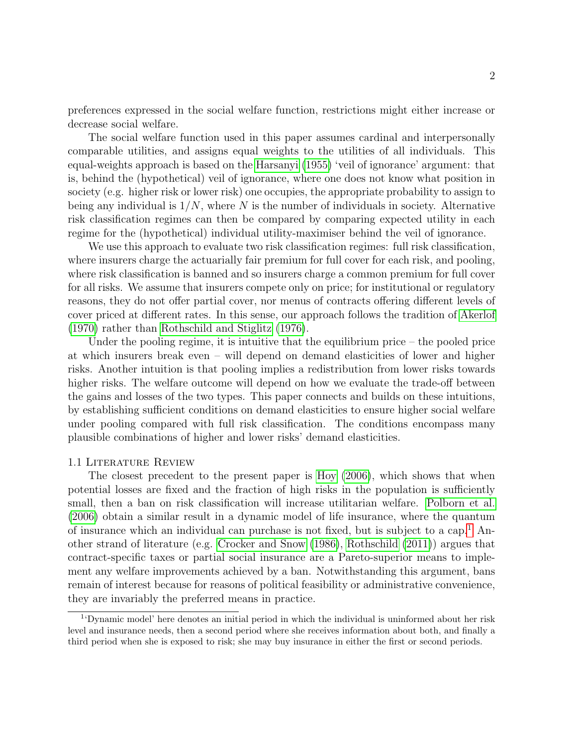preferences expressed in the social welfare function, restrictions might either increase or decrease social welfare.

The social welfare function used in this paper assumes cardinal and interpersonally comparable utilities, and assigns equal weights to the utilities of all individuals. This equal-weights approach is based on the Harsanyi (1955) 'veil of ignorance' argument: that is, behind the (hypothetical) veil of ignorance, where one does not know what position in society (e.g. higher risk or lower risk) one occupies, the appropriate probability to assign to being any individual is $1/N$, where $N$ is the number of individuals in society. Alternative risk classification regimes can then be compared by comparing expected utility in each regime for the (hypothetical) individual utility-maximiser behind the veil of ignorance.

We use this approach to evaluate two risk classification regimes: full risk classification, where insurers charge the actuarially fair premium for full cover for each risk, and pooling, where risk classification is banned and so insurers charge a common premium for full cover for all risks. We assume that insurers compete only on price; for institutional or regulatory reasons, they do not offer partial cover, nor menus of contracts offering different levels of cover priced at different rates. In this sense, our approach follows the tradition of Akerlof (1970) rather than Rothschild and Stiglitz (1976).

Under the pooling regime, it is intuitive that the equilibrium price – the pooled price at which insurers break even – will depend on demand elasticities of lower and higher risks. Another intuition is that pooling implies a redistribution from lower risks towards higher risks. The welfare outcome will depend on how we evaluate the trade-off between the gains and losses of the two types. This paper connects and builds on these intuitions, by establishing sufficient conditions on demand elasticities to ensure higher social welfare under pooling compared with full risk classification. The conditions encompass many plausible combinations of higher and lower risks' demand elasticities.

### 1.1 Literature Review

The closest precedent to the present paper is Hoy (2006), which shows that when potential losses are fixed and the fraction of high risks in the population is sufficiently small, then a ban on risk classification will increase utilitarian welfare. Polborn et al. (2006) obtain a similar result in a dynamic model of life insurance, where the quantum of insurance which an individual can purchase is not fixed, but is subject to a cap.[1] Another strand of literature (e.g. Crocker and Snow (1986), Rothschild (2011)) argues that contract-specific taxes or partial social insurance are a Pareto-superior means to implement any welfare improvements achieved by a ban. Notwithstanding this argument, bans remain of interest because for reasons of political feasibility or administrative convenience, they are invariably the preferred means in practice.

[1] 'Dynamic model' here denotes an initial period in which the individual is uninformed about her risk level and insurance needs, then a second period where she receives information about both, and finally a third period when she is exposed to risk; she may buy insurance in either the first or second periods.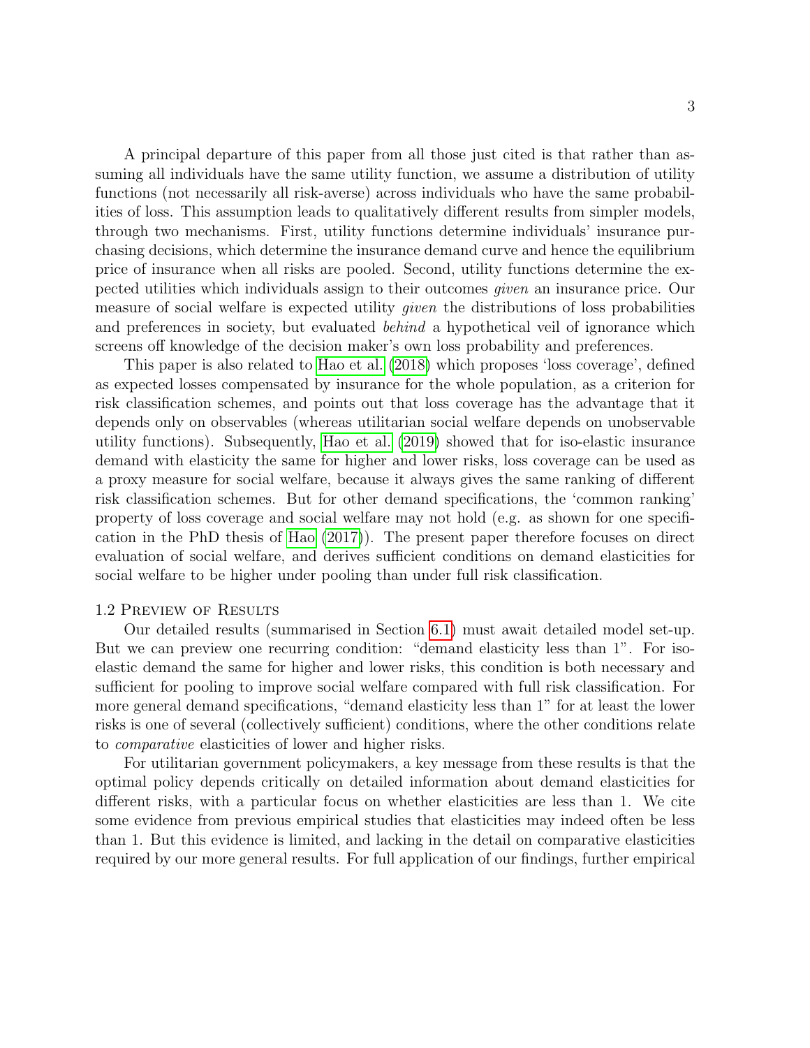A principal departure of this paper from all those just cited is that rather than assuming all individuals have the same utility function, we assume a distribution of utility functions (not necessarily all risk-averse) across individuals who have the same probabilities of loss. This assumption leads to qualitatively different results from simpler models, through two mechanisms. First, utility functions determine individuals' insurance purchasing decisions, which determine the insurance demand curve and hence the equilibrium price of insurance when all risks are pooled. Second, utility functions determine the expected utilities which individuals assign to their outcomes *given* an insurance price. Our measure of social welfare is expected utility *given* the distributions of loss probabilities and preferences in society, but evaluated *behind* a hypothetical veil of ignorance which screens off knowledge of the decision maker's own loss probability and preferences.

This paper is also related to Hao et al. (2018) which proposes 'loss coverage', defined as expected losses compensated by insurance for the whole population, as a criterion for risk classification schemes, and points out that loss coverage has the advantage that it depends only on observables (whereas utilitarian social welfare depends on unobservable utility functions). Subsequently, Hao et al. (2019) showed that for iso-elastic insurance demand with elasticity the same for higher and lower risks, loss coverage can be used as a proxy measure for social welfare, because it always gives the same ranking of different risk classification schemes. But for other demand specifications, the 'common ranking' property of loss coverage and social welfare may not hold (e.g. as shown for one specification in the PhD thesis of Hao (2017)). The present paper therefore focuses on direct evaluation of social welfare, and derives sufficient conditions on demand elasticities for social welfare to be higher under pooling than under full risk classification.

## 1.2 Preview of Results

Our detailed results (summarised in Section 6.1) must await detailed model set-up. But we can preview one recurring condition: "demand elasticity less than 1". For iso-elastic demand the same for higher and lower risks, this condition is both necessary and sufficient for pooling to improve social welfare compared with full risk classification. For more general demand specifications, "demand elasticity less than 1" for at least the lower risks is one of several (collectively sufficient) conditions, where the other conditions relate to *comparative* elasticities of lower and higher risks.

For utilitarian government policymakers, a key message from these results is that the optimal policy depends critically on detailed information about demand elasticities for different risks, with a particular focus on whether elasticities are less than 1. We cite some evidence from previous empirical studies that elasticities may indeed often be less than 1. But this evidence is limited, and lacking in the detail on comparative elasticities required by our more general results. For full application of our findings, further empirical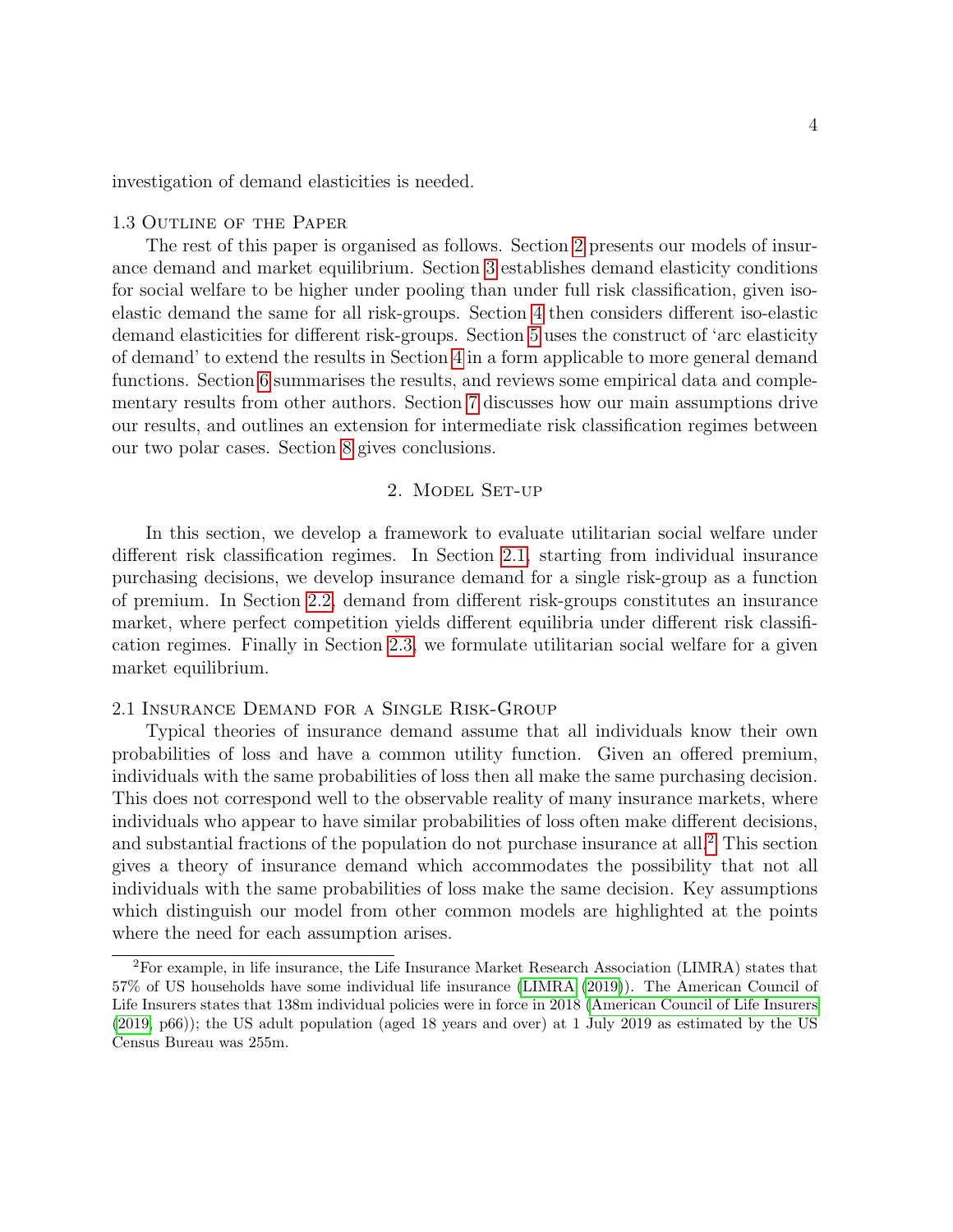investigation of demand elasticities is needed.

### 1.3 Outline of the Paper

The rest of this paper is organised as follows. Section 2 presents our models of insurance demand and market equilibrium. Section 3 establishes demand elasticity conditions for social welfare to be higher under pooling than under full risk classification, given iso-elastic demand the same for all risk-groups. Section 4 then considers different iso-elastic demand elasticities for different risk-groups. Section 5 uses the construct of 'arc elasticity of demand' to extend the results in Section 4 in a form applicable to more general demand functions. Section 6 summarises the results, and reviews some empirical data and complementary results from other authors. Section 7 discusses how our main assumptions drive our results, and outlines an extension for intermediate risk classification regimes between our two polar cases. Section 8 gives conclusions.

## 2. Model Set-up

In this section, we develop a framework to evaluate utilitarian social welfare under different risk classification regimes. In Section 2.1, starting from individual insurance purchasing decisions, we develop insurance demand for a single risk-group as a function of premium. In Section 2.2, demand from different risk-groups constitutes an insurance market, where perfect competition yields different equilibria under different risk classification regimes. Finally in Section 2.3, we formulate utilitarian social welfare for a given market equilibrium.

### 2.1 Insurance Demand for a Single Risk-Group

Typical theories of insurance demand assume that all individuals know their own probabilities of loss and have a common utility function. Given an offered premium, individuals with the same probabilities of loss then all make the same purchasing decision. This does not correspond well to the observable reality of many insurance markets, where individuals who appear to have similar probabilities of loss often make different decisions, and substantial fractions of the population do not purchase insurance at all.[2] This section gives a theory of insurance demand which accommodates the possibility that not all individuals with the same probabilities of loss make the same decision. Key assumptions which distinguish our model from other common models are highlighted at the points where the need for each assumption arises.

[2] For example, in life insurance, the Life Insurance Market Research Association (LIMRA) states that 57% of US households have some individual life insurance (LIMRA (2019)). The American Council of Life Insurers states that 138m individual policies were in force in 2018 (American Council of Life Insurers (2019, p66)); the US adult population (aged 18 years and over) at 1 July 2019 as estimated by the US Census Bureau was 255m.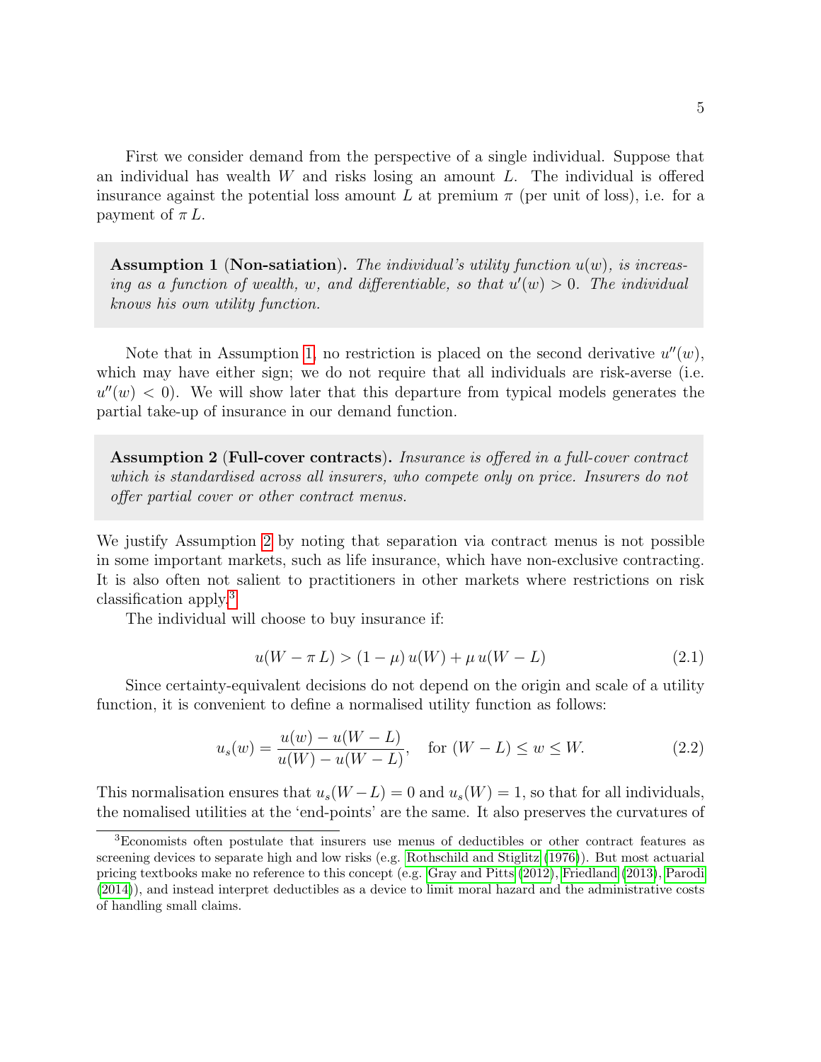First we consider demand from the perspective of a single individual. Suppose that an individual has wealth $W$ and risks losing an amount $L$. The individual is offered insurance against the potential loss amount $L$ at premium $\pi$ (per unit of loss), i.e. for a payment of $\pi L$.

> **Assumption 1 (Non-satiation).** *The individual's utility function $u(w)$, is increasing as a function of wealth, $w$, and differentiable, so that $u'(w) > 0$. The individual knows his own utility function.*

Note that in Assumption 1, no restriction is placed on the second derivative $u''(w)$, which may have either sign; we do not require that all individuals are risk-averse (i.e. $u''(w) < 0$). We will show later that this departure from typical models generates the partial take-up of insurance in our demand function.

> **Assumption 2 (Full-cover contracts).** *Insurance is offered in a full-cover contract which is standardised across all insurers, who compete only on price. Insurers do not offer partial cover or other contract menus.*

We justify Assumption 2 by noting that separation via contract menus is not possible in some important markets, such as life insurance, which have non-exclusive contracting. It is also often not salient to practitioners in other markets where restrictions on risk classification apply.[3]

The individual will choose to buy insurance if:

$$u(W - \pi L) > (1 - \mu)\, u(W) + \mu\, u(W - L) \tag{2.1}$$

Since certainty-equivalent decisions do not depend on the origin and scale of a utility function, it is convenient to define a normalised utility function as follows:

$$u_s(w) = \frac{u(w) - u(W - L)}{u(W) - u(W - L)}, \quad \text{for } (W - L) \leq w \leq W. \tag{2.2}$$

This normalisation ensures that $u_s(W - L) = 0$ and $u_s(W) = 1$, so that for all individuals, the nomalised utilities at the 'end-points' are the same. It also preserves the curvatures of

[3] Economists often postulate that insurers use menus of deductibles or other contract features as screening devices to separate high and low risks (e.g. Rothschild and Stiglitz (1976)). But most actuarial pricing textbooks make no reference to this concept (e.g. Gray and Pitts (2012), Friedland (2013), Parodi (2014)), and instead interpret deductibles as a device to limit moral hazard and the administrative costs of handling small claims.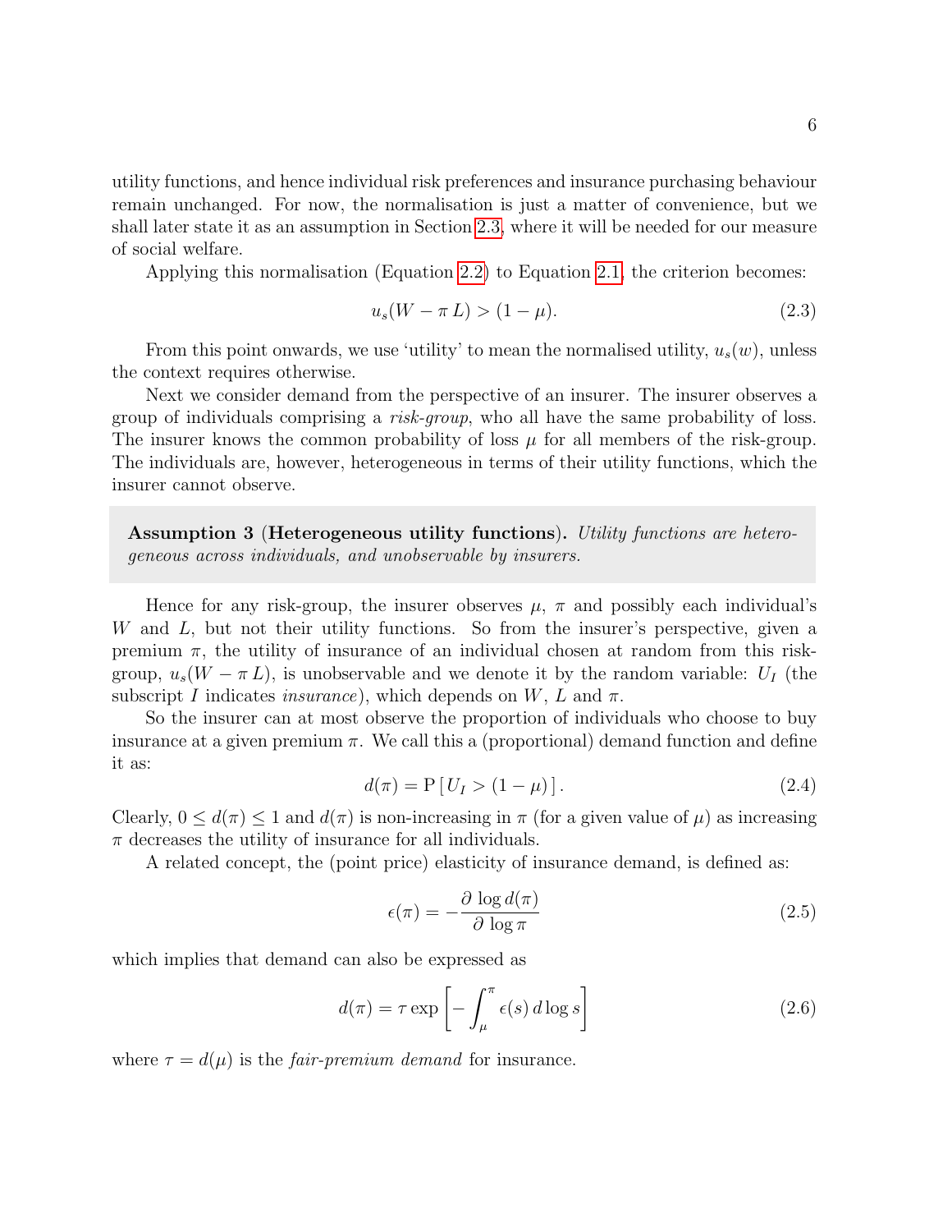utility functions, and hence individual risk preferences and insurance purchasing behaviour remain unchanged. For now, the normalisation is just a matter of convenience, but we shall later state it as an assumption in Section 2.3, where it will be needed for our measure of social welfare.

Applying this normalisation (Equation 2.2) to Equation 2.1, the criterion becomes:

$$u_s(W - \pi\, L) > (1 - \mu). \tag{2.3}$$

From this point onwards, we use 'utility' to mean the normalised utility, $u_s(w)$, unless the context requires otherwise.

Next we consider demand from the perspective of an insurer. The insurer observes a group of individuals comprising a *risk-group*, who all have the same probability of loss. The insurer knows the common probability of loss $\mu$ for all members of the risk-group. The individuals are, however, heterogeneous in terms of their utility functions, which the insurer cannot observe.

> **Assumption 3** (**Heterogeneous utility functions**). *Utility functions are heterogeneous across individuals, and unobservable by insurers.*

Hence for any risk-group, the insurer observes $\mu$, $\pi$ and possibly each individual's $W$ and $L$, but not their utility functions. So from the insurer's perspective, given a premium $\pi$, the utility of insurance of an individual chosen at random from this risk-group, $u_s(W - \pi\, L)$, is unobservable and we denote it by the random variable: $U_I$ (the subscript $I$ indicates *insurance*), which depends on $W$, $L$ and $\pi$.

So the insurer can at most observe the proportion of individuals who choose to buy insurance at a given premium $\pi$. We call this a (proportional) demand function and define it as:

$$d(\pi) = \mathrm{P}\left[\, U_I > (1 - \mu)\,\right]. \tag{2.4}$$

Clearly, $0 \le d(\pi) \le 1$ and $d(\pi)$ is non-increasing in $\pi$ (for a given value of $\mu$) as increasing $\pi$ decreases the utility of insurance for all individuals.

A related concept, the (point price) elasticity of insurance demand, is defined as:

$$\epsilon(\pi) = -\frac{\partial\, \log d(\pi)}{\partial\, \log \pi} \tag{2.5}$$

which implies that demand can also be expressed as

$$d(\pi) = \tau \exp\left[ -\int_{\mu}^{\pi} \epsilon(s)\, d\log s \right] \tag{2.6}$$

where $\tau = d(\mu)$ is the *fair-premium demand* for insurance.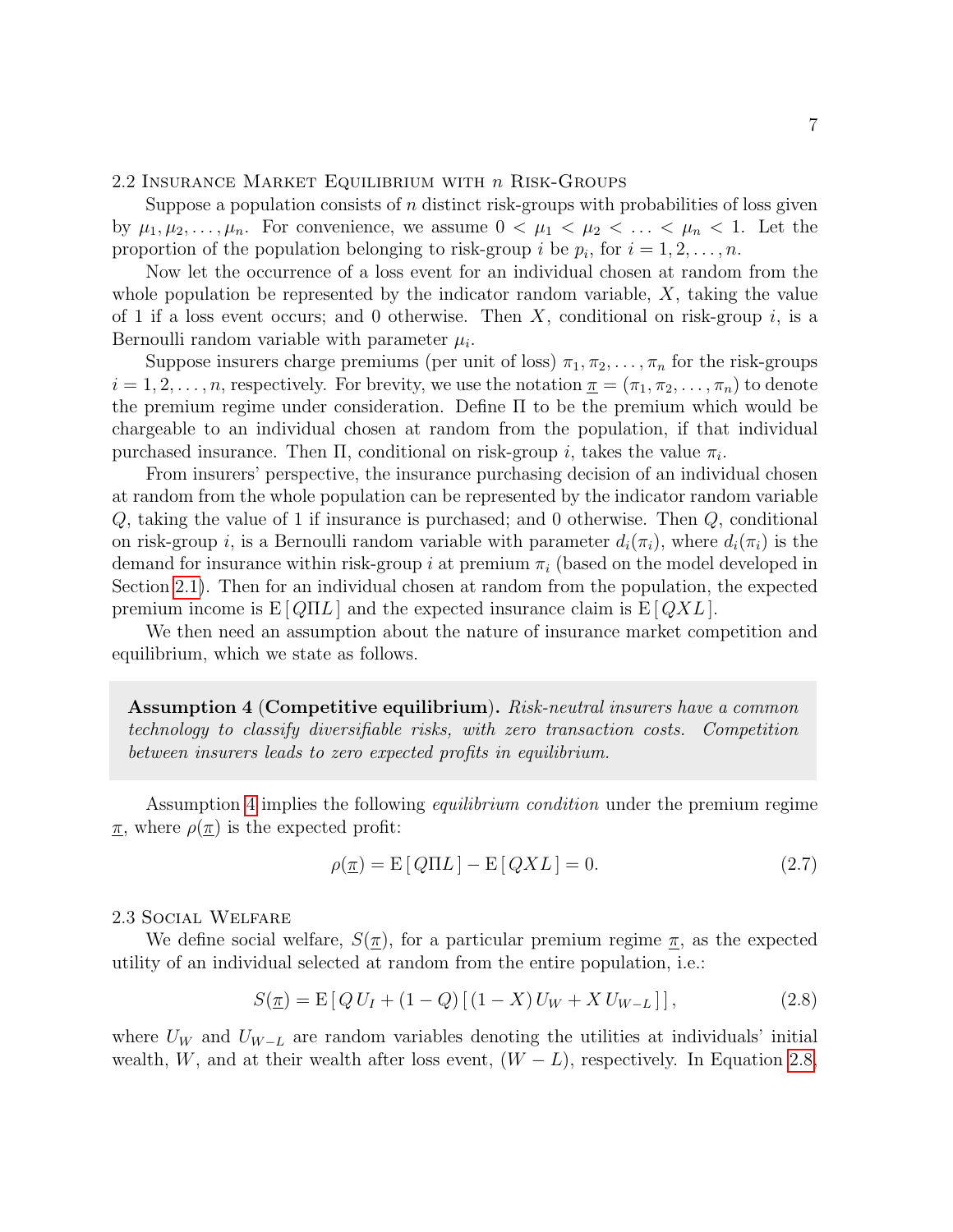## 2.2 Insurance Market Equilibrium with $n$ Risk-Groups

Suppose a population consists of $n$ distinct risk-groups with probabilities of loss given by $\mu_1, \mu_2, \ldots, \mu_n$. For convenience, we assume $0 < \mu_1 < \mu_2 < \ldots < \mu_n < 1$. Let the proportion of the population belonging to risk-group $i$ be $p_i$, for $i = 1, 2, \ldots, n$.

Now let the occurrence of a loss event for an individual chosen at random from the whole population be represented by the indicator random variable, $X$, taking the value of 1 if a loss event occurs; and 0 otherwise. Then $X$, conditional on risk-group $i$, is a Bernoulli random variable with parameter $\mu_i$.

Suppose insurers charge premiums (per unit of loss) $\pi_1, \pi_2, \ldots, \pi_n$ for the risk-groups $i = 1, 2, \ldots, n$, respectively. For brevity, we use the notation $\underline{\pi} = (\pi_1, \pi_2, \ldots, \pi_n)$ to denote the premium regime under consideration. Define $\Pi$ to be the premium which would be chargeable to an individual chosen at random from the population, if that individual purchased insurance. Then $\Pi$, conditional on risk-group $i$, takes the value $\pi_i$.

From insurers' perspective, the insurance purchasing decision of an individual chosen at random from the whole population can be represented by the indicator random variable $Q$, taking the value of 1 if insurance is purchased; and 0 otherwise. Then $Q$, conditional on risk-group $i$, is a Bernoulli random variable with parameter $d_i(\pi_i)$, where $d_i(\pi_i)$ is the demand for insurance within risk-group $i$ at premium $\pi_i$ (based on the model developed in Section 2.1). Then for an individual chosen at random from the population, the expected premium income is $\mathrm{E}[Q\Pi L]$ and the expected insurance claim is $\mathrm{E}[QXL]$.

We then need an assumption about the nature of insurance market competition and equilibrium, which we state as follows.

> **Assumption 4 (Competitive equilibrium).** *Risk-neutral insurers have a common technology to classify diversifiable risks, with zero transaction costs. Competition between insurers leads to zero expected profits in equilibrium.*

Assumption 4 implies the following *equilibrium condition* under the premium regime $\underline{\pi}$, where $\rho(\underline{\pi})$ is the expected profit:

$$\rho(\underline{\pi}) = \mathrm{E}[Q\Pi L] - \mathrm{E}[QXL] = 0. \tag{2.7}$$

## 2.3 Social Welfare

We define social welfare, $S(\underline{\pi})$, for a particular premium regime $\underline{\pi}$, as the expected utility of an individual selected at random from the entire population, i.e.:

$$S(\underline{\pi}) = \mathrm{E}[Q\,U_I + (1-Q)[(1-X)\,U_W + X\,U_{W-L}]], \tag{2.8}$$

where $U_W$ and $U_{W-L}$ are random variables denoting the utilities at individuals' initial wealth, $W$, and at their wealth after loss event, $(W-L)$, respectively. In Equation 2.8,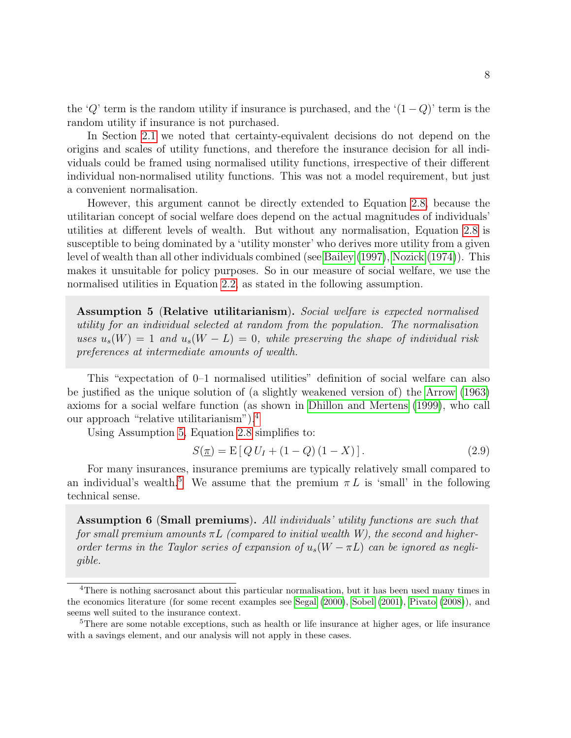the '$Q$' term is the random utility if insurance is purchased, and the '$(1-Q)$' term is the random utility if insurance is not purchased.

In Section 2.1 we noted that certainty-equivalent decisions do not depend on the origins and scales of utility functions, and therefore the insurance decision for all individuals could be framed using normalised utility functions, irrespective of their different individual non-normalised utility functions. This was not a model requirement, but just a convenient normalisation.

However, this argument cannot be directly extended to Equation 2.8, because the utilitarian concept of social welfare does depend on the actual magnitudes of individuals' utilities at different levels of wealth. But without any normalisation, Equation 2.8 is susceptible to being dominated by a 'utility monster' who derives more utility from a given level of wealth than all other individuals combined (see Bailey (1997), Nozick (1974)). This makes it unsuitable for policy purposes. So in our measure of social welfare, we use the normalised utilities in Equation 2.2, as stated in the following assumption.

> **Assumption 5 (Relative utilitarianism).** *Social welfare is expected normalised utility for an individual selected at random from the population. The normalisation uses $u_s(W) = 1$ and $u_s(W - L) = 0$, while preserving the shape of individual risk preferences at intermediate amounts of wealth.*

This "expectation of 0–1 normalised utilities" definition of social welfare can also be justified as the unique solution of (a slightly weakened version of) the Arrow (1963) axioms for a social welfare function (as shown in Dhillon and Mertens (1999), who call our approach "relative utilitarianism").[4]

Using Assumption 5, Equation 2.8 simplifies to:

$$S(\underline{\pi}) = \mathrm{E}\left[\, Q\, U_I + (1 - Q)\,(1 - X)\,\right]. \tag{2.9}$$

For many insurances, insurance premiums are typically relatively small compared to an individual's wealth.[5] We assume that the premium $\pi\, L$ is 'small' in the following technical sense.

> **Assumption 6 (Small premiums).** *All individuals' utility functions are such that for small premium amounts $\pi L$ (compared to initial wealth $W$), the second and higher-order terms in the Taylor series of expansion of $u_s(W - \pi L)$ can be ignored as negligible.*

---

[4] There is nothing sacrosanct about this particular normalisation, but it has been used many times in the economics literature (for some recent examples see Segal (2000), Sobel (2001), Pivato (2008)), and seems well suited to the insurance context.

[5] There are some notable exceptions, such as health or life insurance at higher ages, or life insurance with a savings element, and our analysis will not apply in these cases.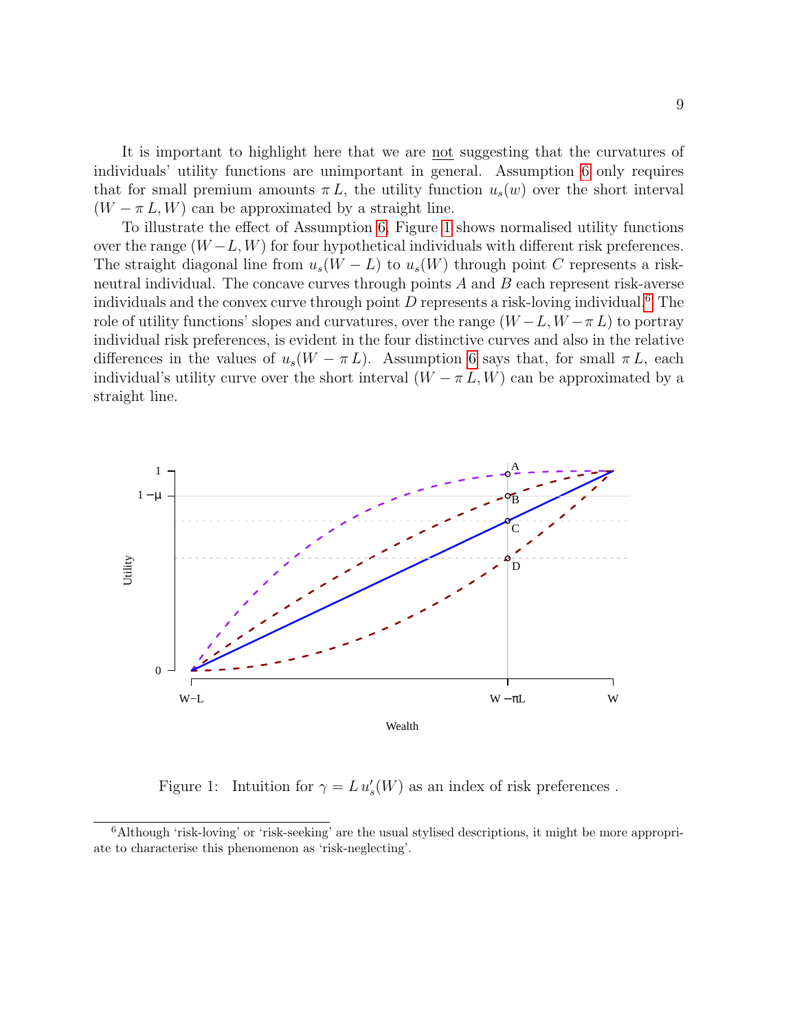It is important to highlight here that we are not suggesting that the curvatures of individuals' utility functions are unimportant in general. Assumption 6 only requires that for small premium amounts $\pi L$, the utility function $u_s(w)$ over the short interval $(W - \pi L, W)$ can be approximated by a straight line.

To illustrate the effect of Assumption 6, Figure 1 shows normalised utility functions over the range $(W - L, W)$ for four hypothetical individuals with different risk preferences. The straight diagonal line from $u_s(W - L)$ to $u_s(W)$ through point $C$ represents a risk-neutral individual. The concave curves through points $A$ and $B$ each represent risk-averse individuals and the convex curve through point $D$ represents a risk-loving individual.[6] The role of utility functions' slopes and curvatures, over the range $(W - L, W - \pi L)$ to portray individual risk preferences, is evident in the four distinctive curves and also in the relative differences in the values of $u_s(W - \pi L)$. Assumption 6 says that, for small $\pi L$, each individual's utility curve over the short interval $(W - \pi L, W)$ can be approximated by a straight line.

Figure 1: Intuition for $\gamma = L\, u_s'(W)$ as an index of risk preferences .

[6] Although 'risk-loving' or 'risk-seeking' are the usual stylised descriptions, it might be more appropriate to characterise this phenomenon as 'risk-neglecting'.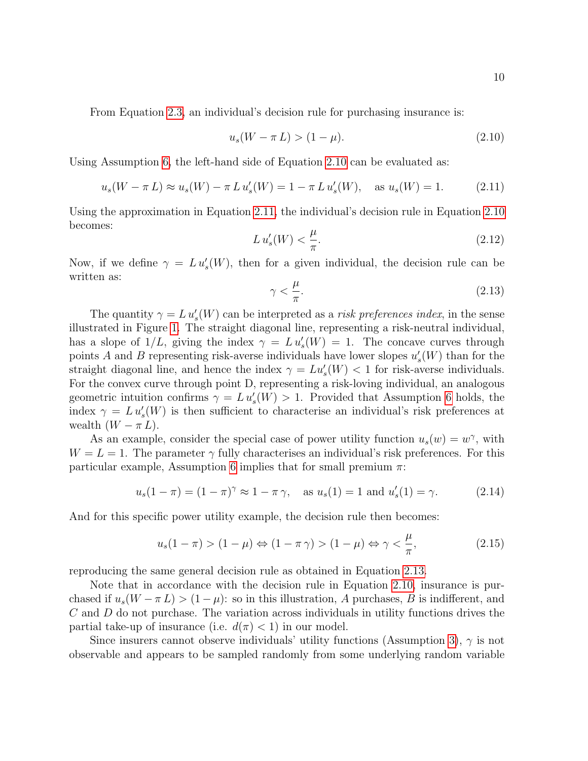From Equation 2.3, an individual's decision rule for purchasing insurance is:

$$u_s(W - \pi\, L) > (1 - \mu). \tag{2.10}$$

Using Assumption 6, the left-hand side of Equation 2.10 can be evaluated as:

$$u_s(W - \pi\, L) \approx u_s(W) - \pi\, L\, u_s'(W) = 1 - \pi\, L\, u_s'(W), \quad \text{as } u_s(W) = 1. \tag{2.11}$$

Using the approximation in Equation 2.11, the individual's decision rule in Equation 2.10 becomes:

$$L\, u_s'(W) < \frac{\mu}{\pi}. \tag{2.12}$$

Now, if we define $\gamma = L\, u_s'(W)$, then for a given individual, the decision rule can be written as:

$$\gamma < \frac{\mu}{\pi}. \tag{2.13}$$

The quantity $\gamma = L\, u_s'(W)$ can be interpreted as a *risk preferences index*, in the sense illustrated in Figure 1. The straight diagonal line, representing a risk-neutral individual, has a slope of $1/L$, giving the index $\gamma = L\, u_s'(W) = 1$. The concave curves through points $A$ and $B$ representing risk-averse individuals have lower slopes $u_s'(W)$ than for the straight diagonal line, and hence the index $\gamma = L u_s'(W) < 1$ for risk-averse individuals. For the convex curve through point D, representing a risk-loving individual, an analogous geometric intuition confirms $\gamma = L\, u_s'(W) > 1$. Provided that Assumption 6 holds, the index $\gamma = L\, u_s'(W)$ is then sufficient to characterise an individual's risk preferences at wealth $(W - \pi\, L)$.

As an example, consider the special case of power utility function $u_s(w) = w^\gamma$, with $W = L = 1$. The parameter $\gamma$ fully characterises an individual's risk preferences. For this particular example, Assumption 6 implies that for small premium $\pi$:

$$u_s(1 - \pi) = (1 - \pi)^\gamma \approx 1 - \pi\, \gamma, \quad \text{as } u_s(1) = 1 \text{ and } u_s'(1) = \gamma. \tag{2.14}$$

And for this specific power utility example, the decision rule then becomes:

$$u_s(1 - \pi) > (1 - \mu) \Leftrightarrow (1 - \pi\, \gamma) > (1 - \mu) \Leftrightarrow \gamma < \frac{\mu}{\pi}, \tag{2.15}$$

reproducing the same general decision rule as obtained in Equation 2.13.

Note that in accordance with the decision rule in Equation 2.10, insurance is purchased if $u_s(W - \pi\, L) > (1 - \mu)$: so in this illustration, $A$ purchases, $B$ is indifferent, and $C$ and $D$ do not purchase. The variation across individuals in utility functions drives the partial take-up of insurance (i.e. $d(\pi) < 1$) in our model.

Since insurers cannot observe individuals' utility functions (Assumption 3), $\gamma$ is not observable and appears to be sampled randomly from some underlying random variable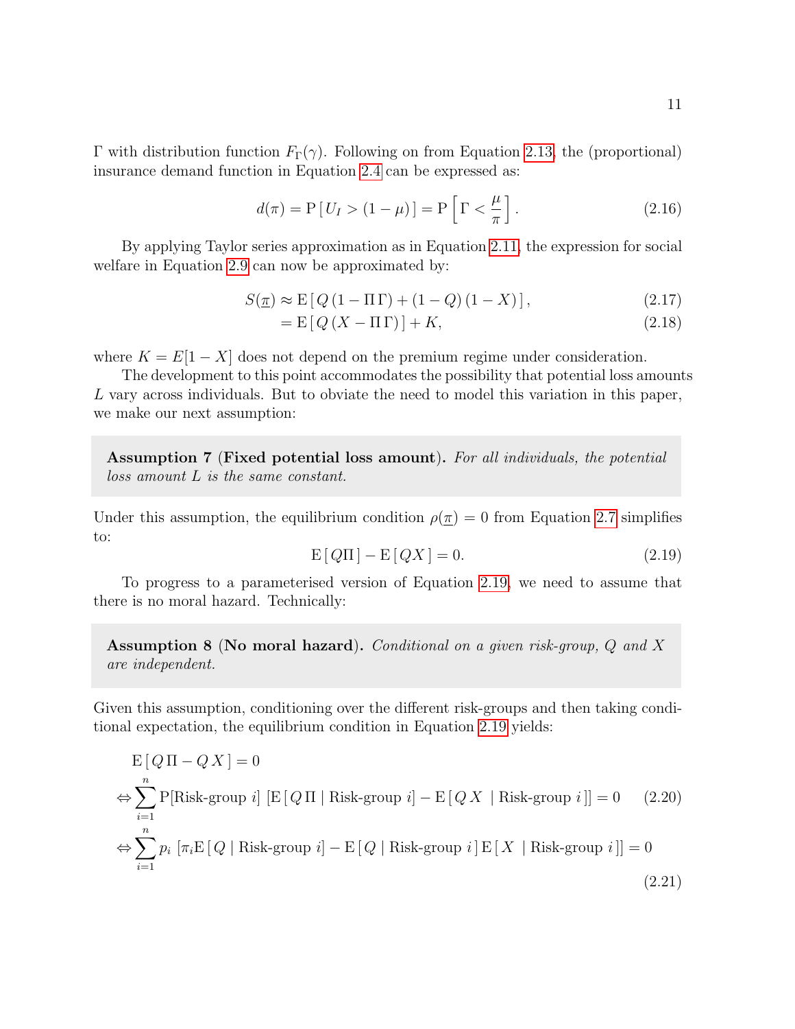$\Gamma$ with distribution function $F_\Gamma(\gamma)$. Following on from Equation 2.13, the (proportional) insurance demand function in Equation 2.4 can be expressed as:

$$d(\pi) = \mathrm{P}\left[\, U_I > (1-\mu) \,\right] = \mathrm{P}\left[\, \Gamma < \frac{\mu}{\pi} \,\right]. \tag{2.16}$$

By applying Taylor series approximation as in Equation 2.11, the expression for social welfare in Equation 2.9 can now be approximated by:

$$S(\underline{\pi}) \approx \mathrm{E}\left[\, Q\,(1 - \Pi\,\Gamma) + (1-Q)\,(1-X)\,\right], \tag{2.17}$$

$$= \mathrm{E}\left[\, Q\,(X - \Pi\,\Gamma)\,\right] + K, \tag{2.18}$$

where $K = E[1-X]$ does not depend on the premium regime under consideration.

The development to this point accommodates the possibility that potential loss amounts $L$ vary across individuals. But to obviate the need to model this variation in this paper, we make our next assumption:

> **Assumption 7 (Fixed potential loss amount).** *For all individuals, the potential loss amount $L$ is the same constant.*

Under this assumption, the equilibrium condition $\rho(\underline{\pi}) = 0$ from Equation 2.7 simplifies to:

$$\mathrm{E}\left[\, Q\Pi \,\right] - \mathrm{E}\left[\, QX \,\right] = 0. \tag{2.19}$$

To progress to a parameterised version of Equation 2.19, we need to assume that there is no moral hazard. Technically:

> **Assumption 8 (No moral hazard).** *Conditional on a given risk-group, $Q$ and $X$ are independent.*

Given this assumption, conditioning over the different risk-groups and then taking conditional expectation, the equilibrium condition in Equation 2.19 yields:

$$\mathrm{E}\left[\, Q\,\Pi - Q\,X \,\right] = 0$$

$$\Leftrightarrow \sum_{i=1}^{n} \mathrm{P}[\text{Risk-group } i]\ \left[\mathrm{E}\left[\, Q\,\Pi \mid \text{Risk-group } i\right] - \mathrm{E}\left[\, Q\,X \ \mid \text{Risk-group } i\,\right]\right] = 0 \tag{2.20}$$

$$\Leftrightarrow \sum_{i=1}^{n} p_i\ \left[\pi_i \mathrm{E}\left[\, Q \mid \text{Risk-group } i\right] - \mathrm{E}\left[\, Q \mid \text{Risk-group } i\,\right] \mathrm{E}\left[\, X \ \mid \text{Risk-group } i\,\right]\right] = 0 \tag{2.21}$$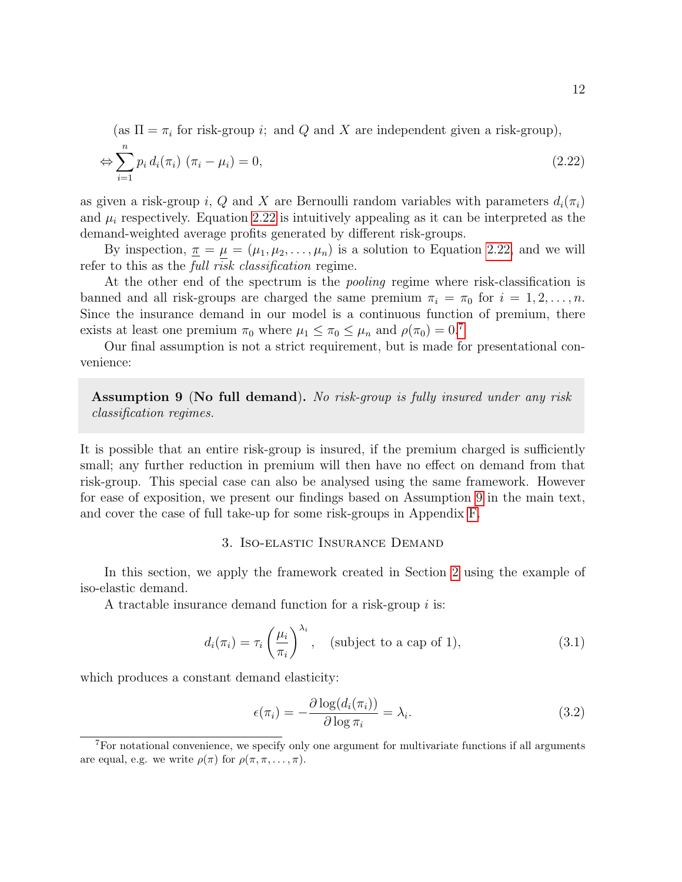(as $\Pi = \pi_i$ for risk-group $i$; and $Q$ and $X$ are independent given a risk-group),

$$\Leftrightarrow \sum_{i=1}^{n} p_i \, d_i(\pi_i) \; (\pi_i - \mu_i) = 0, \tag{2.22}$$

as given a risk-group $i$, $Q$ and $X$ are Bernoulli random variables with parameters $d_i(\pi_i)$ and $\mu_i$ respectively. Equation 2.22 is intuitively appealing as it can be interpreted as the demand-weighted average profits generated by different risk-groups.

By inspection, $\underline{\pi} = \underline{\mu} = (\mu_1, \mu_2, \ldots, \mu_n)$ is a solution to Equation 2.22, and we will refer to this as the *full risk classification* regime.

At the other end of the spectrum is the *pooling* regime where risk-classification is banned and all risk-groups are charged the same premium $\pi_i = \pi_0$ for $i = 1, 2, \ldots, n$. Since the insurance demand in our model is a continuous function of premium, there exists at least one premium $\pi_0$ where $\mu_1 \leq \pi_0 \leq \mu_n$ and $\rho(\pi_0) = 0$.[7]

Our final assumption is not a strict requirement, but is made for presentational convenience:

> **Assumption 9** (**No full demand**). *No risk-group is fully insured under any risk classification regimes.*

It is possible that an entire risk-group is insured, if the premium charged is sufficiently small; any further reduction in premium will then have no effect on demand from that risk-group. This special case can also be analysed using the same framework. However for ease of exposition, we present our findings based on Assumption 9 in the main text, and cover the case of full take-up for some risk-groups in Appendix F.

## 3. Iso-elastic Insurance Demand

In this section, we apply the framework created in Section 2 using the example of iso-elastic demand.

A tractable insurance demand function for a risk-group $i$ is:

$$d_i(\pi_i) = \tau_i \left( \frac{\mu_i}{\pi_i} \right)^{\lambda_i}, \quad \text{(subject to a cap of 1)}, \tag{3.1}$$

which produces a constant demand elasticity:

$$\epsilon(\pi_i) = -\frac{\partial \log(d_i(\pi_i))}{\partial \log \pi_i} = \lambda_i. \tag{3.2}$$

[7] For notational convenience, we specify only one argument for multivariate functions if all arguments are equal, e.g. we write $\rho(\pi)$ for $\rho(\pi, \pi, \ldots, \pi)$.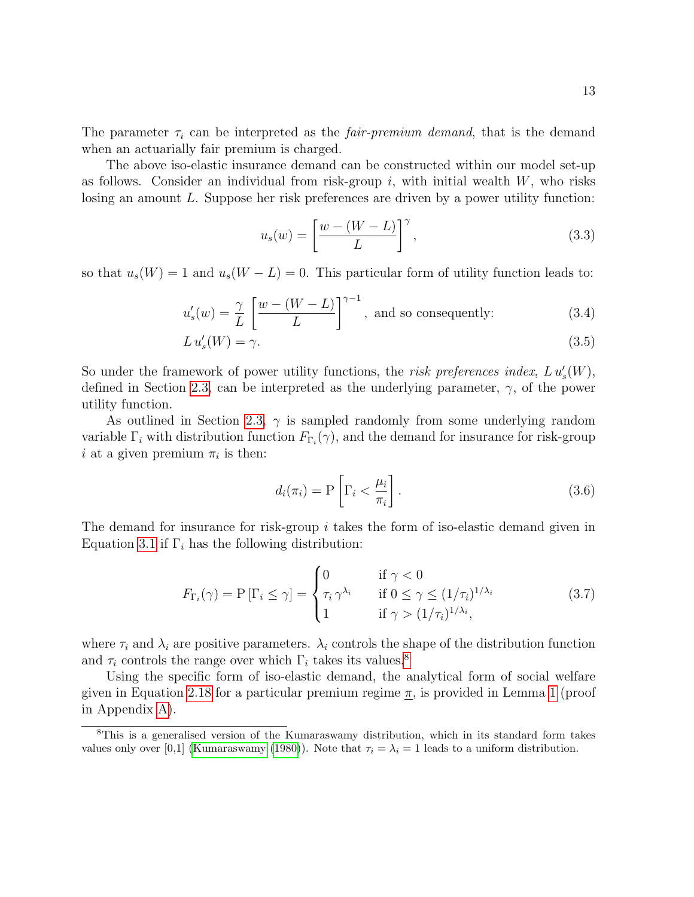The parameter $\tau_i$ can be interpreted as the *fair-premium demand*, that is the demand when an actuarially fair premium is charged.

The above iso-elastic insurance demand can be constructed within our model set-up as follows. Consider an individual from risk-group $i$, with initial wealth $W$, who risks losing an amount $L$. Suppose her risk preferences are driven by a power utility function:

$$u_s(w) = \left[\frac{w - (W - L)}{L}\right]^{\gamma}, \tag{3.3}$$

so that $u_s(W) = 1$ and $u_s(W - L) = 0$. This particular form of utility function leads to:

$$u_s'(w) = \frac{\gamma}{L}\left[\frac{w - (W - L)}{L}\right]^{\gamma - 1}, \text{ and so consequently:} \tag{3.4}$$

$$L\, u_s'(W) = \gamma. \tag{3.5}$$

So under the framework of power utility functions, the *risk preferences index*, $L\, u_s'(W)$, defined in Section 2.3, can be interpreted as the underlying parameter, $\gamma$, of the power utility function.

As outlined in Section 2.3, $\gamma$ is sampled randomly from some underlying random variable $\Gamma_i$ with distribution function $F_{\Gamma_i}(\gamma)$, and the demand for insurance for risk-group $i$ at a given premium $\pi_i$ is then:

$$d_i(\pi_i) = \mathrm{P}\left[\Gamma_i < \frac{\mu_i}{\pi_i}\right]. \tag{3.6}$$

The demand for insurance for risk-group $i$ takes the form of iso-elastic demand given in Equation 3.1 if $\Gamma_i$ has the following distribution:

$$F_{\Gamma_i}(\gamma) = \mathrm{P}\left[\Gamma_i \leq \gamma\right] = \begin{cases} 0 & \text{if } \gamma < 0 \\ \tau_i\, \gamma^{\lambda_i} & \text{if } 0 \leq \gamma \leq (1/\tau_i)^{1/\lambda_i} \\ 1 & \text{if } \gamma > (1/\tau_i)^{1/\lambda_i}, \end{cases} \tag{3.7}$$

where $\tau_i$ and $\lambda_i$ are positive parameters. $\lambda_i$ controls the shape of the distribution function and $\tau_i$ controls the range over which $\Gamma_i$ takes its values.[8]

Using the specific form of iso-elastic demand, the analytical form of social welfare given in Equation 2.18 for a particular premium regime $\underline{\pi}$, is provided in Lemma 1 (proof in Appendix A).

[8] This is a generalised version of the Kumaraswamy distribution, which in its standard form takes values only over [0,1] (Kumaraswamy (1980)). Note that $\tau_i = \lambda_i = 1$ leads to a uniform distribution.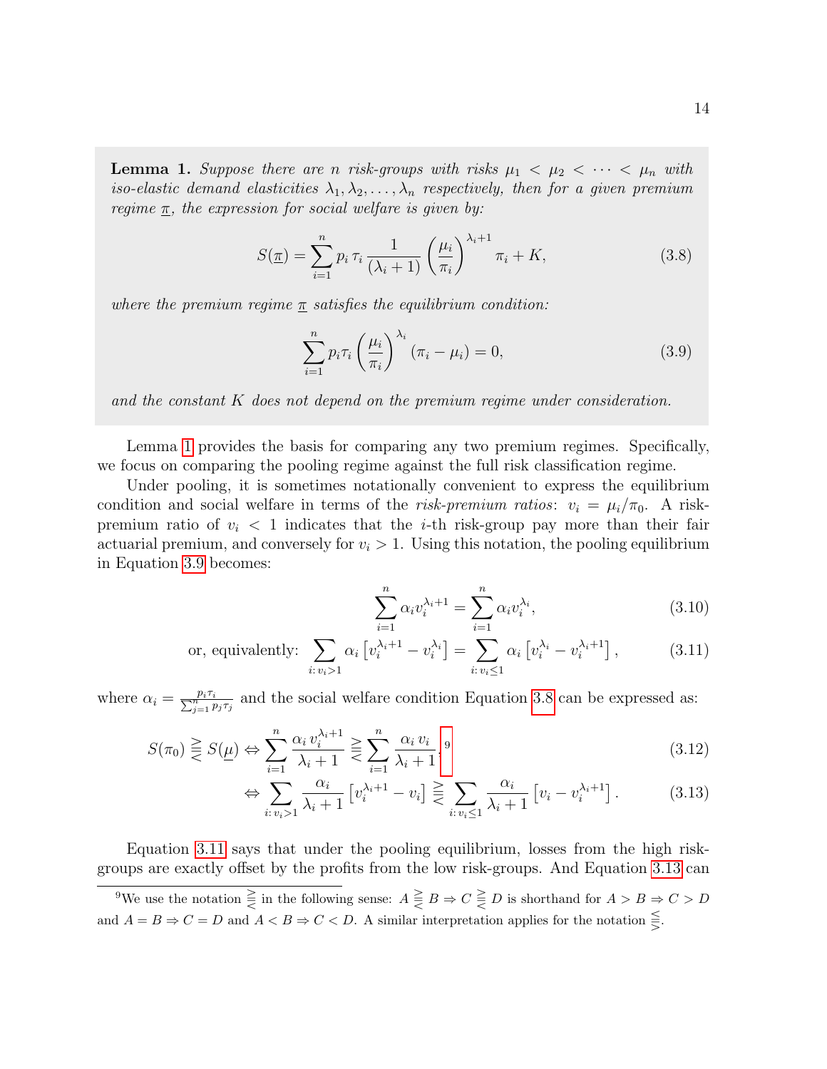**Lemma 1.** *Suppose there are $n$ risk-groups with risks $\mu_1 < \mu_2 < \cdots < \mu_n$ with iso-elastic demand elasticities $\lambda_1, \lambda_2, \ldots, \lambda_n$ respectively, then for a given premium regime $\underline{\pi}$, the expression for social welfare is given by:*

$$S(\underline{\pi}) = \sum_{i=1}^{n} p_i \, \tau_i \, \frac{1}{(\lambda_i + 1)} \left(\frac{\mu_i}{\pi_i}\right)^{\lambda_i+1} \pi_i + K, \tag{3.8}$$

*where the premium regime $\underline{\pi}$ satisfies the equilibrium condition:*

$$\sum_{i=1}^{n} p_i \tau_i \left(\frac{\mu_i}{\pi_i}\right)^{\lambda_i} (\pi_i - \mu_i) = 0, \tag{3.9}$$

*and the constant $K$ does not depend on the premium regime under consideration.*

Lemma 1 provides the basis for comparing any two premium regimes. Specifically, we focus on comparing the pooling regime against the full risk classification regime.

Under pooling, it is sometimes notationally convenient to express the equilibrium condition and social welfare in terms of the *risk-premium ratios*: $v_i = \mu_i/\pi_0$. A risk-premium ratio of $v_i < 1$ indicates that the $i$-th risk-group pay more than their fair actuarial premium, and conversely for $v_i > 1$. Using this notation, the pooling equilibrium in Equation 3.9 becomes:

$$\sum_{i=1}^{n} \alpha_i v_i^{\lambda_i+1} = \sum_{i=1}^{n} \alpha_i v_i^{\lambda_i}, \tag{3.10}$$

$$\text{or, equivalently: } \sum_{i:\, v_i>1} \alpha_i \left[v_i^{\lambda_i+1} - v_i^{\lambda_i}\right] = \sum_{i:\, v_i\leq 1} \alpha_i \left[v_i^{\lambda_i} - v_i^{\lambda_i+1}\right], \tag{3.11}$$

where $\alpha_i = \frac{p_i \tau_i}{\sum_{j=1}^{n} p_j \tau_j}$ and the social welfare condition Equation 3.8 can be expressed as:

$$S(\pi_0) \gtreqless S(\underline{\mu}) \Leftrightarrow \sum_{i=1}^{n} \frac{\alpha_i \, v_i^{\lambda_i+1}}{\lambda_i + 1} \gtreqless \sum_{i=1}^{n} \frac{\alpha_i \, v_i}{\lambda_i + 1}, \text{[9]} \tag{3.12}$$

$$\Leftrightarrow \sum_{i:\, v_i>1} \frac{\alpha_i}{\lambda_i + 1} \left[v_i^{\lambda_i+1} - v_i\right] \gtreqless \sum_{i:\, v_i\leq 1} \frac{\alpha_i}{\lambda_i + 1} \left[v_i - v_i^{\lambda_i+1}\right]. \tag{3.13}$$

Equation 3.11 says that under the pooling equilibrium, losses from the high risk-groups are exactly offset by the profits from the low risk-groups. And Equation 3.13 can

---

[9] We use the notation $\gtreqless$ in the following sense: $A \gtreqless B \Rightarrow C \gtreqless D$ is shorthand for $A > B \Rightarrow C > D$ and $A = B \Rightarrow C = D$ and $A < B \Rightarrow C < D$. A similar interpretation applies for the notation $\lesseqgtr$.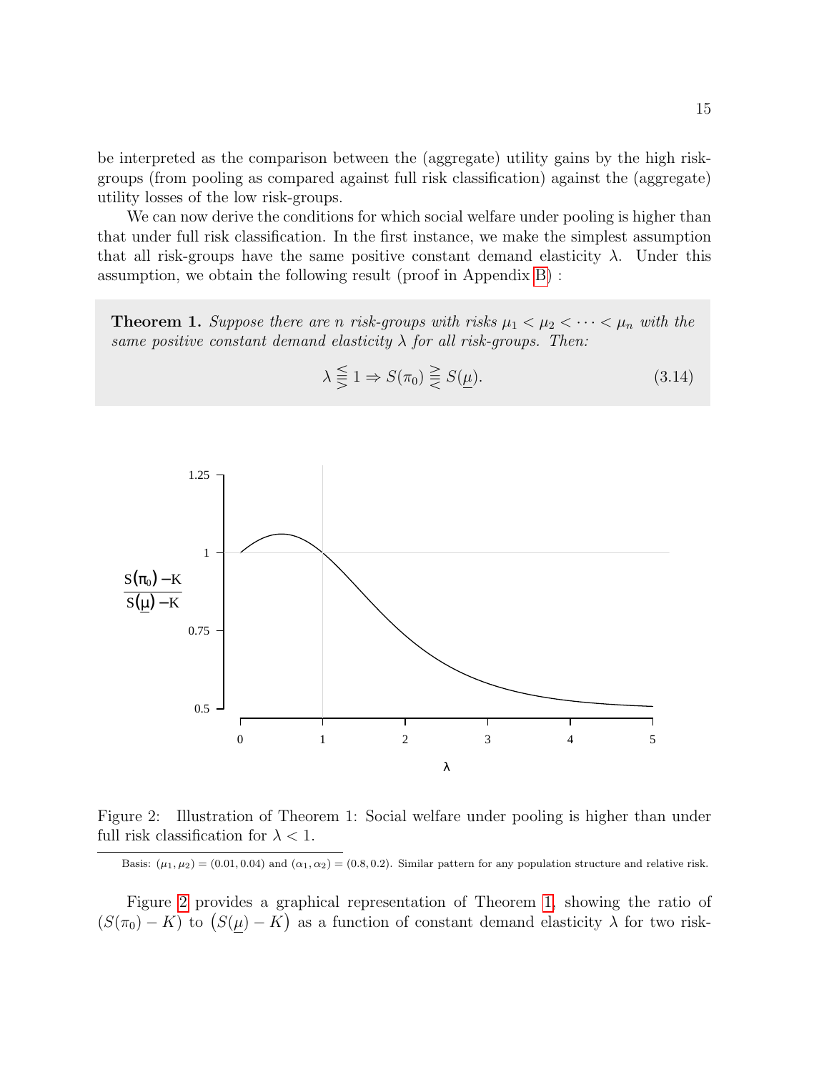be interpreted as the comparison between the (aggregate) utility gains by the high risk-groups (from pooling as compared against full risk classification) against the (aggregate) utility losses of the low risk-groups.

We can now derive the conditions for which social welfare under pooling is higher than that under full risk classification. In the first instance, we make the simplest assumption that all risk-groups have the same positive constant demand elasticity $\lambda$. Under this assumption, we obtain the following result (proof in Appendix B) :

**Theorem 1.** *Suppose there are n risk-groups with risks $\mu_1 < \mu_2 < \cdots < \mu_n$ with the same positive constant demand elasticity $\lambda$ for all risk-groups. Then:*

$$\lambda \lesseqqgtr 1 \Rightarrow S(\pi_0) \gtreqqless S(\underline{\mu}). \tag{3.14}$$

Figure 2: Illustration of Theorem 1: Social welfare under pooling is higher than under full risk classification for $\lambda < 1$.

Basis: $(\mu_1, \mu_2) = (0.01, 0.04)$ and $(\alpha_1, \alpha_2) = (0.8, 0.2)$. Similar pattern for any population structure and relative risk.

Figure 2 provides a graphical representation of Theorem 1, showing the ratio of $(S(\pi_0) - K)$ to $\big(S(\underline{\mu}) - K\big)$ as a function of constant demand elasticity $\lambda$ for two risk-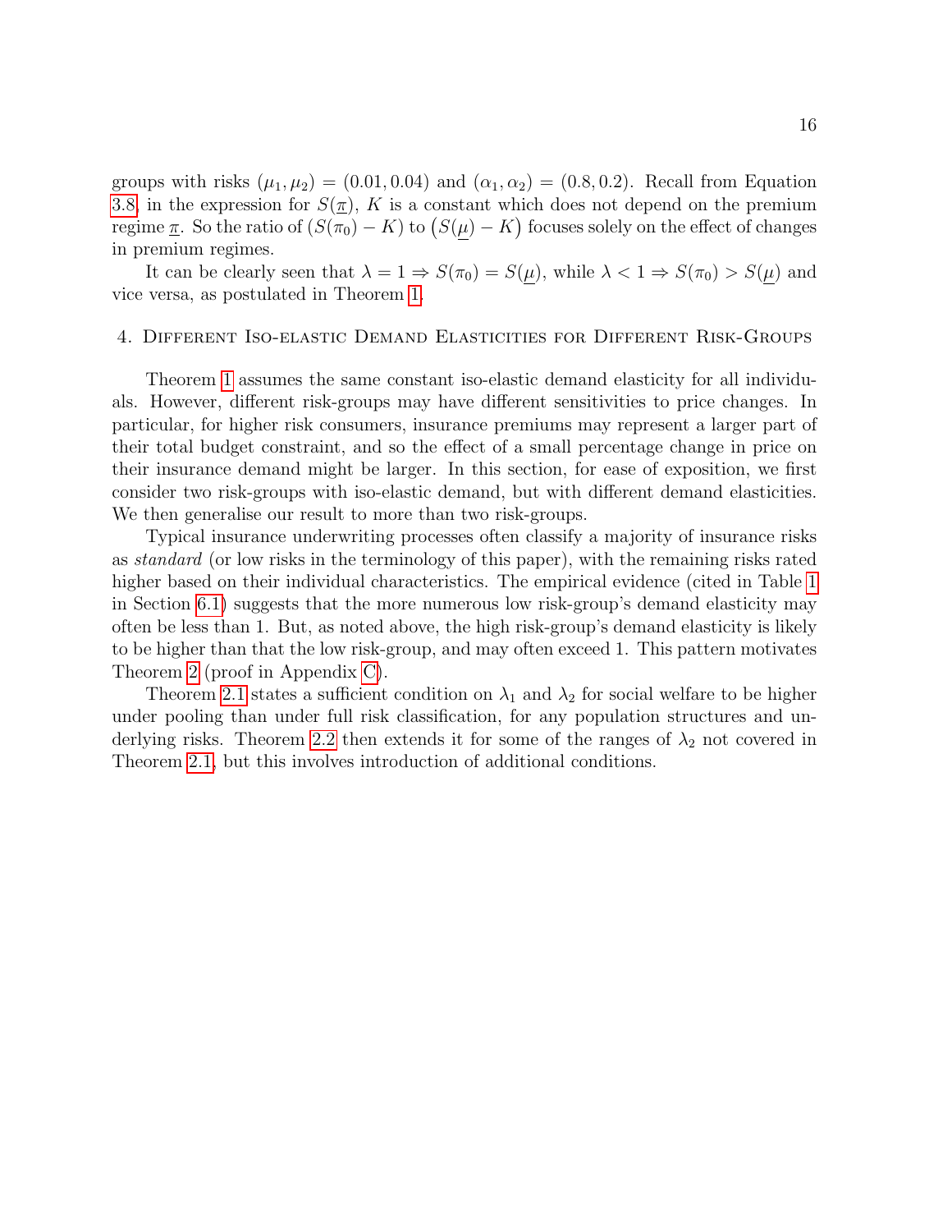groups with risks $(\mu_1, \mu_2) = (0.01, 0.04)$ and $(\alpha_1, \alpha_2) = (0.8, 0.2)$. Recall from Equation 3.8, in the expression for $S(\underline{\pi})$, $K$ is a constant which does not depend on the premium regime $\underline{\pi}$. So the ratio of $(S(\pi_0) - K)$ to $\big(S(\underline{\mu}) - K\big)$ focuses solely on the effect of changes in premium regimes.

It can be clearly seen that $\lambda = 1 \Rightarrow S(\pi_0) = S(\underline{\mu})$, while $\lambda < 1 \Rightarrow S(\pi_0) > S(\underline{\mu})$ and vice versa, as postulated in Theorem 1.

## 4. Different Iso-elastic Demand Elasticities for Different Risk-Groups

Theorem 1 assumes the same constant iso-elastic demand elasticity for all individuals. However, different risk-groups may have different sensitivities to price changes. In particular, for higher risk consumers, insurance premiums may represent a larger part of their total budget constraint, and so the effect of a small percentage change in price on their insurance demand might be larger. In this section, for ease of exposition, we first consider two risk-groups with iso-elastic demand, but with different demand elasticities. We then generalise our result to more than two risk-groups.

Typical insurance underwriting processes often classify a majority of insurance risks as *standard* (or low risks in the terminology of this paper), with the remaining risks rated higher based on their individual characteristics. The empirical evidence (cited in Table 1 in Section 6.1) suggests that the more numerous low risk-group's demand elasticity may often be less than 1. But, as noted above, the high risk-group's demand elasticity is likely to be higher than that the low risk-group, and may often exceed 1. This pattern motivates Theorem 2 (proof in Appendix C).

Theorem 2.1 states a sufficient condition on $\lambda_1$ and $\lambda_2$ for social welfare to be higher under pooling than under full risk classification, for any population structures and underlying risks. Theorem 2.2 then extends it for some of the ranges of $\lambda_2$ not covered in Theorem 2.1, but this involves introduction of additional conditions.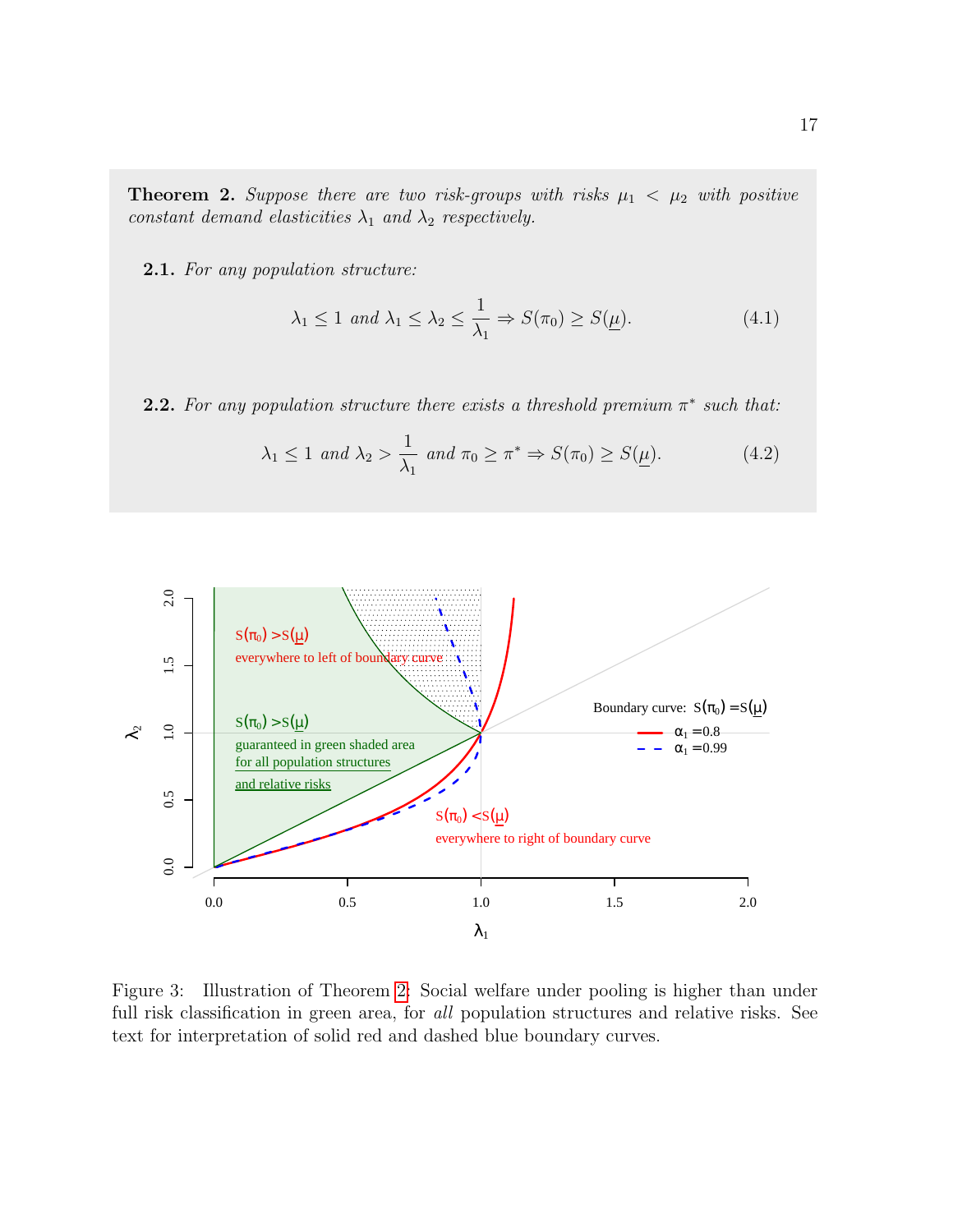**Theorem 2.** *Suppose there are two risk-groups with risks* $\mu_1 < \mu_2$ *with positive constant demand elasticities* $\lambda_1$ *and* $\lambda_2$ *respectively.*

**2.1.** *For any population structure:*

$$\lambda_1 \le 1 \text{ and } \lambda_1 \le \lambda_2 \le \frac{1}{\lambda_1} \Rightarrow S(\pi_0) \ge S(\underline{\mu}). \tag{4.1}$$

**2.2.** *For any population structure there exists a threshold premium* $\pi^*$ *such that:*

$$\lambda_1 \le 1 \text{ and } \lambda_2 > \frac{1}{\lambda_1} \text{ and } \pi_0 \ge \pi^* \Rightarrow S(\pi_0) \ge S(\underline{\mu}). \tag{4.2}$$

Figure 3: Illustration of Theorem 2: Social welfare under pooling is higher than under full risk classification in green area, for *all* population structures and relative risks. See text for interpretation of solid red and dashed blue boundary curves.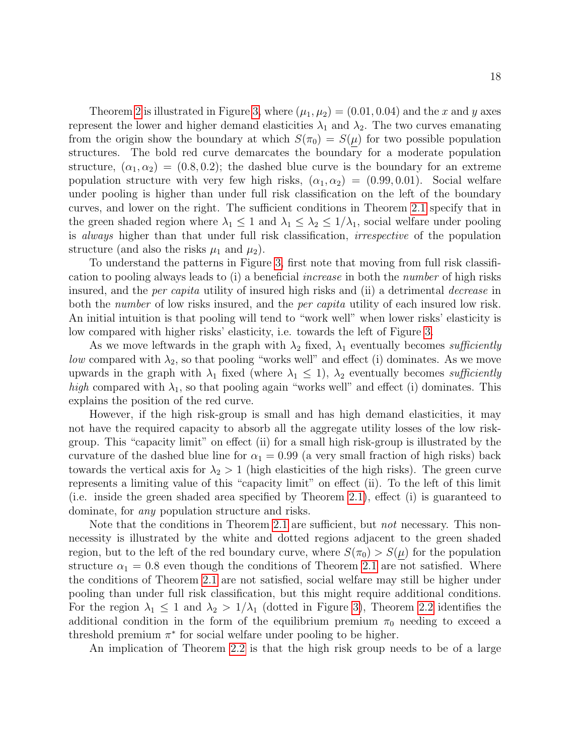Theorem 2 is illustrated in Figure 3, where $(\mu_1, \mu_2) = (0.01, 0.04)$ and the $x$ and $y$ axes represent the lower and higher demand elasticities $\lambda_1$ and $\lambda_2$. The two curves emanating from the origin show the boundary at which $S(\pi_0) = S(\underline{\mu})$ for two possible population structures. The bold red curve demarcates the boundary for a moderate population structure, $(\alpha_1, \alpha_2) = (0.8, 0.2)$; the dashed blue curve is the boundary for an extreme population structure with very few high risks, $(\alpha_1, \alpha_2) = (0.99, 0.01)$. Social welfare under pooling is higher than under full risk classification on the left of the boundary curves, and lower on the right. The sufficient conditions in Theorem 2.1 specify that in the green shaded region where $\lambda_1 \leq 1$ and $\lambda_1 \leq \lambda_2 \leq 1/\lambda_1$, social welfare under pooling is *always* higher than that under full risk classification, *irrespective* of the population structure (and also the risks $\mu_1$ and $\mu_2$).

To understand the patterns in Figure 3, first note that moving from full risk classification to pooling always leads to (i) a beneficial *increase* in both the *number* of high risks insured, and the *per capita* utility of insured high risks and (ii) a detrimental *decrease* in both the *number* of low risks insured, and the *per capita* utility of each insured low risk. An initial intuition is that pooling will tend to "work well" when lower risks' elasticity is low compared with higher risks' elasticity, i.e. towards the left of Figure 3.

As we move leftwards in the graph with $\lambda_2$ fixed, $\lambda_1$ eventually becomes *sufficiently low* compared with $\lambda_2$, so that pooling "works well" and effect (i) dominates. As we move upwards in the graph with $\lambda_1$ fixed (where $\lambda_1 \leq 1$), $\lambda_2$ eventually becomes *sufficiently high* compared with $\lambda_1$, so that pooling again "works well" and effect (i) dominates. This explains the position of the red curve.

However, if the high risk-group is small and has high demand elasticities, it may not have the required capacity to absorb all the aggregate utility losses of the low risk-group. This "capacity limit" on effect (ii) for a small high risk-group is illustrated by the curvature of the dashed blue line for $\alpha_1 = 0.99$ (a very small fraction of high risks) back towards the vertical axis for $\lambda_2 > 1$ (high elasticities of the high risks). The green curve represents a limiting value of this "capacity limit" on effect (ii). To the left of this limit (i.e. inside the green shaded area specified by Theorem 2.1), effect (i) is guaranteed to dominate, for *any* population structure and risks.

Note that the conditions in Theorem 2.1 are sufficient, but *not* necessary. This non-necessity is illustrated by the white and dotted regions adjacent to the green shaded region, but to the left of the red boundary curve, where $S(\pi_0) > S(\underline{\mu})$ for the population structure $\alpha_1 = 0.8$ even though the conditions of Theorem 2.1 are not satisfied. Where the conditions of Theorem 2.1 are not satisfied, social welfare may still be higher under pooling than under full risk classification, but this might require additional conditions. For the region $\lambda_1 \leq 1$ and $\lambda_2 > 1/\lambda_1$ (dotted in Figure 3), Theorem 2.2 identifies the additional condition in the form of the equilibrium premium $\pi_0$ needing to exceed a threshold premium $\pi^*$ for social welfare under pooling to be higher.

An implication of Theorem 2.2 is that the high risk group needs to be of a large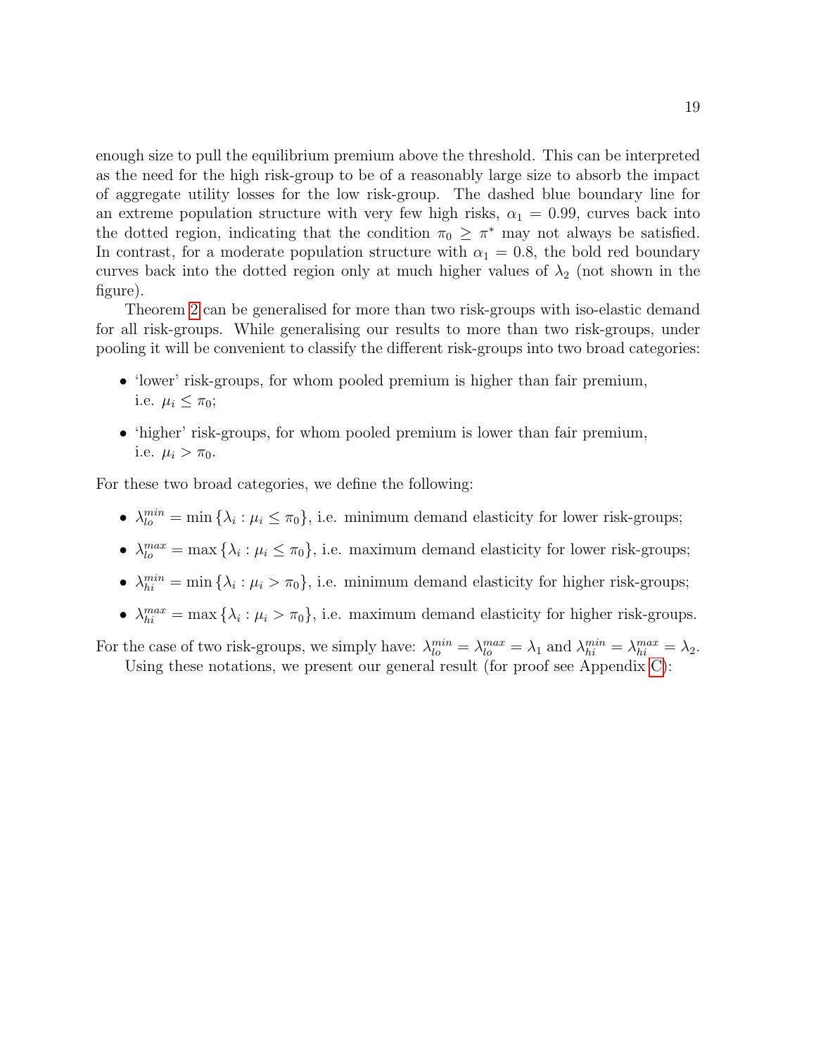enough size to pull the equilibrium premium above the threshold. This can be interpreted as the need for the high risk-group to be of a reasonably large size to absorb the impact of aggregate utility losses for the low risk-group. The dashed blue boundary line for an extreme population structure with very few high risks, $\alpha_1 = 0.99$, curves back into the dotted region, indicating that the condition $\pi_0 \geq \pi^*$ may not always be satisfied. In contrast, for a moderate population structure with $\alpha_1 = 0.8$, the bold red boundary curves back into the dotted region only at much higher values of $\lambda_2$ (not shown in the figure).

Theorem 2 can be generalised for more than two risk-groups with iso-elastic demand for all risk-groups. While generalising our results to more than two risk-groups, under pooling it will be convenient to classify the different risk-groups into two broad categories:

- 'lower' risk-groups, for whom pooled premium is higher than fair premium, i.e. $\mu_i \leq \pi_0$;
- 'higher' risk-groups, for whom pooled premium is lower than fair premium, i.e. $\mu_i > \pi_0$.

For these two broad categories, we define the following:

- $\lambda_{lo}^{min} = \min\{\lambda_i : \mu_i \leq \pi_0\}$, i.e. minimum demand elasticity for lower risk-groups;
- $\lambda_{lo}^{max} = \max\{\lambda_i : \mu_i \leq \pi_0\}$, i.e. maximum demand elasticity for lower risk-groups;
- $\lambda_{hi}^{min} = \min\{\lambda_i : \mu_i > \pi_0\}$, i.e. minimum demand elasticity for higher risk-groups;
- $\lambda_{hi}^{max} = \max\{\lambda_i : \mu_i > \pi_0\}$, i.e. maximum demand elasticity for higher risk-groups.

For the case of two risk-groups, we simply have: $\lambda_{lo}^{min} = \lambda_{lo}^{max} = \lambda_1$ and $\lambda_{hi}^{min} = \lambda_{hi}^{max} = \lambda_2$.

Using these notations, we present our general result (for proof see Appendix C):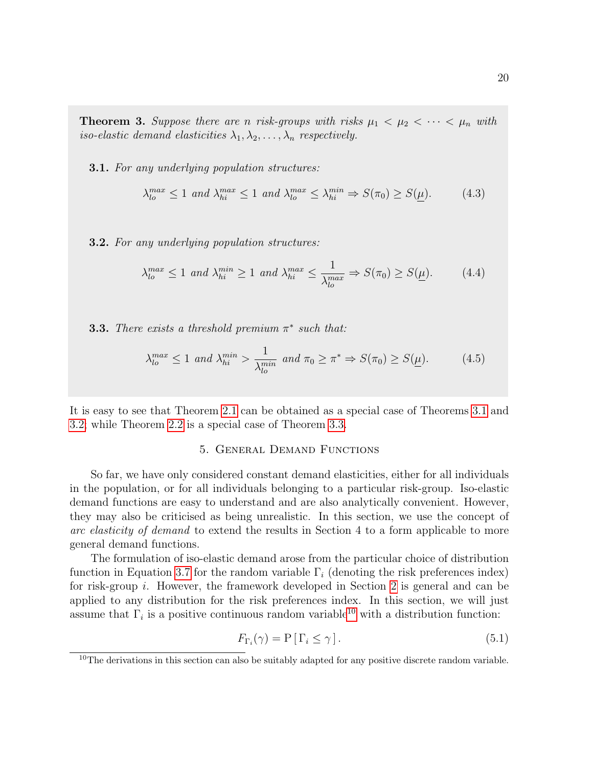**Theorem 3.** *Suppose there are $n$ risk-groups with risks $\mu_1 < \mu_2 < \cdots < \mu_n$ with iso-elastic demand elasticities $\lambda_1, \lambda_2, \ldots, \lambda_n$ respectively.*

**3.1.** *For any underlying population structures:*

$$\lambda_{lo}^{max} \leq 1 \text{ and } \lambda_{hi}^{max} \leq 1 \text{ and } \lambda_{lo}^{max} \leq \lambda_{hi}^{min} \Rightarrow S(\pi_0) \geq S(\underline{\mu}). \tag{4.3}$$

**3.2.** *For any underlying population structures:*

$$\lambda_{lo}^{max} \leq 1 \text{ and } \lambda_{hi}^{min} \geq 1 \text{ and } \lambda_{hi}^{max} \leq \frac{1}{\lambda_{lo}^{max}} \Rightarrow S(\pi_0) \geq S(\underline{\mu}). \tag{4.4}$$

**3.3.** *There exists a threshold premium $\pi^*$ such that:*

$$\lambda_{lo}^{max} \leq 1 \text{ and } \lambda_{hi}^{min} > \frac{1}{\lambda_{lo}^{min}} \text{ and } \pi_0 \geq \pi^* \Rightarrow S(\pi_0) \geq S(\underline{\mu}). \tag{4.5}$$

It is easy to see that Theorem 2.1 can be obtained as a special case of Theorems 3.1 and 3.2, while Theorem 2.2 is a special case of Theorem 3.3.

## 5. General Demand Functions

So far, we have only considered constant demand elasticities, either for all individuals in the population, or for all individuals belonging to a particular risk-group. Iso-elastic demand functions are easy to understand and are also analytically convenient. However, they may also be criticised as being unrealistic. In this section, we use the concept of *arc elasticity of demand* to extend the results in Section 4 to a form applicable to more general demand functions.

The formulation of iso-elastic demand arose from the particular choice of distribution function in Equation 3.7 for the random variable $\Gamma_i$ (denoting the risk preferences index) for risk-group $i$. However, the framework developed in Section 2 is general and can be applied to any distribution for the risk preferences index. In this section, we will just assume that $\Gamma_i$ is a positive continuous random variable[10] with a distribution function:

$$F_{\Gamma_i}(\gamma) = \mathrm{P}\left[\,\Gamma_i \leq \gamma\,\right]. \tag{5.1}$$

[10]The derivations in this section can also be suitably adapted for any positive discrete random variable.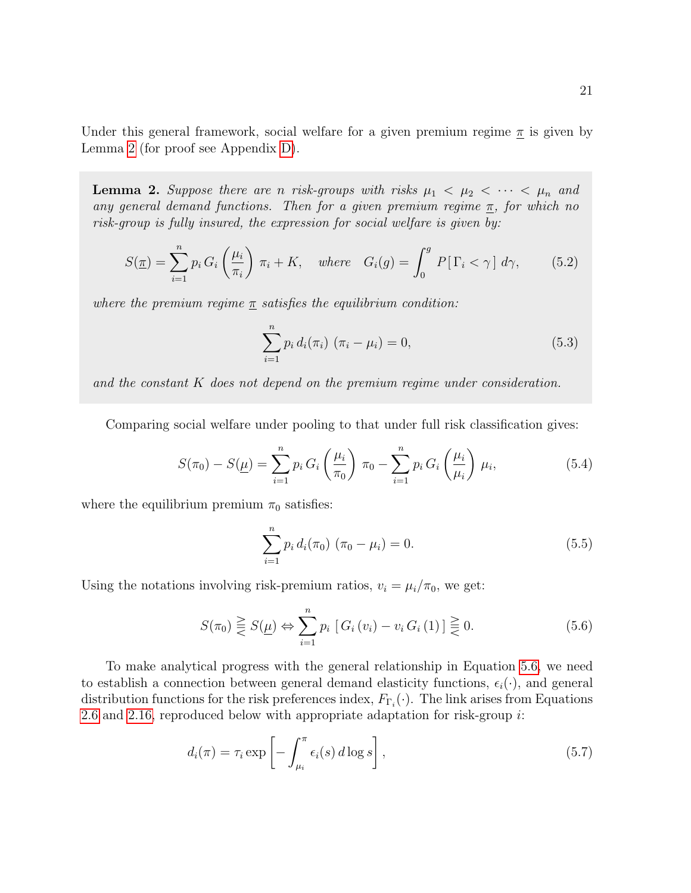Under this general framework, social welfare for a given premium regime $\underline{\pi}$ is given by Lemma 2 (for proof see Appendix D).

**Lemma 2.** *Suppose there are $n$ risk-groups with risks $\mu_1 < \mu_2 < \cdots < \mu_n$ and any general demand functions. Then for a given premium regime $\underline{\pi}$, for which no risk-group is fully insured, the expression for social welfare is given by:*

$$S(\underline{\pi}) = \sum_{i=1}^{n} p_i \, G_i\left(\frac{\mu_i}{\pi_i}\right) \pi_i + K, \quad \text{where} \quad G_i(g) = \int_0^g P[\,\Gamma_i < \gamma\,]\, d\gamma, \tag{5.2}$$

*where the premium regime $\underline{\pi}$ satisfies the equilibrium condition:*

$$\sum_{i=1}^{n} p_i \, d_i(\pi_i)\, (\pi_i - \mu_i) = 0, \tag{5.3}$$

*and the constant $K$ does not depend on the premium regime under consideration.*

Comparing social welfare under pooling to that under full risk classification gives:

$$S(\pi_0) - S(\underline{\mu}) = \sum_{i=1}^{n} p_i \, G_i\left(\frac{\mu_i}{\pi_0}\right) \pi_0 - \sum_{i=1}^{n} p_i \, G_i\left(\frac{\mu_i}{\mu_i}\right) \mu_i, \tag{5.4}$$

where the equilibrium premium $\pi_0$ satisfies:

$$\sum_{i=1}^{n} p_i \, d_i(\pi_0)\, (\pi_0 - \mu_i) = 0. \tag{5.5}$$

Using the notations involving risk-premium ratios, $v_i = \mu_i/\pi_0$, we get:

$$S(\pi_0) \gtreqless S(\underline{\mu}) \Leftrightarrow \sum_{i=1}^{n} p_i \, [\, G_i(v_i) - v_i \, G_i(1)\,] \gtreqless 0. \tag{5.6}$$

To make analytical progress with the general relationship in Equation 5.6, we need to establish a connection between general demand elasticity functions, $\epsilon_i(\cdot)$, and general distribution functions for the risk preferences index, $F_{\Gamma_i}(\cdot)$. The link arises from Equations 2.6 and 2.16, reproduced below with appropriate adaptation for risk-group $i$:

$$d_i(\pi) = \tau_i \exp\left[-\int_{\mu_i}^{\pi} \epsilon_i(s)\, d\log s\right], \tag{5.7}$$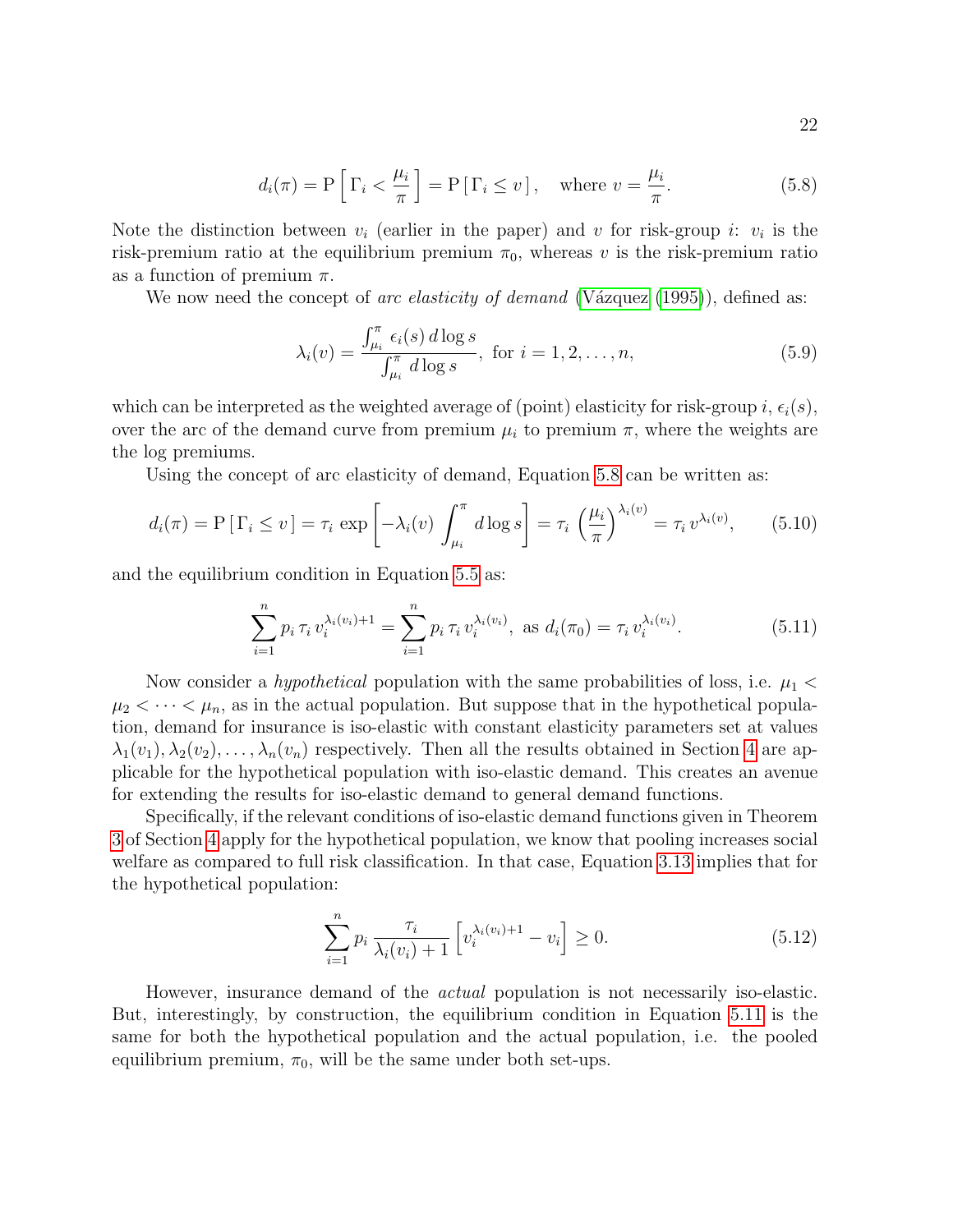$$d_i(\pi) = \mathrm{P}\left[\, \Gamma_i < \frac{\mu_i}{\pi} \,\right] = \mathrm{P}\left[\, \Gamma_i \leq v \,\right], \quad \text{where } v = \frac{\mu_i}{\pi}. \tag{5.8}$$

Note the distinction between $v_i$ (earlier in the paper) and $v$ for risk-group $i$: $v_i$ is the risk-premium ratio at the equilibrium premium $\pi_0$, whereas $v$ is the risk-premium ratio as a function of premium $\pi$.

We now need the concept of *arc elasticity of demand* (Vázquez (1995)), defined as:

$$\lambda_i(v) = \frac{\int_{\mu_i}^{\pi} \epsilon_i(s)\, d\log s}{\int_{\mu_i}^{\pi} d\log s}, \text{ for } i = 1, 2, \ldots, n, \tag{5.9}$$

which can be interpreted as the weighted average of (point) elasticity for risk-group $i$, $\epsilon_i(s)$, over the arc of the demand curve from premium $\mu_i$ to premium $\pi$, where the weights are the log premiums.

Using the concept of arc elasticity of demand, Equation 5.8 can be written as:

$$d_i(\pi) = \mathrm{P}\left[\, \Gamma_i \leq v \,\right] = \tau_i \, \exp\left[-\lambda_i(v) \int_{\mu_i}^{\pi} d\log s\right] = \tau_i \, \left(\frac{\mu_i}{\pi}\right)^{\lambda_i(v)} = \tau_i \, v^{\lambda_i(v)}, \tag{5.10}$$

and the equilibrium condition in Equation 5.5 as:

$$\sum_{i=1}^{n} p_i \, \tau_i \, v_i^{\lambda_i(v_i)+1} = \sum_{i=1}^{n} p_i \, \tau_i \, v_i^{\lambda_i(v_i)}, \text{ as } d_i(\pi_0) = \tau_i \, v_i^{\lambda_i(v_i)}. \tag{5.11}$$

Now consider a *hypothetical* population with the same probabilities of loss, i.e. $\mu_1 < \mu_2 < \cdots < \mu_n$, as in the actual population. But suppose that in the hypothetical population, demand for insurance is iso-elastic with constant elasticity parameters set at values $\lambda_1(v_1), \lambda_2(v_2), \ldots, \lambda_n(v_n)$ respectively. Then all the results obtained in Section 4 are applicable for the hypothetical population with iso-elastic demand. This creates an avenue for extending the results for iso-elastic demand to general demand functions.

Specifically, if the relevant conditions of iso-elastic demand functions given in Theorem 3 of Section 4 apply for the hypothetical population, we know that pooling increases social welfare as compared to full risk classification. In that case, Equation 3.13 implies that for the hypothetical population:

$$\sum_{i=1}^{n} p_i \, \frac{\tau_i}{\lambda_i(v_i) + 1} \left[ v_i^{\lambda_i(v_i)+1} - v_i \right] \geq 0. \tag{5.12}$$

However, insurance demand of the *actual* population is not necessarily iso-elastic. But, interestingly, by construction, the equilibrium condition in Equation 5.11 is the same for both the hypothetical population and the actual population, i.e. the pooled equilibrium premium, $\pi_0$, will be the same under both set-ups.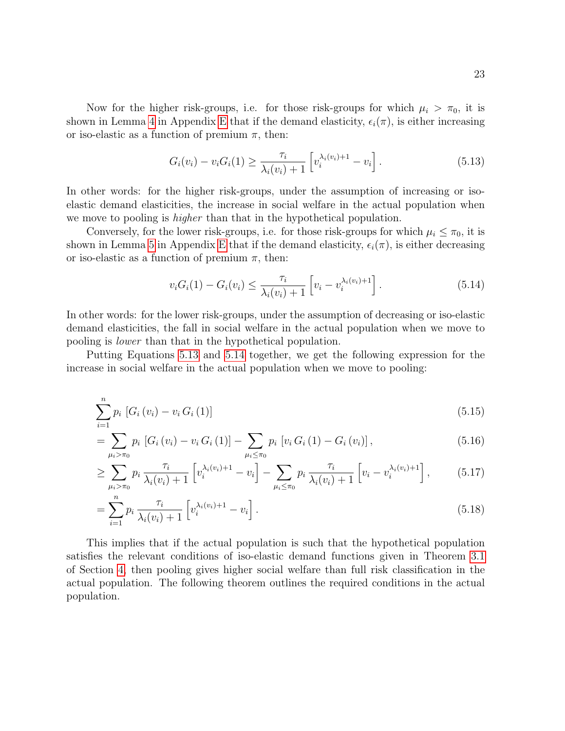Now for the higher risk-groups, i.e. for those risk-groups for which $\mu_i > \pi_0$, it is shown in Lemma 4 in Appendix E that if the demand elasticity, $\epsilon_i(\pi)$, is either increasing or iso-elastic as a function of premium $\pi$, then:

$$G_i(v_i) - v_i G_i(1) \geq \frac{\tau_i}{\lambda_i(v_i)+1}\left[v_i^{\lambda_i(v_i)+1} - v_i\right]. \tag{5.13}$$

In other words: for the higher risk-groups, under the assumption of increasing or iso-elastic demand elasticities, the increase in social welfare in the actual population when we move to pooling is *higher* than that in the hypothetical population.

Conversely, for the lower risk-groups, i.e. for those risk-groups for which $\mu_i \leq \pi_0$, it is shown in Lemma 5 in Appendix E that if the demand elasticity, $\epsilon_i(\pi)$, is either decreasing or iso-elastic as a function of premium $\pi$, then:

$$v_i G_i(1) - G_i(v_i) \leq \frac{\tau_i}{\lambda_i(v_i)+1}\left[v_i - v_i^{\lambda_i(v_i)+1}\right]. \tag{5.14}$$

In other words: for the lower risk-groups, under the assumption of decreasing or iso-elastic demand elasticities, the fall in social welfare in the actual population when we move to pooling is *lower* than that in the hypothetical population.

Putting Equations 5.13 and 5.14 together, we get the following expression for the increase in social welfare in the actual population when we move to pooling:

$$\sum_{i=1}^{n} p_i \left[G_i(v_i) - v_i G_i(1)\right] \tag{5.15}$$

$$= \sum_{\mu_i > \pi_0} p_i \left[G_i(v_i) - v_i G_i(1)\right] - \sum_{\mu_i \leq \pi_0} p_i \left[v_i G_i(1) - G_i(v_i)\right], \tag{5.16}$$

$$\geq \sum_{\mu_i > \pi_0} p_i \frac{\tau_i}{\lambda_i(v_i)+1}\left[v_i^{\lambda_i(v_i)+1} - v_i\right] - \sum_{\mu_i \leq \pi_0} p_i \frac{\tau_i}{\lambda_i(v_i)+1}\left[v_i - v_i^{\lambda_i(v_i)+1}\right], \tag{5.17}$$

$$= \sum_{i=1}^{n} p_i \frac{\tau_i}{\lambda_i(v_i)+1}\left[v_i^{\lambda_i(v_i)+1} - v_i\right]. \tag{5.18}$$

This implies that if the actual population is such that the hypothetical population satisfies the relevant conditions of iso-elastic demand functions given in Theorem 3.1 of Section 4, then pooling gives higher social welfare than full risk classification in the actual population. The following theorem outlines the required conditions in the actual population.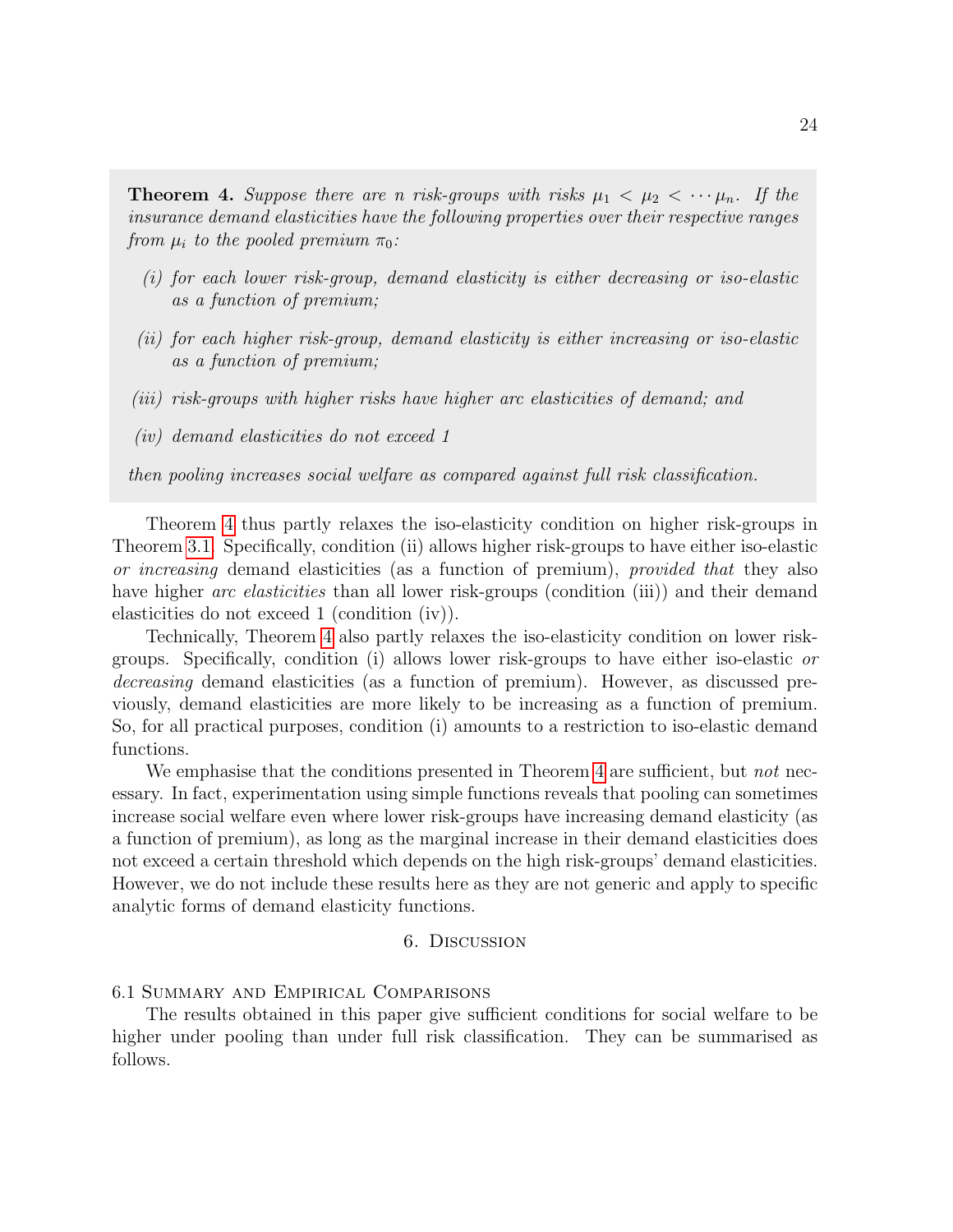**Theorem 4.** *Suppose there are $n$ risk-groups with risks $\mu_1 < \mu_2 < \cdots \mu_n$. If the insurance demand elasticities have the following properties over their respective ranges from $\mu_i$ to the pooled premium $\pi_0$:*

*(i) for each lower risk-group, demand elasticity is either decreasing or iso-elastic as a function of premium;*

*(ii) for each higher risk-group, demand elasticity is either increasing or iso-elastic as a function of premium;*

*(iii) risk-groups with higher risks have higher arc elasticities of demand; and*

*(iv) demand elasticities do not exceed 1*

*then pooling increases social welfare as compared against full risk classification.*

Theorem 4 thus partly relaxes the iso-elasticity condition on higher risk-groups in Theorem 3.1. Specifically, condition (ii) allows higher risk-groups to have either iso-elastic *or increasing* demand elasticities (as a function of premium), *provided that* they also have higher *arc elasticities* than all lower risk-groups (condition (iii)) and their demand elasticities do not exceed 1 (condition (iv)).

Technically, Theorem 4 also partly relaxes the iso-elasticity condition on lower risk-groups. Specifically, condition (i) allows lower risk-groups to have either iso-elastic *or decreasing* demand elasticities (as a function of premium). However, as discussed previously, demand elasticities are more likely to be increasing as a function of premium. So, for all practical purposes, condition (i) amounts to a restriction to iso-elastic demand functions.

We emphasise that the conditions presented in Theorem 4 are sufficient, but *not* necessary. In fact, experimentation using simple functions reveals that pooling can sometimes increase social welfare even where lower risk-groups have increasing demand elasticity (as a function of premium), as long as the marginal increase in their demand elasticities does not exceed a certain threshold which depends on the high risk-groups' demand elasticities. However, we do not include these results here as they are not generic and apply to specific analytic forms of demand elasticity functions.

## 6. Discussion

### 6.1 Summary and Empirical Comparisons

The results obtained in this paper give sufficient conditions for social welfare to be higher under pooling than under full risk classification. They can be summarised as follows.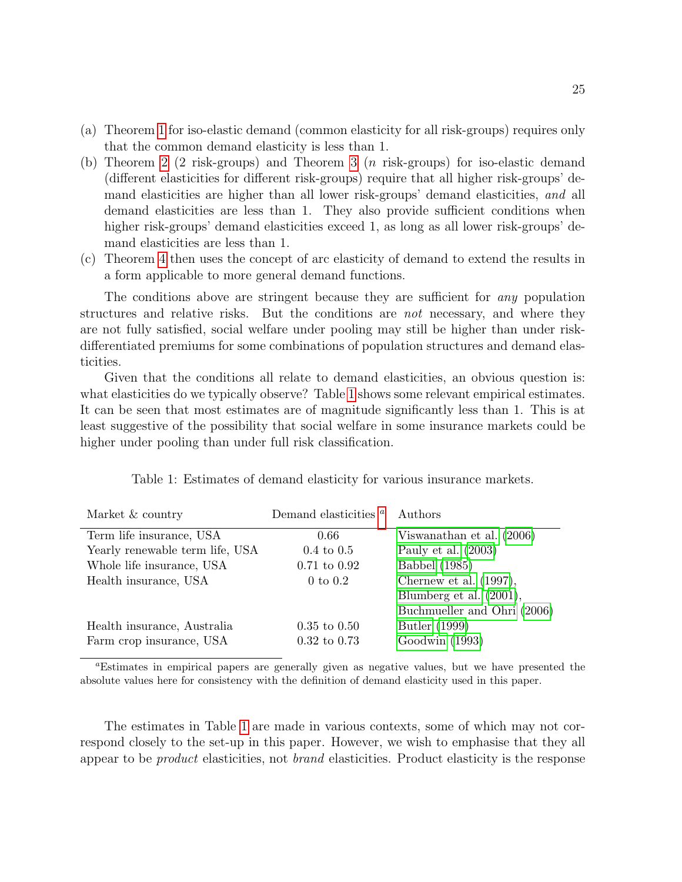(a) Theorem 1 for iso-elastic demand (common elasticity for all risk-groups) requires only that the common demand elasticity is less than 1.

(b) Theorem 2 (2 risk-groups) and Theorem 3 ($n$ risk-groups) for iso-elastic demand (different elasticities for different risk-groups) require that all higher risk-groups' demand elasticities are higher than all lower risk-groups' demand elasticities, *and* all demand elasticities are less than 1. They also provide sufficient conditions when higher risk-groups' demand elasticities exceed 1, as long as all lower risk-groups' demand elasticities are less than 1.

(c) Theorem 4 then uses the concept of arc elasticity of demand to extend the results in a form applicable to more general demand functions.

The conditions above are stringent because they are sufficient for *any* population structures and relative risks. But the conditions are *not* necessary, and where they are not fully satisfied, social welfare under pooling may still be higher than under risk-differentiated premiums for some combinations of population structures and demand elasticities.

Given that the conditions all relate to demand elasticities, an obvious question is: what elasticities do we typically observe? Table 1 shows some relevant empirical estimates. It can be seen that most estimates are of magnitude significantly less than 1. This is at least suggestive of the possibility that social welfare in some insurance markets could be higher under pooling than under full risk classification.

Table 1: Estimates of demand elasticity for various insurance markets.

| Market & country | Demand elasticities [a] | Authors |
|---|---|---|
| Term life insurance, USA | 0.66 | Viswanathan et al. (2006) |
| Yearly renewable term life, USA | 0.4 to 0.5 | Pauly et al. (2003) |
| Whole life insurance, USA | 0.71 to 0.92 | Babbel (1985) |
| Health insurance, USA | 0 to 0.2 | Chernew et al. (1997), Blumberg et al. (2001), Buchmueller and Ohri (2006) |
| Health insurance, Australia | 0.35 to 0.50 | Butler (1999) |
| Farm crop insurance, USA | 0.32 to 0.73 | Goodwin (1993) |

[a] Estimates in empirical papers are generally given as negative values, but we have presented the absolute values here for consistency with the definition of demand elasticity used in this paper.

The estimates in Table 1 are made in various contexts, some of which may not correspond closely to the set-up in this paper. However, we wish to emphasise that they all appear to be *product* elasticities, not *brand* elasticities. Product elasticity is the response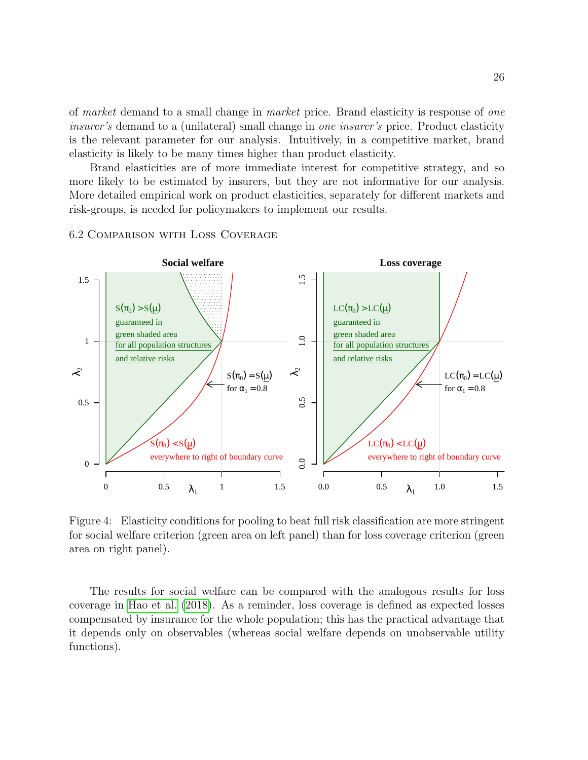of *market* demand to a small change in *market* price. Brand elasticity is response of *one insurer's* demand to a (unilateral) small change in *one insurer's* price. Product elasticity is the relevant parameter for our analysis. Intuitively, in a competitive market, brand elasticity is likely to be many times higher than product elasticity.

Brand elasticities are of more immediate interest for competitive strategy, and so more likely to be estimated by insurers, but they are not informative for our analysis. More detailed empirical work on product elasticities, separately for different markets and risk-groups, is needed for policymakers to implement our results.

### 6.2 Comparison with Loss Coverage

Figure 4: Elasticity conditions for pooling to beat full risk classification are more stringent for social welfare criterion (green area on left panel) than for loss coverage criterion (green area on right panel).

The results for social welfare can be compared with the analogous results for loss coverage in Hao et al. (2018). As a reminder, loss coverage is defined as expected losses compensated by insurance for the whole population; this has the practical advantage that it depends only on observables (whereas social welfare depends on unobservable utility functions).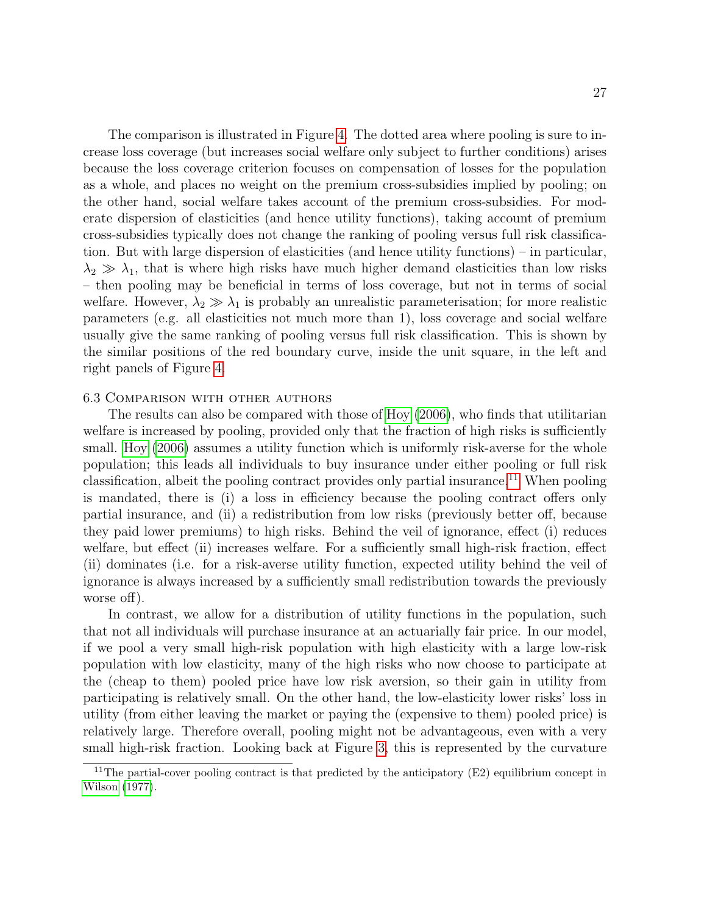The comparison is illustrated in Figure 4. The dotted area where pooling is sure to increase loss coverage (but increases social welfare only subject to further conditions) arises because the loss coverage criterion focuses on compensation of losses for the population as a whole, and places no weight on the premium cross-subsidies implied by pooling; on the other hand, social welfare takes account of the premium cross-subsidies. For moderate dispersion of elasticities (and hence utility functions), taking account of premium cross-subsidies typically does not change the ranking of pooling versus full risk classification. But with large dispersion of elasticities (and hence utility functions) – in particular, $\lambda_2 \gg \lambda_1$, that is where high risks have much higher demand elasticities than low risks – then pooling may be beneficial in terms of loss coverage, but not in terms of social welfare. However, $\lambda_2 \gg \lambda_1$ is probably an unrealistic parameterisation; for more realistic parameters (e.g. all elasticities not much more than 1), loss coverage and social welfare usually give the same ranking of pooling versus full risk classification. This is shown by the similar positions of the red boundary curve, inside the unit square, in the left and right panels of Figure 4.

### 6.3 Comparison with other authors

The results can also be compared with those of Hoy (2006), who finds that utilitarian welfare is increased by pooling, provided only that the fraction of high risks is sufficiently small. Hoy (2006) assumes a utility function which is uniformly risk-averse for the whole population; this leads all individuals to buy insurance under either pooling or full risk classification, albeit the pooling contract provides only partial insurance.[11] When pooling is mandated, there is (i) a loss in efficiency because the pooling contract offers only partial insurance, and (ii) a redistribution from low risks (previously better off, because they paid lower premiums) to high risks. Behind the veil of ignorance, effect (i) reduces welfare, but effect (ii) increases welfare. For a sufficiently small high-risk fraction, effect (ii) dominates (i.e. for a risk-averse utility function, expected utility behind the veil of ignorance is always increased by a sufficiently small redistribution towards the previously worse off).

In contrast, we allow for a distribution of utility functions in the population, such that not all individuals will purchase insurance at an actuarially fair price. In our model, if we pool a very small high-risk population with high elasticity with a large low-risk population with low elasticity, many of the high risks who now choose to participate at the (cheap to them) pooled price have low risk aversion, so their gain in utility from participating is relatively small. On the other hand, the low-elasticity lower risks' loss in utility (from either leaving the market or paying the (expensive to them) pooled price) is relatively large. Therefore overall, pooling might not be advantageous, even with a very small high-risk fraction. Looking back at Figure 3, this is represented by the curvature

[11] The partial-cover pooling contract is that predicted by the anticipatory (E2) equilibrium concept in Wilson (1977).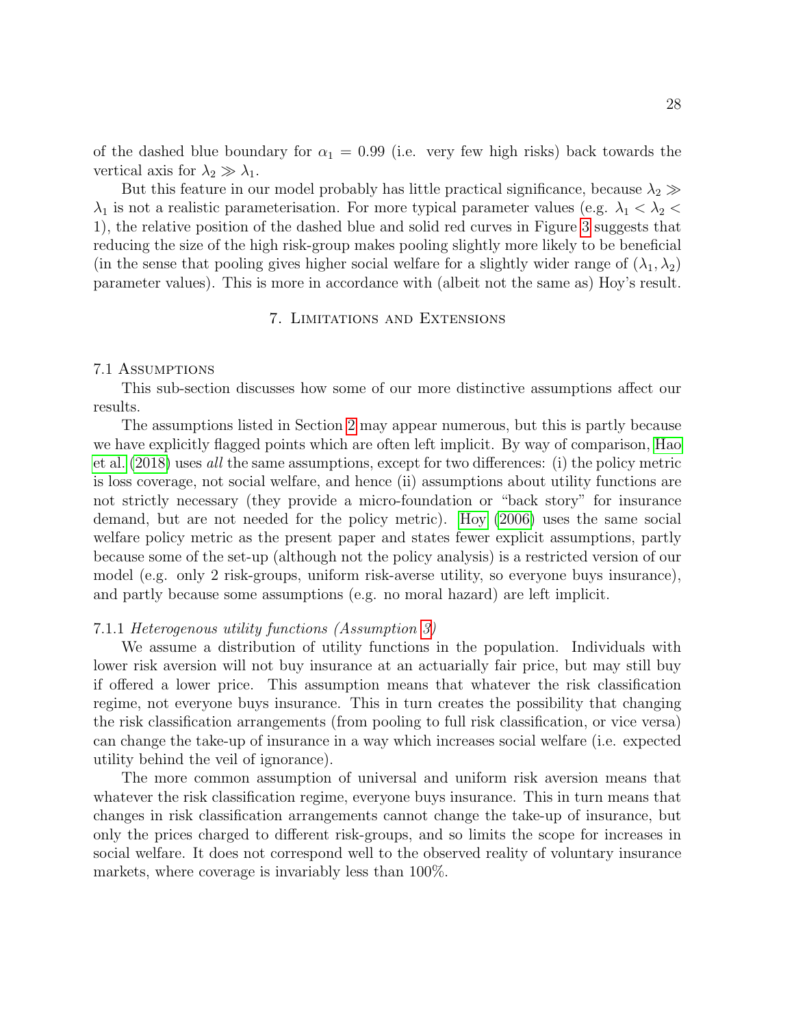of the dashed blue boundary for $\alpha_1 = 0.99$ (i.e. very few high risks) back towards the vertical axis for $\lambda_2 \gg \lambda_1$.

But this feature in our model probably has little practical significance, because $\lambda_2 \gg \lambda_1$ is not a realistic parameterisation. For more typical parameter values (e.g. $\lambda_1 < \lambda_2 < 1$), the relative position of the dashed blue and solid red curves in Figure 3 suggests that reducing the size of the high risk-group makes pooling slightly more likely to be beneficial (in the sense that pooling gives higher social welfare for a slightly wider range of $(\lambda_1, \lambda_2)$ parameter values). This is more in accordance with (albeit not the same as) Hoy's result.

## 7. Limitations and Extensions

### 7.1 Assumptions

This sub-section discusses how some of our more distinctive assumptions affect our results.

The assumptions listed in Section 2 may appear numerous, but this is partly because we have explicitly flagged points which are often left implicit. By way of comparison, Hao et al. (2018) uses *all* the same assumptions, except for two differences: (i) the policy metric is loss coverage, not social welfare, and hence (ii) assumptions about utility functions are not strictly necessary (they provide a micro-foundation or "back story" for insurance demand, but are not needed for the policy metric). Hoy (2006) uses the same social welfare policy metric as the present paper and states fewer explicit assumptions, partly because some of the set-up (although not the policy analysis) is a restricted version of our model (e.g. only 2 risk-groups, uniform risk-averse utility, so everyone buys insurance), and partly because some assumptions (e.g. no moral hazard) are left implicit.

#### 7.1.1 *Heterogenous utility functions (Assumption 3)*

We assume a distribution of utility functions in the population. Individuals with lower risk aversion will not buy insurance at an actuarially fair price, but may still buy if offered a lower price. This assumption means that whatever the risk classification regime, not everyone buys insurance. This in turn creates the possibility that changing the risk classification arrangements (from pooling to full risk classification, or vice versa) can change the take-up of insurance in a way which increases social welfare (i.e. expected utility behind the veil of ignorance).

The more common assumption of universal and uniform risk aversion means that whatever the risk classification regime, everyone buys insurance. This in turn means that changes in risk classification arrangements cannot change the take-up of insurance, but only the prices charged to different risk-groups, and so limits the scope for increases in social welfare. It does not correspond well to the observed reality of voluntary insurance markets, where coverage is invariably less than 100%.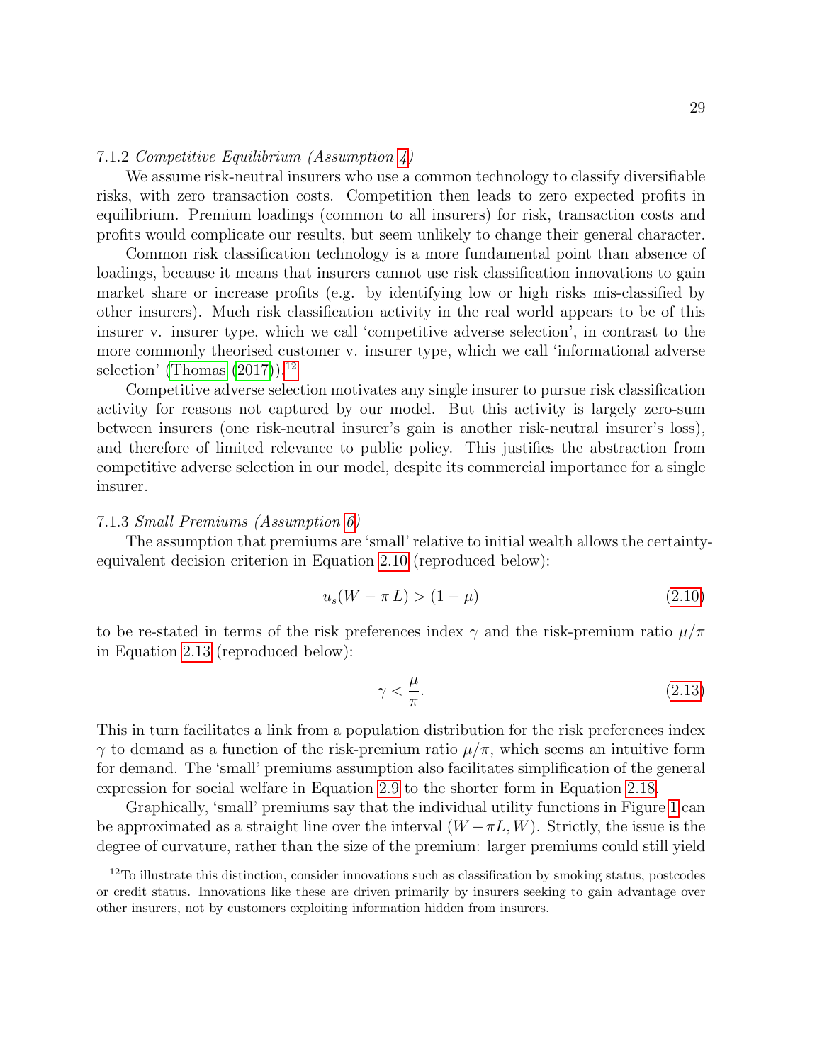### 7.1.2 *Competitive Equilibrium (Assumption 4)*

We assume risk-neutral insurers who use a common technology to classify diversifiable risks, with zero transaction costs. Competition then leads to zero expected profits in equilibrium. Premium loadings (common to all insurers) for risk, transaction costs and profits would complicate our results, but seem unlikely to change their general character.

Common risk classification technology is a more fundamental point than absence of loadings, because it means that insurers cannot use risk classification innovations to gain market share or increase profits (e.g. by identifying low or high risks mis-classified by other insurers). Much risk classification activity in the real world appears to be of this insurer v. insurer type, which we call 'competitive adverse selection', in contrast to the more commonly theorised customer v. insurer type, which we call 'informational adverse selection' (Thomas (2017)).[12]

Competitive adverse selection motivates any single insurer to pursue risk classification activity for reasons not captured by our model. But this activity is largely zero-sum between insurers (one risk-neutral insurer's gain is another risk-neutral insurer's loss), and therefore of limited relevance to public policy. This justifies the abstraction from competitive adverse selection in our model, despite its commercial importance for a single insurer.

### 7.1.3 *Small Premiums (Assumption 6)*

The assumption that premiums are 'small' relative to initial wealth allows the certainty-equivalent decision criterion in Equation 2.10 (reproduced below):

$$u_s(W - \pi\, L) > (1 - \mu) \tag{2.10}$$

to be re-stated in terms of the risk preferences index $\gamma$ and the risk-premium ratio $\mu/\pi$ in Equation 2.13 (reproduced below):

$$\gamma < \frac{\mu}{\pi}. \tag{2.13}$$

This in turn facilitates a link from a population distribution for the risk preferences index $\gamma$ to demand as a function of the risk-premium ratio $\mu/\pi$, which seems an intuitive form for demand. The 'small' premiums assumption also facilitates simplification of the general expression for social welfare in Equation 2.9 to the shorter form in Equation 2.18.

Graphically, 'small' premiums say that the individual utility functions in Figure 1 can be approximated as a straight line over the interval $(W - \pi L, W)$. Strictly, the issue is the degree of curvature, rather than the size of the premium: larger premiums could still yield

[12] To illustrate this distinction, consider innovations such as classification by smoking status, postcodes or credit status. Innovations like these are driven primarily by insurers seeking to gain advantage over other insurers, not by customers exploiting information hidden from insurers.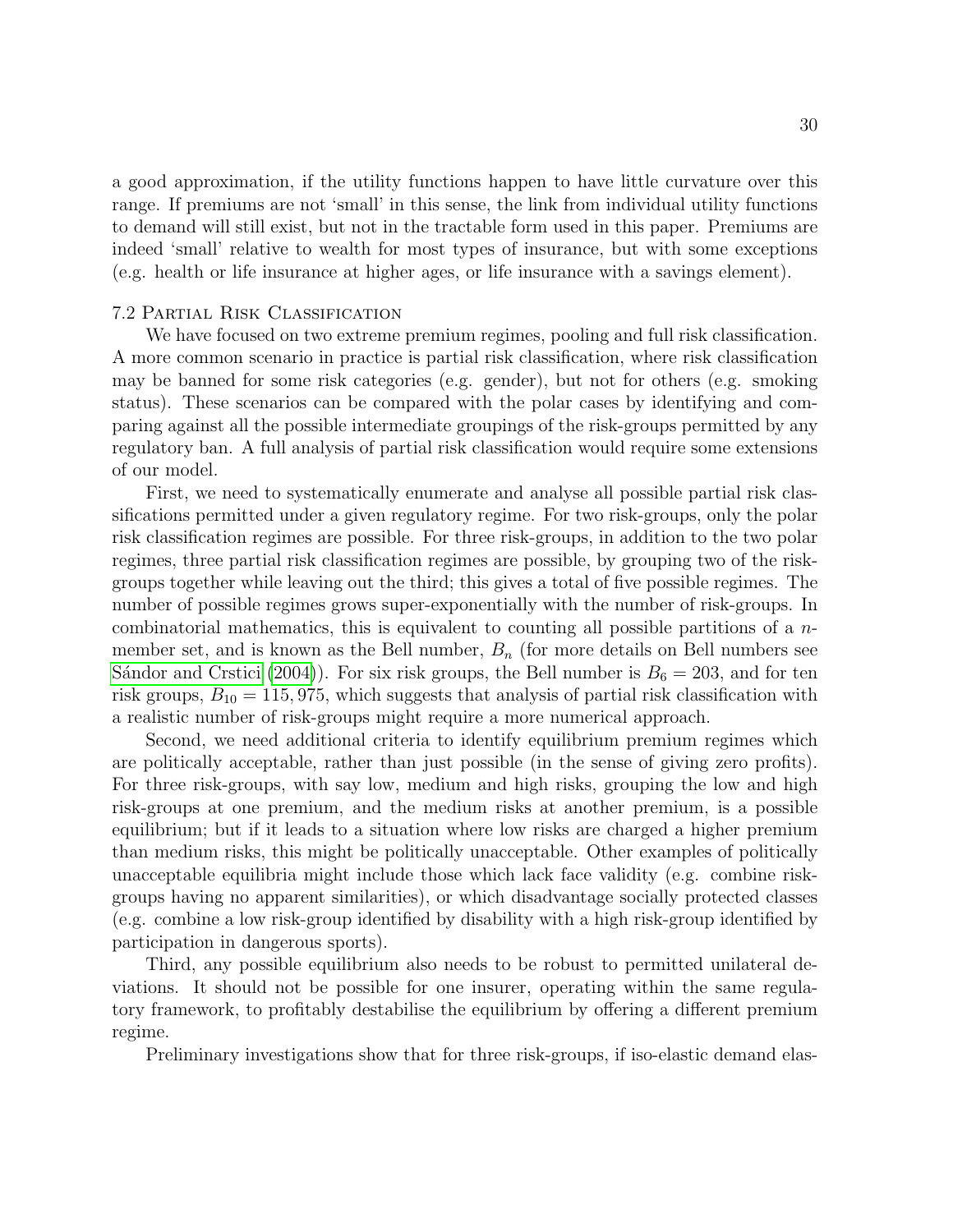a good approximation, if the utility functions happen to have little curvature over this range. If premiums are not 'small' in this sense, the link from individual utility functions to demand will still exist, but not in the tractable form used in this paper. Premiums are indeed 'small' relative to wealth for most types of insurance, but with some exceptions (e.g. health or life insurance at higher ages, or life insurance with a savings element).

### 7.2 Partial Risk Classification

We have focused on two extreme premium regimes, pooling and full risk classification. A more common scenario in practice is partial risk classification, where risk classification may be banned for some risk categories (e.g. gender), but not for others (e.g. smoking status). These scenarios can be compared with the polar cases by identifying and comparing against all the possible intermediate groupings of the risk-groups permitted by any regulatory ban. A full analysis of partial risk classification would require some extensions of our model.

First, we need to systematically enumerate and analyse all possible partial risk classifications permitted under a given regulatory regime. For two risk-groups, only the polar risk classification regimes are possible. For three risk-groups, in addition to the two polar regimes, three partial risk classification regimes are possible, by grouping two of the risk-groups together while leaving out the third; this gives a total of five possible regimes. The number of possible regimes grows super-exponentially with the number of risk-groups. In combinatorial mathematics, this is equivalent to counting all possible partitions of a $n$-member set, and is known as the Bell number, $B_n$ (for more details on Bell numbers see Sándor and Crstici (2004)). For six risk groups, the Bell number is $B_6 = 203$, and for ten risk groups, $B_{10} = 115,975$, which suggests that analysis of partial risk classification with a realistic number of risk-groups might require a more numerical approach.

Second, we need additional criteria to identify equilibrium premium regimes which are politically acceptable, rather than just possible (in the sense of giving zero profits). For three risk-groups, with say low, medium and high risks, grouping the low and high risk-groups at one premium, and the medium risks at another premium, is a possible equilibrium; but if it leads to a situation where low risks are charged a higher premium than medium risks, this might be politically unacceptable. Other examples of politically unacceptable equilibria might include those which lack face validity (e.g. combine risk-groups having no apparent similarities), or which disadvantage socially protected classes (e.g. combine a low risk-group identified by disability with a high risk-group identified by participation in dangerous sports).

Third, any possible equilibrium also needs to be robust to permitted unilateral deviations. It should not be possible for one insurer, operating within the same regulatory framework, to profitably destabilise the equilibrium by offering a different premium regime.

Preliminary investigations show that for three risk-groups, if iso-elastic demand elas-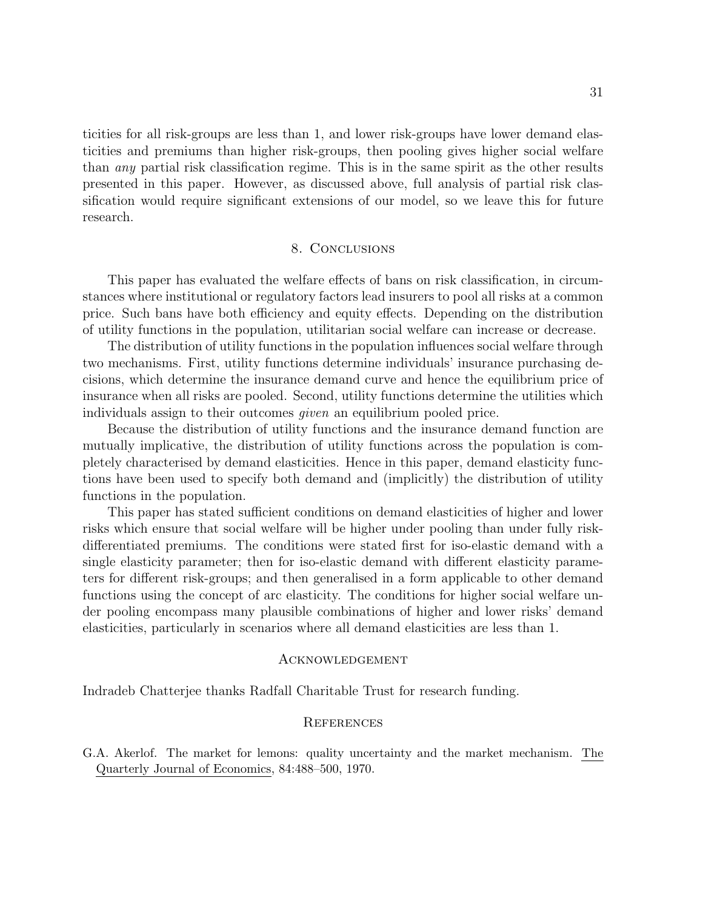ticities for all risk-groups are less than 1, and lower risk-groups have lower demand elasticities and premiums than higher risk-groups, then pooling gives higher social welfare than *any* partial risk classification regime. This is in the same spirit as the other results presented in this paper. However, as discussed above, full analysis of partial risk classification would require significant extensions of our model, so we leave this for future research.

## 8. Conclusions

This paper has evaluated the welfare effects of bans on risk classification, in circumstances where institutional or regulatory factors lead insurers to pool all risks at a common price. Such bans have both efficiency and equity effects. Depending on the distribution of utility functions in the population, utilitarian social welfare can increase or decrease.

The distribution of utility functions in the population influences social welfare through two mechanisms. First, utility functions determine individuals' insurance purchasing decisions, which determine the insurance demand curve and hence the equilibrium price of insurance when all risks are pooled. Second, utility functions determine the utilities which individuals assign to their outcomes *given* an equilibrium pooled price.

Because the distribution of utility functions and the insurance demand function are mutually implicative, the distribution of utility functions across the population is completely characterised by demand elasticities. Hence in this paper, demand elasticity functions have been used to specify both demand and (implicitly) the distribution of utility functions in the population.

This paper has stated sufficient conditions on demand elasticities of higher and lower risks which ensure that social welfare will be higher under pooling than under fully risk-differentiated premiums. The conditions were stated first for iso-elastic demand with a single elasticity parameter; then for iso-elastic demand with different elasticity parameters for different risk-groups; and then generalised in a form applicable to other demand functions using the concept of arc elasticity. The conditions for higher social welfare under pooling encompass many plausible combinations of higher and lower risks' demand elasticities, particularly in scenarios where all demand elasticities are less than 1.

## Acknowledgement

Indradeb Chatterjee thanks Radfall Charitable Trust for research funding.

## References

G.A. Akerlof. The market for lemons: quality uncertainty and the market mechanism. The Quarterly Journal of Economics, 84:488–500, 1970.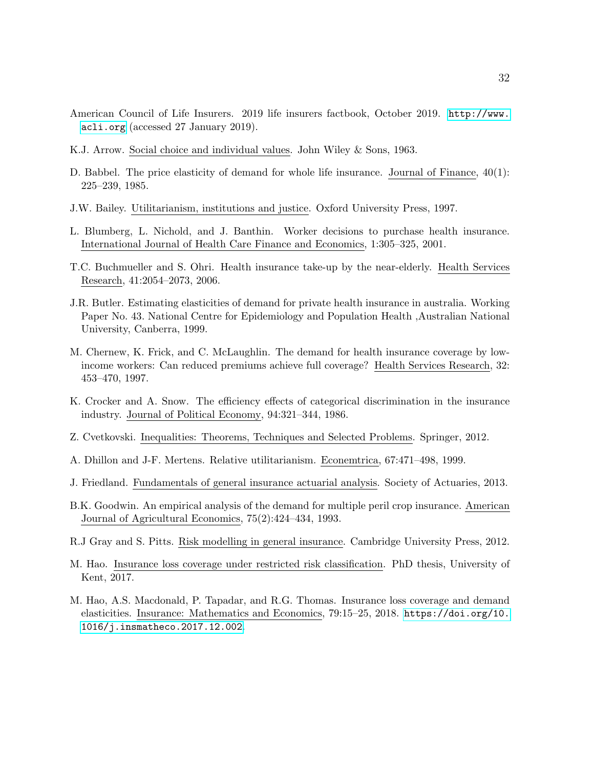American Council of Life Insurers. 2019 life insurers factbook, October 2019. http://www.acli.org (accessed 27 January 2019).

K.J. Arrow. Social choice and individual values. John Wiley & Sons, 1963.

D. Babbel. The price elasticity of demand for whole life insurance. Journal of Finance, 40(1): 225–239, 1985.

J.W. Bailey. Utilitarianism, institutions and justice. Oxford University Press, 1997.

L. Blumberg, L. Nichold, and J. Banthin. Worker decisions to purchase health insurance. International Journal of Health Care Finance and Economics, 1:305–325, 2001.

T.C. Buchmueller and S. Ohri. Health insurance take-up by the near-elderly. Health Services Research, 41:2054–2073, 2006.

J.R. Butler. Estimating elasticities of demand for private health insurance in australia. Working Paper No. 43. National Centre for Epidemiology and Population Health ,Australian National University, Canberra, 1999.

M. Chernew, K. Frick, and C. McLaughlin. The demand for health insurance coverage by low-income workers: Can reduced premiums achieve full coverage? Health Services Research, 32: 453–470, 1997.

K. Crocker and A. Snow. The efficiency effects of categorical discrimination in the insurance industry. Journal of Political Economy, 94:321–344, 1986.

Z. Cvetkovski. Inequalities: Theorems, Techniques and Selected Problems. Springer, 2012.

A. Dhillon and J-F. Mertens. Relative utilitarianism. Econemtrica, 67:471–498, 1999.

J. Friedland. Fundamentals of general insurance actuarial analysis. Society of Actuaries, 2013.

B.K. Goodwin. An empirical analysis of the demand for multiple peril crop insurance. American Journal of Agricultural Economics, 75(2):424–434, 1993.

R.J Gray and S. Pitts. Risk modelling in general insurance. Cambridge University Press, 2012.

M. Hao. Insurance loss coverage under restricted risk classification. PhD thesis, University of Kent, 2017.

M. Hao, A.S. Macdonald, P. Tapadar, and R.G. Thomas. Insurance loss coverage and demand elasticities. Insurance: Mathematics and Economics, 79:15–25, 2018. https://doi.org/10.1016/j.insmatheco.2017.12.002.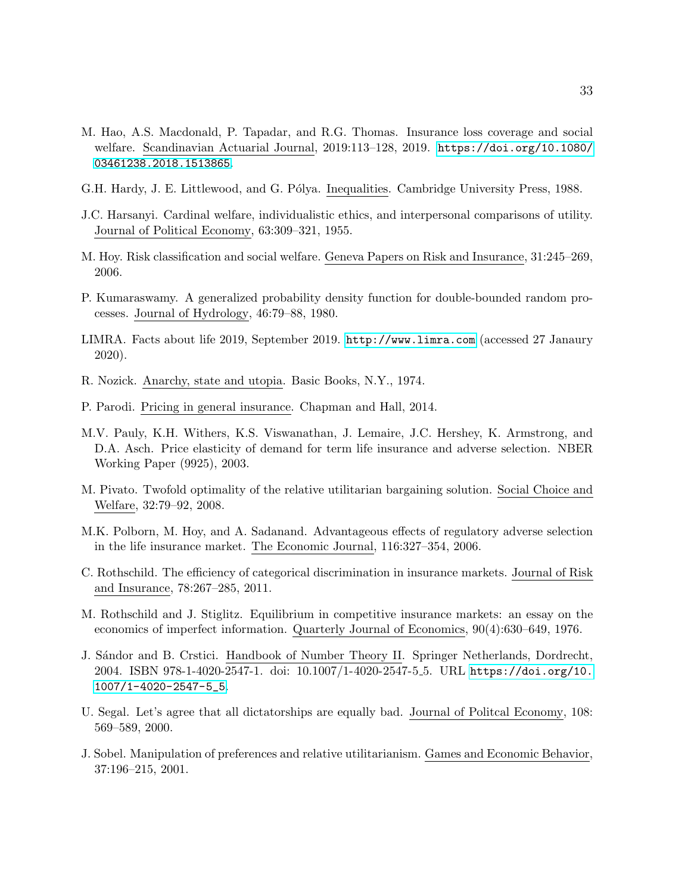M. Hao, A.S. Macdonald, P. Tapadar, and R.G. Thomas. Insurance loss coverage and social welfare. Scandinavian Actuarial Journal, 2019:113–128, 2019. https://doi.org/10.1080/03461238.2018.1513865.

G.H. Hardy, J. E. Littlewood, and G. Pólya. Inequalities. Cambridge University Press, 1988.

J.C. Harsanyi. Cardinal welfare, individualistic ethics, and interpersonal comparisons of utility. Journal of Political Economy, 63:309–321, 1955.

M. Hoy. Risk classification and social welfare. Geneva Papers on Risk and Insurance, 31:245–269, 2006.

P. Kumaraswamy. A generalized probability density function for double-bounded random processes. Journal of Hydrology, 46:79–88, 1980.

LIMRA. Facts about life 2019, September 2019. http://www.limra.com (accessed 27 Janaury 2020).

R. Nozick. Anarchy, state and utopia. Basic Books, N.Y., 1974.

P. Parodi. Pricing in general insurance. Chapman and Hall, 2014.

M.V. Pauly, K.H. Withers, K.S. Viswanathan, J. Lemaire, J.C. Hershey, K. Armstrong, and D.A. Asch. Price elasticity of demand for term life insurance and adverse selection. NBER Working Paper (9925), 2003.

M. Pivato. Twofold optimality of the relative utilitarian bargaining solution. Social Choice and Welfare, 32:79–92, 2008.

M.K. Polborn, M. Hoy, and A. Sadanand. Advantageous effects of regulatory adverse selection in the life insurance market. The Economic Journal, 116:327–354, 2006.

C. Rothschild. The efficiency of categorical discrimination in insurance markets. Journal of Risk and Insurance, 78:267–285, 2011.

M. Rothschild and J. Stiglitz. Equilibrium in competitive insurance markets: an essay on the economics of imperfect information. Quarterly Journal of Economics, 90(4):630–649, 1976.

J. Sándor and B. Crstici. Handbook of Number Theory II. Springer Netherlands, Dordrecht, 2004. ISBN 978-1-4020-2547-1. doi: 10.1007/1-4020-2547-5_5. URL https://doi.org/10.1007/1-4020-2547-5_5.

U. Segal. Let's agree that all dictatorships are equally bad. Journal of Politcal Economy, 108: 569–589, 2000.

J. Sobel. Manipulation of preferences and relative utilitarianism. Games and Economic Behavior, 37:196–215, 2001.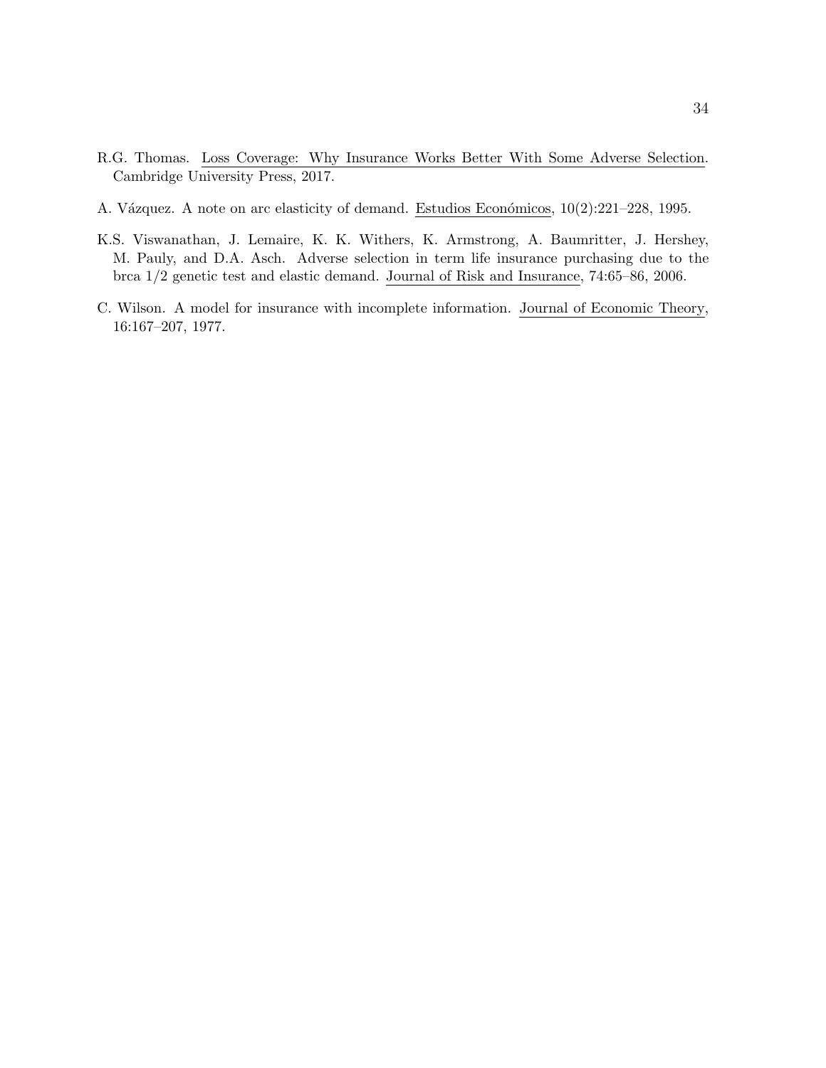R.G. Thomas. Loss Coverage: Why Insurance Works Better With Some Adverse Selection. Cambridge University Press, 2017.

A. Vázquez. A note on arc elasticity of demand. Estudios Económicos, 10(2):221–228, 1995.

K.S. Viswanathan, J. Lemaire, K. K. Withers, K. Armstrong, A. Baumritter, J. Hershey, M. Pauly, and D.A. Asch. Adverse selection in term life insurance purchasing due to the brca 1/2 genetic test and elastic demand. Journal of Risk and Insurance, 74:65–86, 2006.

C. Wilson. A model for insurance with incomplete information. Journal of Economic Theory, 16:167–207, 1977.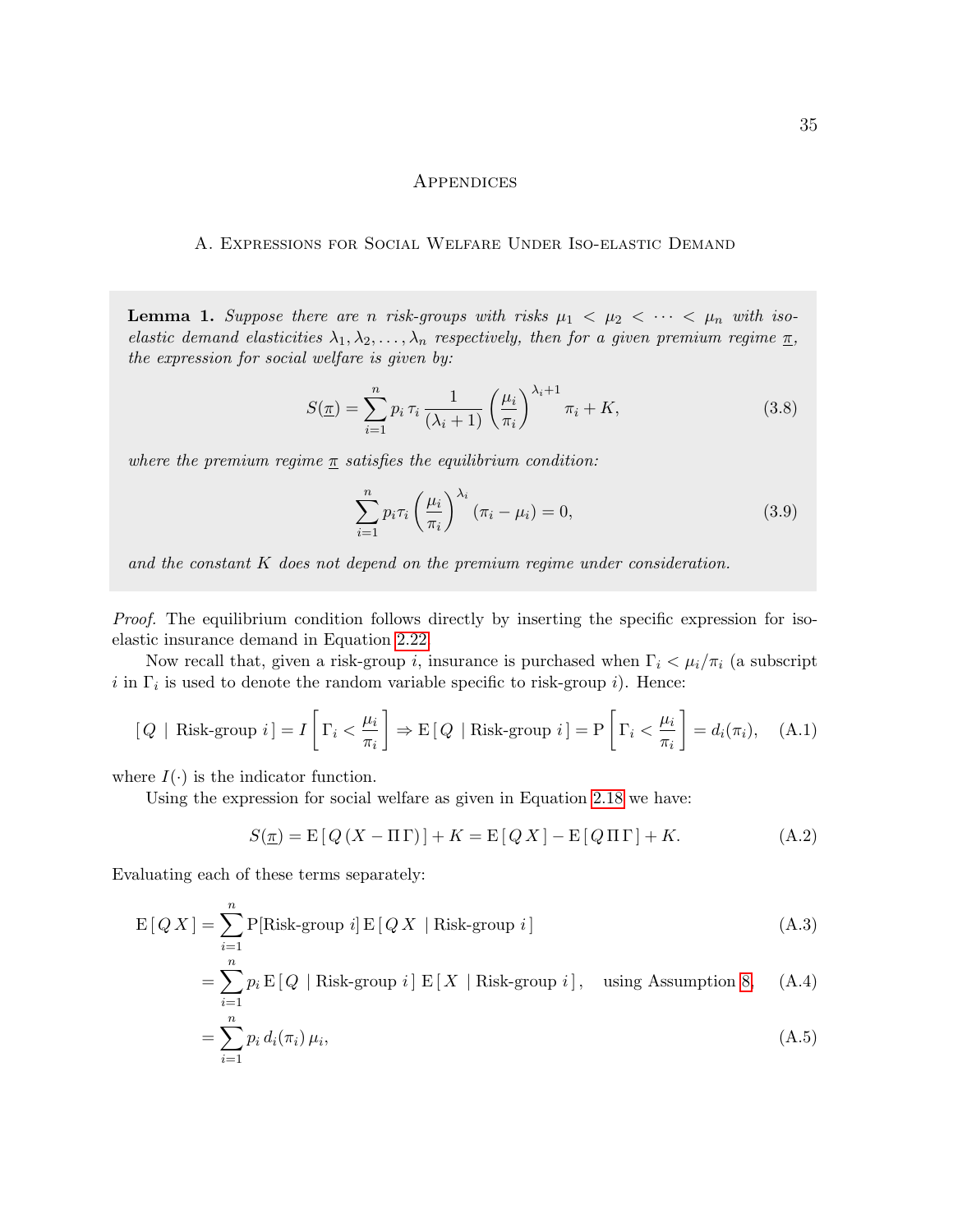# Appendices

## A. Expressions for Social Welfare Under Iso-elastic Demand

**Lemma 1.** *Suppose there are $n$ risk-groups with risks $\mu_1 < \mu_2 < \cdots < \mu_n$ with iso-elastic demand elasticities $\lambda_1, \lambda_2, \ldots, \lambda_n$ respectively, then for a given premium regime $\underline{\pi}$, the expression for social welfare is given by:*

$$S(\underline{\pi}) = \sum_{i=1}^{n} p_i \, \tau_i \, \frac{1}{(\lambda_i + 1)} \left(\frac{\mu_i}{\pi_i}\right)^{\lambda_i + 1} \pi_i + K, \tag{3.8}$$

*where the premium regime $\underline{\pi}$ satisfies the equilibrium condition:*

$$\sum_{i=1}^{n} p_i \tau_i \left(\frac{\mu_i}{\pi_i}\right)^{\lambda_i} (\pi_i - \mu_i) = 0, \tag{3.9}$$

*and the constant $K$ does not depend on the premium regime under consideration.*

*Proof.* The equilibrium condition follows directly by inserting the specific expression for iso-elastic insurance demand in Equation 2.22.

Now recall that, given a risk-group $i$, insurance is purchased when $\Gamma_i < \mu_i/\pi_i$ (a subscript $i$ in $\Gamma_i$ is used to denote the random variable specific to risk-group $i$). Hence:

$$[\, Q \mid \text{Risk-group } i \,] = I\left[\Gamma_i < \frac{\mu_i}{\pi_i}\right] \Rightarrow \mathrm{E}\,[\, Q \mid \text{Risk-group } i \,] = \mathrm{P}\left[\Gamma_i < \frac{\mu_i}{\pi_i}\right] = d_i(\pi_i), \tag{A.1}$$

where $I(\cdot)$ is the indicator function.

Using the expression for social welfare as given in Equation 2.18 we have:

$$S(\underline{\pi}) = \mathrm{E}\,[\, Q\,(X - \Pi\,\Gamma)\,] + K = \mathrm{E}\,[\, Q\,X\,] - \mathrm{E}\,[\, Q\,\Pi\,\Gamma\,] + K. \tag{A.2}$$

Evaluating each of these terms separately:

$$\begin{aligned}
\mathrm{E}\,[\, Q\,X\,] &= \sum_{i=1}^{n} \mathrm{P}[\text{Risk-group } i]\,\mathrm{E}\,[\, Q\,X \mid \text{Risk-group } i\,] && \text{(A.3)}\\
&= \sum_{i=1}^{n} p_i\,\mathrm{E}\,[\, Q \mid \text{Risk-group } i\,]\;\mathrm{E}\,[\, X \mid \text{Risk-group } i\,], \quad \text{using Assumption 8}, && \text{(A.4)}\\
&= \sum_{i=1}^{n} p_i\, d_i(\pi_i)\,\mu_i, && \text{(A.5)}
\end{aligned}$$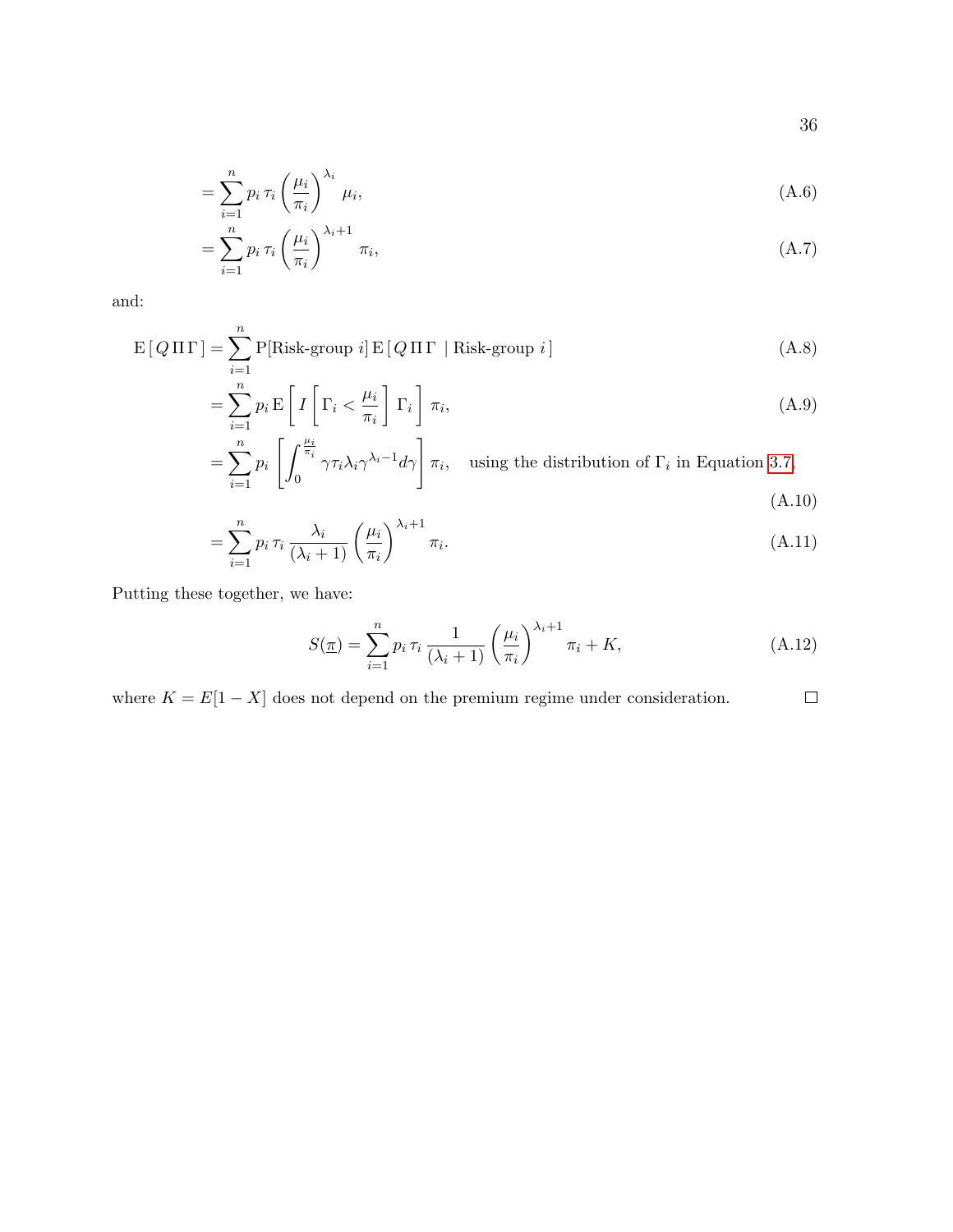$$= \sum_{i=1}^{n} p_i \, \tau_i \left(\frac{\mu_i}{\pi_i}\right)^{\lambda_i} \mu_i, \tag{A.6}$$

$$= \sum_{i=1}^{n} p_i \, \tau_i \left(\frac{\mu_i}{\pi_i}\right)^{\lambda_i+1} \pi_i, \tag{A.7}$$

and:

$$\mathrm{E}\left[\, Q \, \Pi \, \Gamma \,\right] = \sum_{i=1}^{n} \mathrm{P}[\text{Risk-group } i] \, \mathrm{E}\left[\, Q \, \Pi \, \Gamma \;\mid \text{Risk-group } i \,\right] \tag{A.8}$$

$$= \sum_{i=1}^{n} p_i \, \mathrm{E}\left[\, I\left[\Gamma_i < \frac{\mu_i}{\pi_i}\right] \Gamma_i \,\right] \pi_i, \tag{A.9}$$

$$= \sum_{i=1}^{n} p_i \left[\int_0^{\frac{\mu_i}{\pi_i}} \gamma \tau_i \lambda_i \gamma^{\lambda_i - 1} d\gamma\right] \pi_i, \quad \text{using the distribution of } \Gamma_i \text{ in Equation 3.7}, \tag{A.10}$$

$$= \sum_{i=1}^{n} p_i \, \tau_i \, \frac{\lambda_i}{(\lambda_i + 1)} \left(\frac{\mu_i}{\pi_i}\right)^{\lambda_i+1} \pi_i. \tag{A.11}$$

Putting these together, we have:

$$S(\underline{\pi}) = \sum_{i=1}^{n} p_i \, \tau_i \, \frac{1}{(\lambda_i + 1)} \left(\frac{\mu_i}{\pi_i}\right)^{\lambda_i+1} \pi_i + K, \tag{A.12}$$

where $K = E[1 - X]$ does not depend on the premium regime under consideration. □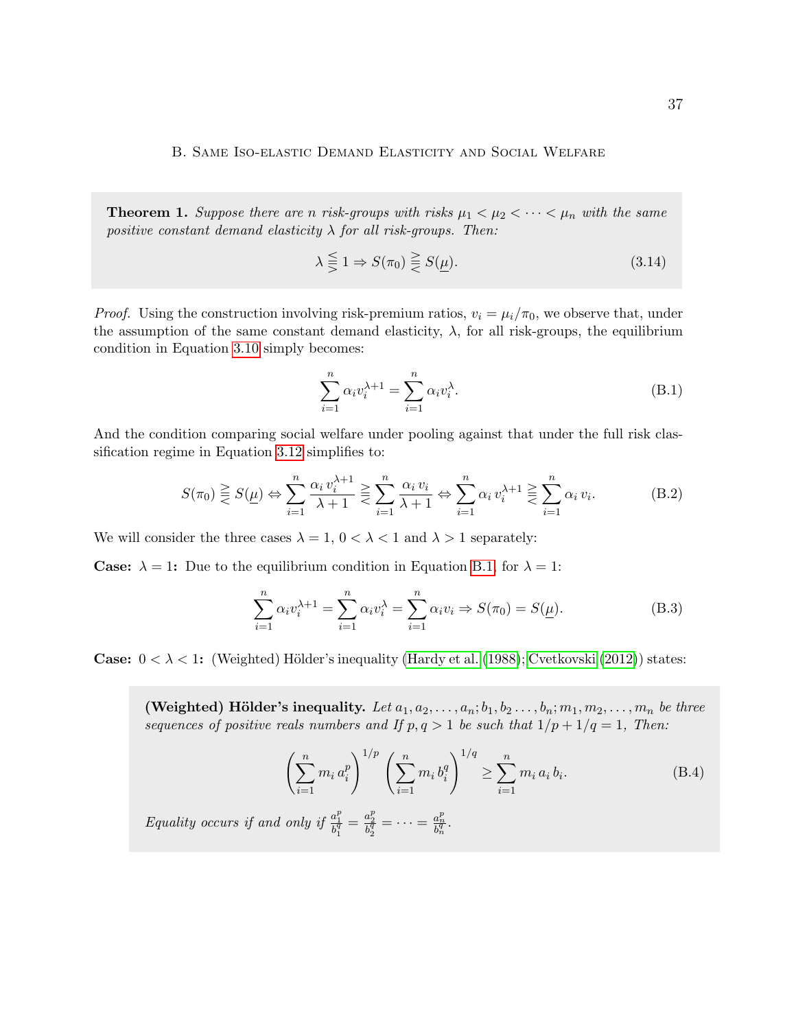## B. Same Iso-elastic Demand Elasticity and Social Welfare

**Theorem 1.** *Suppose there are $n$ risk-groups with risks $\mu_1 < \mu_2 < \cdots < \mu_n$ with the same positive constant demand elasticity $\lambda$ for all risk-groups. Then:*

$$\lambda \lesseqqgtr 1 \Rightarrow S(\pi_0) \gtreqqless S(\underline{\mu}). \tag{3.14}$$

*Proof.* Using the construction involving risk-premium ratios, $v_i = \mu_i/\pi_0$, we observe that, under the assumption of the same constant demand elasticity, $\lambda$, for all risk-groups, the equilibrium condition in Equation 3.10 simply becomes:

$$\sum_{i=1}^{n} \alpha_i v_i^{\lambda+1} = \sum_{i=1}^{n} \alpha_i v_i^{\lambda}. \tag{B.1}$$

And the condition comparing social welfare under pooling against that under the full risk classification regime in Equation 3.12 simplifies to:

$$S(\pi_0) \gtreqqless S(\underline{\mu}) \Leftrightarrow \sum_{i=1}^{n} \frac{\alpha_i\, v_i^{\lambda+1}}{\lambda+1} \gtreqqless \sum_{i=1}^{n} \frac{\alpha_i\, v_i}{\lambda+1} \Leftrightarrow \sum_{i=1}^{n} \alpha_i\, v_i^{\lambda+1} \gtreqqless \sum_{i=1}^{n} \alpha_i\, v_i. \tag{B.2}$$

We will consider the three cases $\lambda = 1$, $0 < \lambda < 1$ and $\lambda > 1$ separately:

**Case: $\lambda = 1$:** Due to the equilibrium condition in Equation B.1, for $\lambda = 1$:

$$\sum_{i=1}^{n} \alpha_i v_i^{\lambda+1} = \sum_{i=1}^{n} \alpha_i v_i^{\lambda} = \sum_{i=1}^{n} \alpha_i v_i \Rightarrow S(\pi_0) = S(\underline{\mu}). \tag{B.3}$$

**Case: $0 < \lambda < 1$:** (Weighted) Hölder's inequality (Hardy et al. (1988); Cvetkovski (2012)) states:

**(Weighted) Hölder's inequality.** *Let $a_1, a_2, \ldots, a_n; b_1, b_2 \ldots, b_n; m_1, m_2, \ldots, m_n$ be three sequences of positive reals numbers and If $p, q > 1$ be such that $1/p + 1/q = 1$, Then:*

$$\left(\sum_{i=1}^{n} m_i\, a_i^p\right)^{1/p} \left(\sum_{i=1}^{n} m_i\, b_i^q\right)^{1/q} \geq \sum_{i=1}^{n} m_i\, a_i\, b_i. \tag{B.4}$$

*Equality occurs if and only if $\frac{a_1^p}{b_1^q} = \frac{a_2^p}{b_2^q} = \cdots = \frac{a_n^p}{b_n^q}$.*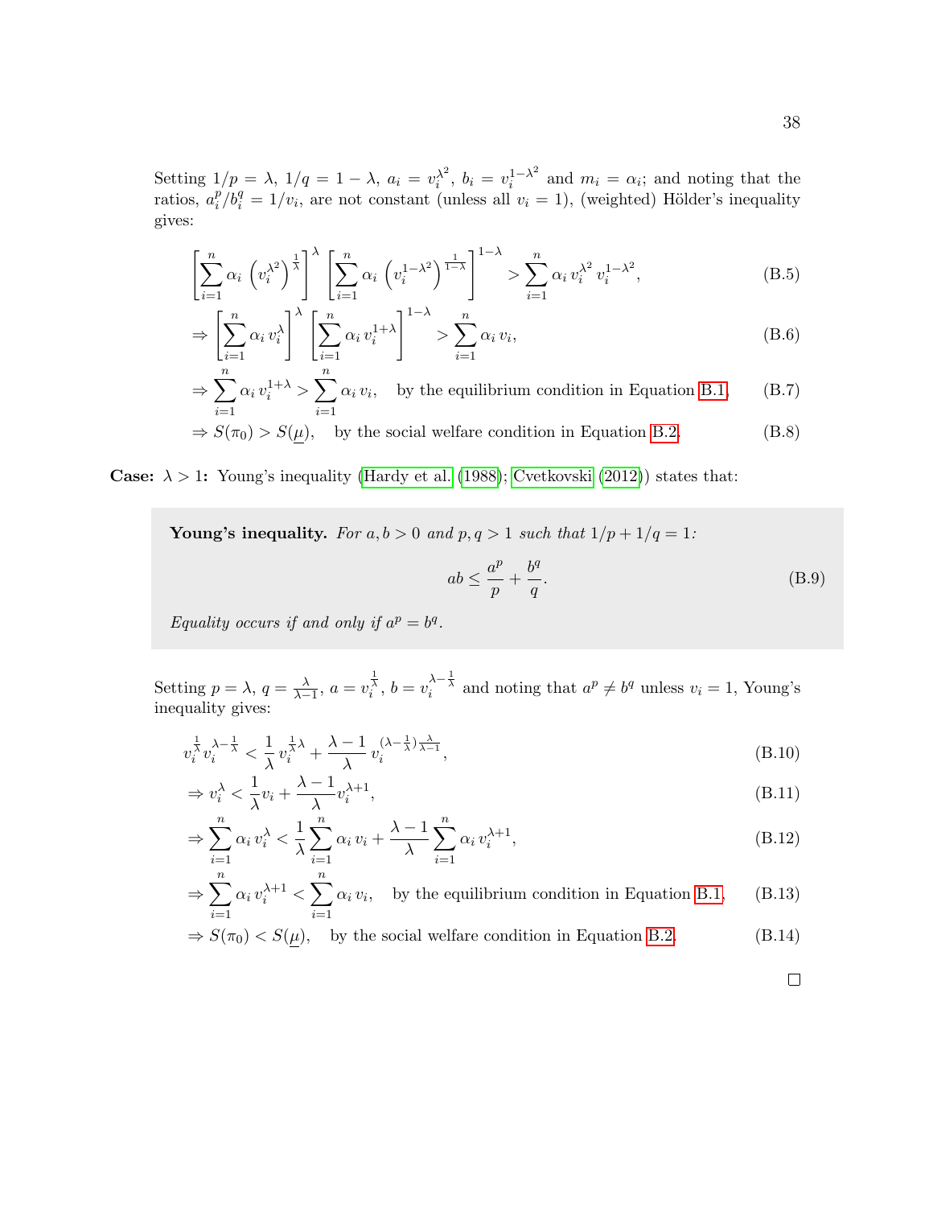Setting $1/p = \lambda$, $1/q = 1-\lambda$, $a_i = v_i^{\lambda^2}$, $b_i = v_i^{1-\lambda^2}$ and $m_i = \alpha_i$; and noting that the ratios, $a_i^p/b_i^q = 1/v_i$, are not constant (unless all $v_i = 1$), (weighted) Hölder's inequality gives:

$$\left[\sum_{i=1}^{n} \alpha_i \left(v_i^{\lambda^2}\right)^{\frac{1}{\lambda}}\right]^{\lambda} \left[\sum_{i=1}^{n} \alpha_i \left(v_i^{1-\lambda^2}\right)^{\frac{1}{1-\lambda}}\right]^{1-\lambda} > \sum_{i=1}^{n} \alpha_i \, v_i^{\lambda^2} \, v_i^{1-\lambda^2}, \tag{B.5}$$

$$\Rightarrow \left[\sum_{i=1}^{n} \alpha_i \, v_i^{\lambda}\right]^{\lambda} \left[\sum_{i=1}^{n} \alpha_i \, v_i^{1+\lambda}\right]^{1-\lambda} > \sum_{i=1}^{n} \alpha_i \, v_i, \tag{B.6}$$

$$\Rightarrow \sum_{i=1}^{n} \alpha_i \, v_i^{1+\lambda} > \sum_{i=1}^{n} \alpha_i \, v_i, \quad \text{by the equilibrium condition in Equation B.1,} \tag{B.7}$$

$$\Rightarrow S(\pi_0) > S(\underline{\mu}), \quad \text{by the social welfare condition in Equation B.2.} \tag{B.8}$$

**Case: $\lambda > 1$:** Young's inequality (Hardy et al. (1988); Cvetkovski (2012)) states that:

> **Young's inequality.** *For $a, b > 0$ and $p, q > 1$ such that $1/p + 1/q = 1$:*
>
> $$ab \leq \frac{a^p}{p} + \frac{b^q}{q}. \tag{B.9}$$
>
> *Equality occurs if and only if $a^p = b^q$.*

Setting $p = \lambda$, $q = \frac{\lambda}{\lambda-1}$, $a = v_i^{\frac{1}{\lambda}}$, $b = v_i^{\lambda - \frac{1}{\lambda}}$ and noting that $a^p \neq b^q$ unless $v_i = 1$, Young's inequality gives:

$$v_i^{\frac{1}{\lambda}} v_i^{\lambda - \frac{1}{\lambda}} < \frac{1}{\lambda} \, v_i^{\frac{1}{\lambda}\lambda} + \frac{\lambda - 1}{\lambda} \, v_i^{(\lambda - \frac{1}{\lambda})\frac{\lambda}{\lambda-1}}, \tag{B.10}$$

$$\Rightarrow v_i^{\lambda} < \frac{1}{\lambda} v_i + \frac{\lambda-1}{\lambda} v_i^{\lambda+1}, \tag{B.11}$$

$$\Rightarrow \sum_{i=1}^{n} \alpha_i \, v_i^{\lambda} < \frac{1}{\lambda} \sum_{i=1}^{n} \alpha_i \, v_i + \frac{\lambda-1}{\lambda} \sum_{i=1}^{n} \alpha_i \, v_i^{\lambda+1}, \tag{B.12}$$

$$\Rightarrow \sum_{i=1}^{n} \alpha_i \, v_i^{\lambda+1} < \sum_{i=1}^{n} \alpha_i \, v_i, \quad \text{by the equilibrium condition in Equation B.1,} \tag{B.13}$$

$$\Rightarrow S(\pi_0) < S(\underline{\mu}), \quad \text{by the social welfare condition in Equation B.2.} \tag{B.14}$$

□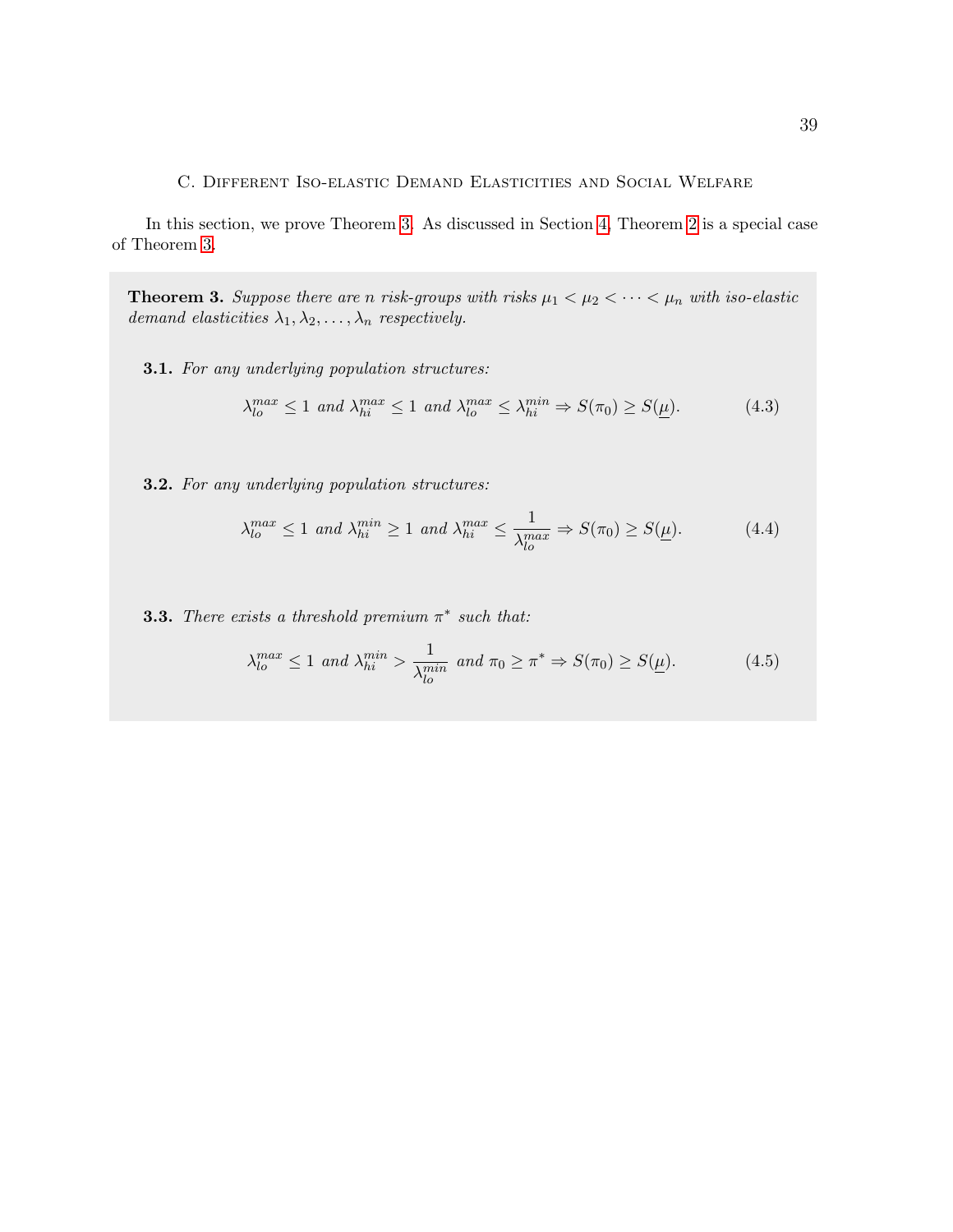## C. Different Iso-elastic Demand Elasticities and Social Welfare

In this section, we prove Theorem 3. As discussed in Section 4, Theorem 2 is a special case of Theorem 3.

**Theorem 3.** *Suppose there are $n$ risk-groups with risks $\mu_1 < \mu_2 < \cdots < \mu_n$ with iso-elastic demand elasticities $\lambda_1, \lambda_2, \ldots, \lambda_n$ respectively.*

**3.1.** *For any underlying population structures:*

$$\lambda_{lo}^{max} \leq 1 \text{ and } \lambda_{hi}^{max} \leq 1 \text{ and } \lambda_{lo}^{max} \leq \lambda_{hi}^{min} \Rightarrow S(\pi_0) \geq S(\underline{\mu}). \tag{4.3}$$

**3.2.** *For any underlying population structures:*

$$\lambda_{lo}^{max} \leq 1 \text{ and } \lambda_{hi}^{min} \geq 1 \text{ and } \lambda_{hi}^{max} \leq \frac{1}{\lambda_{lo}^{max}} \Rightarrow S(\pi_0) \geq S(\underline{\mu}). \tag{4.4}$$

**3.3.** *There exists a threshold premium $\pi^*$ such that:*

$$\lambda_{lo}^{max} \leq 1 \text{ and } \lambda_{hi}^{min} > \frac{1}{\lambda_{lo}^{min}} \text{ and } \pi_0 \geq \pi^* \Rightarrow S(\pi_0) \geq S(\underline{\mu}). \tag{4.5}$$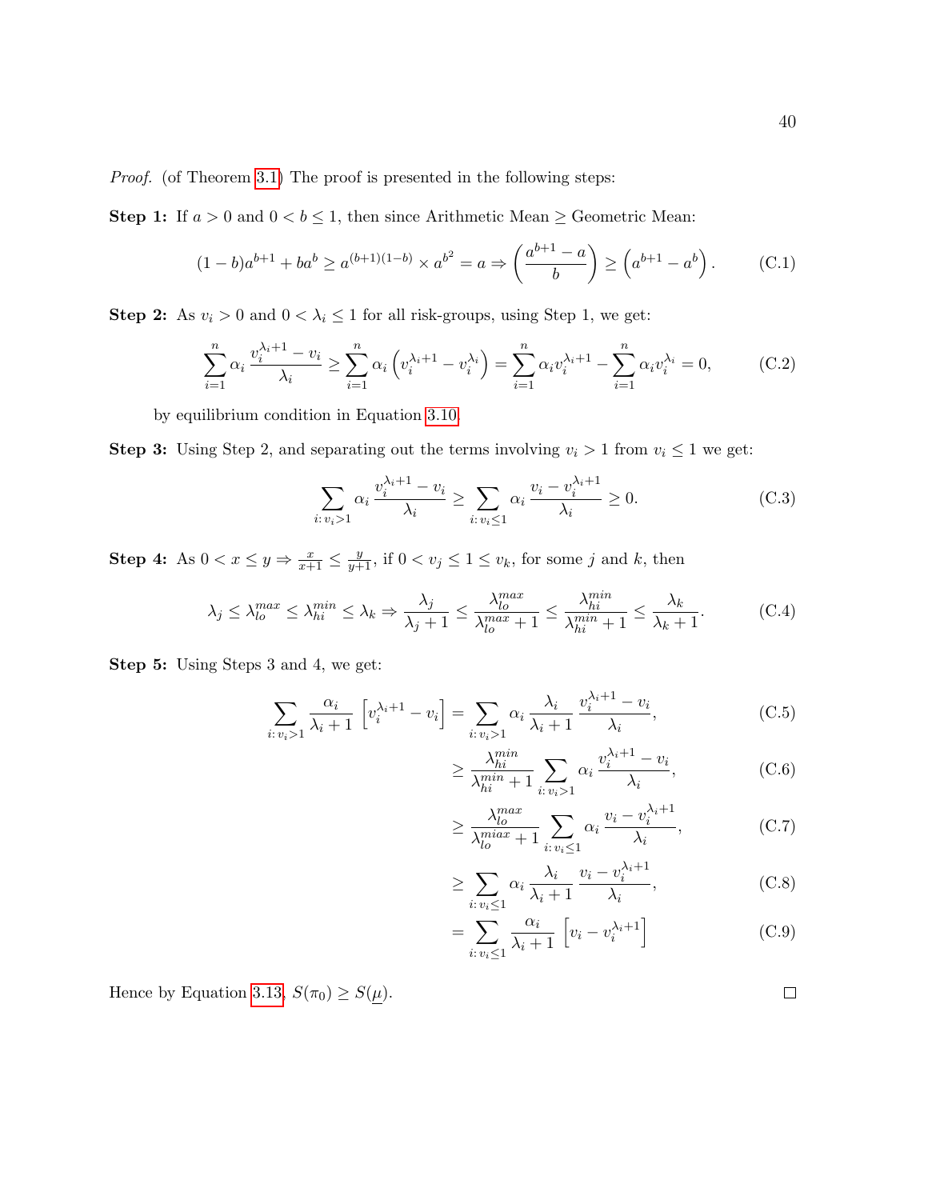*Proof.* (of Theorem 3.1) The proof is presented in the following steps:

**Step 1:** If $a > 0$ and $0 < b \leq 1$, then since Arithmetic Mean $\geq$ Geometric Mean:

$$(1-b)a^{b+1} + ba^b \geq a^{(b+1)(1-b)} \times a^{b^2} = a \Rightarrow \left(\frac{a^{b+1} - a}{b}\right) \geq \left(a^{b+1} - a^b\right). \tag{C.1}$$

**Step 2:** As $v_i > 0$ and $0 < \lambda_i \leq 1$ for all risk-groups, using Step 1, we get:

$$\sum_{i=1}^{n} \alpha_i \frac{v_i^{\lambda_i+1} - v_i}{\lambda_i} \geq \sum_{i=1}^{n} \alpha_i \left(v_i^{\lambda_i+1} - v_i^{\lambda_i}\right) = \sum_{i=1}^{n} \alpha_i v_i^{\lambda_i+1} - \sum_{i=1}^{n} \alpha_i v_i^{\lambda_i} = 0, \tag{C.2}$$

by equilibrium condition in Equation 3.10.

**Step 3:** Using Step 2, and separating out the terms involving $v_i > 1$ from $v_i \leq 1$ we get:

$$\sum_{i:\, v_i > 1} \alpha_i \frac{v_i^{\lambda_i+1} - v_i}{\lambda_i} \geq \sum_{i:\, v_i \leq 1} \alpha_i \frac{v_i - v_i^{\lambda_i+1}}{\lambda_i} \geq 0. \tag{C.3}$$

**Step 4:** As $0 < x \leq y \Rightarrow \frac{x}{x+1} \leq \frac{y}{y+1}$, if $0 < v_j \leq 1 \leq v_k$, for some $j$ and $k$, then

$$\lambda_j \leq \lambda_{lo}^{max} \leq \lambda_{hi}^{min} \leq \lambda_k \Rightarrow \frac{\lambda_j}{\lambda_j + 1} \leq \frac{\lambda_{lo}^{max}}{\lambda_{lo}^{max} + 1} \leq \frac{\lambda_{hi}^{min}}{\lambda_{hi}^{min} + 1} \leq \frac{\lambda_k}{\lambda_k + 1}. \tag{C.4}$$

**Step 5:** Using Steps 3 and 4, we get:

$$\sum_{i:\, v_i > 1} \frac{\alpha_i}{\lambda_i + 1} \left[v_i^{\lambda_i+1} - v_i\right] = \sum_{i:\, v_i > 1} \alpha_i \frac{\lambda_i}{\lambda_i + 1} \frac{v_i^{\lambda_i+1} - v_i}{\lambda_i}, \tag{C.5}$$

$$\geq \frac{\lambda_{hi}^{min}}{\lambda_{hi}^{min} + 1} \sum_{i:\, v_i > 1} \alpha_i \frac{v_i^{\lambda_i+1} - v_i}{\lambda_i}, \tag{C.6}$$

$$\geq \frac{\lambda_{lo}^{max}}{\lambda_{lo}^{miax} + 1} \sum_{i:\, v_i \leq 1} \alpha_i \frac{v_i - v_i^{\lambda_i+1}}{\lambda_i}, \tag{C.7}$$

$$\geq \sum_{i:\, v_i \leq 1} \alpha_i \frac{\lambda_i}{\lambda_i + 1} \frac{v_i - v_i^{\lambda_i+1}}{\lambda_i}, \tag{C.8}$$

$$= \sum_{i:\, v_i \leq 1} \frac{\alpha_i}{\lambda_i + 1} \left[v_i - v_i^{\lambda_i+1}\right] \tag{C.9}$$

Hence by Equation 3.13, $S(\pi_0) \geq S(\underline{\mu})$. $\square$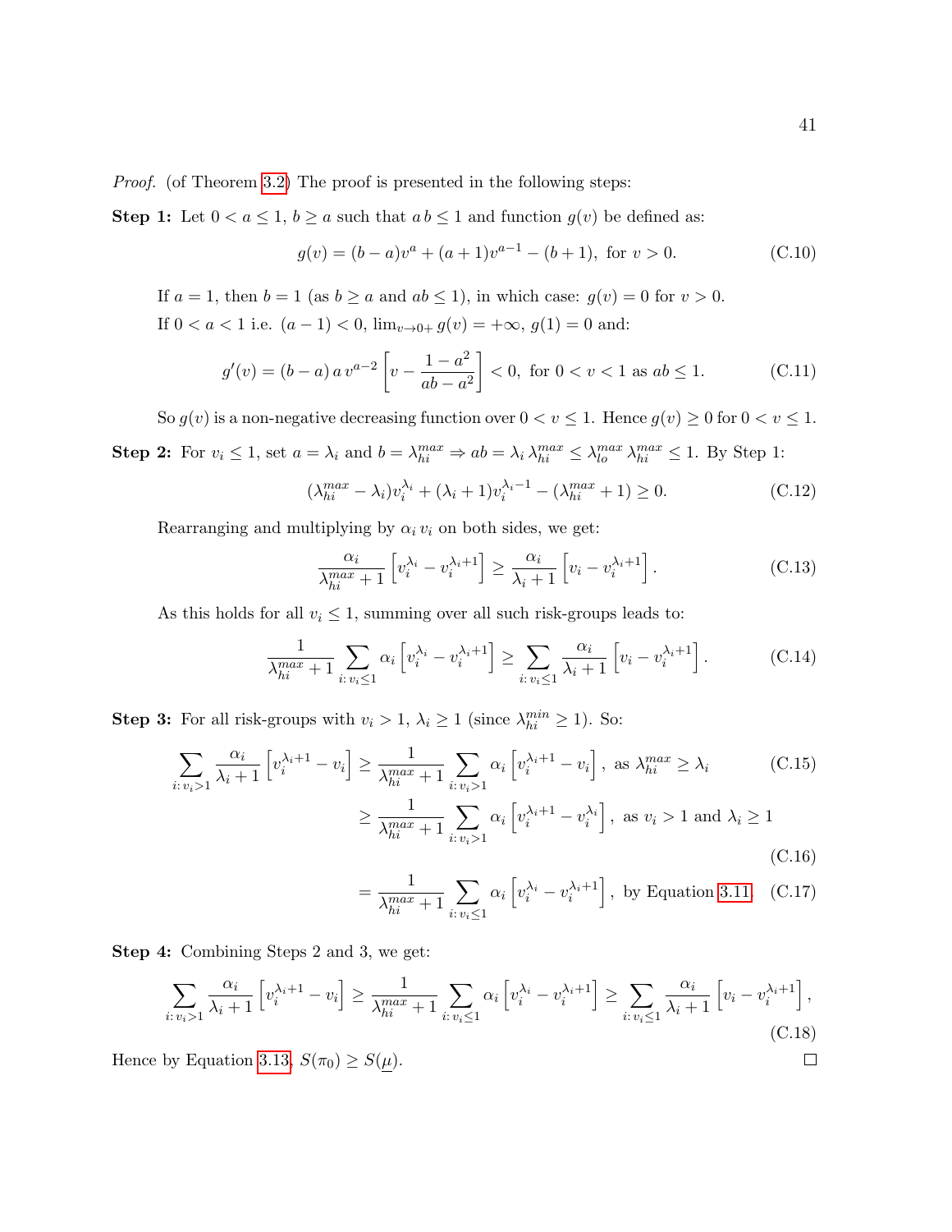*Proof.* (of Theorem 3.2) The proof is presented in the following steps:

**Step 1:** Let $0 < a \leq 1$, $b \geq a$ such that $a\,b \leq 1$ and function $g(v)$ be defined as:

$$g(v) = (b-a)v^a + (a+1)v^{a-1} - (b+1), \text{ for } v > 0. \tag{C.10}$$

If $a = 1$, then $b = 1$ (as $b \geq a$ and $ab \leq 1$), in which case: $g(v) = 0$ for $v > 0$.

If $0 < a < 1$ i.e. $(a-1) < 0$, $\lim_{v \to 0+} g(v) = +\infty$, $g(1) = 0$ and:

$$g'(v) = (b-a)\,a\,v^{a-2}\left[v - \frac{1-a^2}{ab-a^2}\right] < 0, \text{ for } 0 < v < 1 \text{ as } ab \leq 1. \tag{C.11}$$

So $g(v)$ is a non-negative decreasing function over $0 < v \leq 1$. Hence $g(v) \geq 0$ for $0 < v \leq 1$.

**Step 2:** For $v_i \leq 1$, set $a = \lambda_i$ and $b = \lambda_{hi}^{max} \Rightarrow ab = \lambda_i\,\lambda_{hi}^{max} \leq \lambda_{lo}^{max}\,\lambda_{hi}^{max} \leq 1$. By Step 1:

$$(\lambda_{hi}^{max} - \lambda_i)v_i^{\lambda_i} + (\lambda_i + 1)v_i^{\lambda_i - 1} - (\lambda_{hi}^{max} + 1) \geq 0. \tag{C.12}$$

Rearranging and multiplying by $\alpha_i\,v_i$ on both sides, we get:

$$\frac{\alpha_i}{\lambda_{hi}^{max}+1}\left[v_i^{\lambda_i} - v_i^{\lambda_i+1}\right] \geq \frac{\alpha_i}{\lambda_i+1}\left[v_i - v_i^{\lambda_i+1}\right]. \tag{C.13}$$

As this holds for all $v_i \leq 1$, summing over all such risk-groups leads to:

$$\frac{1}{\lambda_{hi}^{max}+1}\sum_{i:\,v_i\leq 1}\alpha_i\left[v_i^{\lambda_i} - v_i^{\lambda_i+1}\right] \geq \sum_{i:\,v_i\leq 1}\frac{\alpha_i}{\lambda_i+1}\left[v_i - v_i^{\lambda_i+1}\right]. \tag{C.14}$$

**Step 3:** For all risk-groups with $v_i > 1$, $\lambda_i \geq 1$ (since $\lambda_{hi}^{min} \geq 1$). So:

$$\sum_{i:\,v_i>1}\frac{\alpha_i}{\lambda_i+1}\left[v_i^{\lambda_i+1} - v_i\right] \geq \frac{1}{\lambda_{hi}^{max}+1}\sum_{i:\,v_i>1}\alpha_i\left[v_i^{\lambda_i+1} - v_i\right], \text{ as } \lambda_{hi}^{max} \geq \lambda_i \tag{C.15}$$

$$\geq \frac{1}{\lambda_{hi}^{max}+1}\sum_{i:\,v_i>1}\alpha_i\left[v_i^{\lambda_i+1} - v_i^{\lambda_i}\right], \text{ as } v_i > 1 \text{ and } \lambda_i \geq 1 \tag{C.16}$$

$$= \frac{1}{\lambda_{hi}^{max}+1}\sum_{i:\,v_i\leq 1}\alpha_i\left[v_i^{\lambda_i} - v_i^{\lambda_i+1}\right], \text{ by Equation 3.11} \tag{C.17}$$

**Step 4:** Combining Steps 2 and 3, we get:

$$\sum_{i:\,v_i>1}\frac{\alpha_i}{\lambda_i+1}\left[v_i^{\lambda_i+1} - v_i\right] \geq \frac{1}{\lambda_{hi}^{max}+1}\sum_{i:\,v_i\leq 1}\alpha_i\left[v_i^{\lambda_i} - v_i^{\lambda_i+1}\right] \geq \sum_{i:\,v_i\leq 1}\frac{\alpha_i}{\lambda_i+1}\left[v_i - v_i^{\lambda_i+1}\right], \tag{C.18}$$

Hence by Equation 3.13, $S(\pi_0) \geq S(\underline{\mu})$. ∎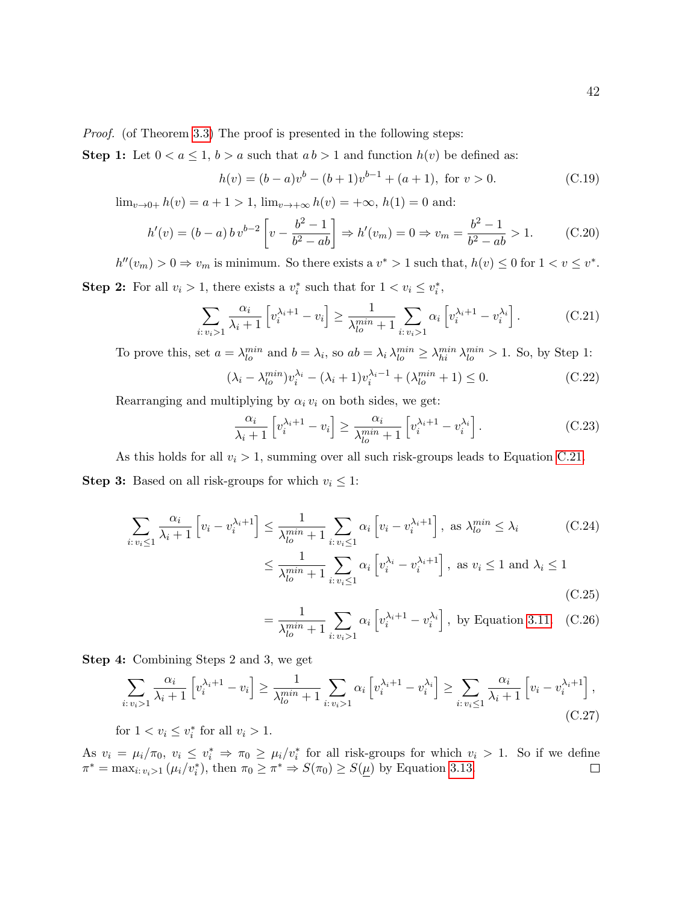*Proof.* (of Theorem 3.3) The proof is presented in the following steps:

**Step 1:** Let $0 < a \leq 1$, $b > a$ such that $a\,b > 1$ and function $h(v)$ be defined as:

$$h(v) = (b-a)v^b - (b+1)v^{b-1} + (a+1), \text{ for } v > 0. \tag{C.19}$$

$\lim_{v \to 0+} h(v) = a+1 > 1$, $\lim_{v \to +\infty} h(v) = +\infty$, $h(1) = 0$ and:

$$h'(v) = (b-a)\,b\,v^{b-2}\left[v - \frac{b^2-1}{b^2-ab}\right] \Rightarrow h'(v_m) = 0 \Rightarrow v_m = \frac{b^2-1}{b^2-ab} > 1. \tag{C.20}$$

$h''(v_m) > 0 \Rightarrow v_m$ is minimum. So there exists a $v^* > 1$ such that, $h(v) \leq 0$ for $1 < v \leq v^*$.

**Step 2:** For all $v_i > 1$, there exists a $v_i^*$ such that for $1 < v_i \leq v_i^*$,

$$\sum_{i:\,v_i>1} \frac{\alpha_i}{\lambda_i+1}\left[v_i^{\lambda_i+1} - v_i\right] \geq \frac{1}{\lambda_{lo}^{min}+1}\sum_{i:\,v_i>1} \alpha_i\left[v_i^{\lambda_i+1} - v_i^{\lambda_i}\right]. \tag{C.21}$$

To prove this, set $a = \lambda_{lo}^{min}$ and $b = \lambda_i$, so $ab = \lambda_i\,\lambda_{lo}^{min} \geq \lambda_{hi}^{min}\,\lambda_{lo}^{min} > 1$. So, by Step 1:

$$(\lambda_i - \lambda_{lo}^{min})v_i^{\lambda_i} - (\lambda_i+1)v_i^{\lambda_i-1} + (\lambda_{lo}^{min}+1) \leq 0. \tag{C.22}$$

Rearranging and multiplying by $\alpha_i\,v_i$ on both sides, we get:

$$\frac{\alpha_i}{\lambda_i+1}\left[v_i^{\lambda_i+1} - v_i\right] \geq \frac{\alpha_i}{\lambda_{lo}^{min}+1}\left[v_i^{\lambda_i+1} - v_i^{\lambda_i}\right]. \tag{C.23}$$

As this holds for all $v_i > 1$, summing over all such risk-groups leads to Equation C.21.

**Step 3:** Based on all risk-groups for which $v_i \leq 1$:

$$\sum_{i:\,v_i\leq 1} \frac{\alpha_i}{\lambda_i+1}\left[v_i - v_i^{\lambda_i+1}\right] \leq \frac{1}{\lambda_{lo}^{min}+1}\sum_{i:\,v_i\leq 1} \alpha_i\left[v_i - v_i^{\lambda_i+1}\right], \text{ as } \lambda_{lo}^{min} \leq \lambda_i \tag{C.24}$$

$$\leq \frac{1}{\lambda_{lo}^{min}+1}\sum_{i:\,v_i\leq 1} \alpha_i\left[v_i^{\lambda_i} - v_i^{\lambda_i+1}\right], \text{ as } v_i \leq 1 \text{ and } \lambda_i \leq 1 \tag{C.25}$$

$$= \frac{1}{\lambda_{lo}^{min}+1}\sum_{i:\,v_i>1} \alpha_i\left[v_i^{\lambda_i+1} - v_i^{\lambda_i}\right], \text{ by Equation 3.11.} \tag{C.26}$$

**Step 4:** Combining Steps 2 and 3, we get

$$\sum_{i:\,v_i>1} \frac{\alpha_i}{\lambda_i+1}\left[v_i^{\lambda_i+1} - v_i\right] \geq \frac{1}{\lambda_{lo}^{min}+1}\sum_{i:\,v_i>1} \alpha_i\left[v_i^{\lambda_i+1} - v_i^{\lambda_i}\right] \geq \sum_{i:\,v_i\leq 1} \frac{\alpha_i}{\lambda_i+1}\left[v_i - v_i^{\lambda_i+1}\right], \tag{C.27}$$

for $1 < v_i \leq v_i^*$ for all $v_i > 1$.

As $v_i = \mu_i/\pi_0$, $v_i \leq v_i^* \Rightarrow \pi_0 \geq \mu_i/v_i^*$ for all risk-groups for which $v_i > 1$. So if we define $\pi^* = \max_{i:\,v_i>1}(\mu_i/v_i^*)$, then $\pi_0 \geq \pi^* \Rightarrow S(\pi_0) \geq S(\underline{\mu})$ by Equation 3.13. □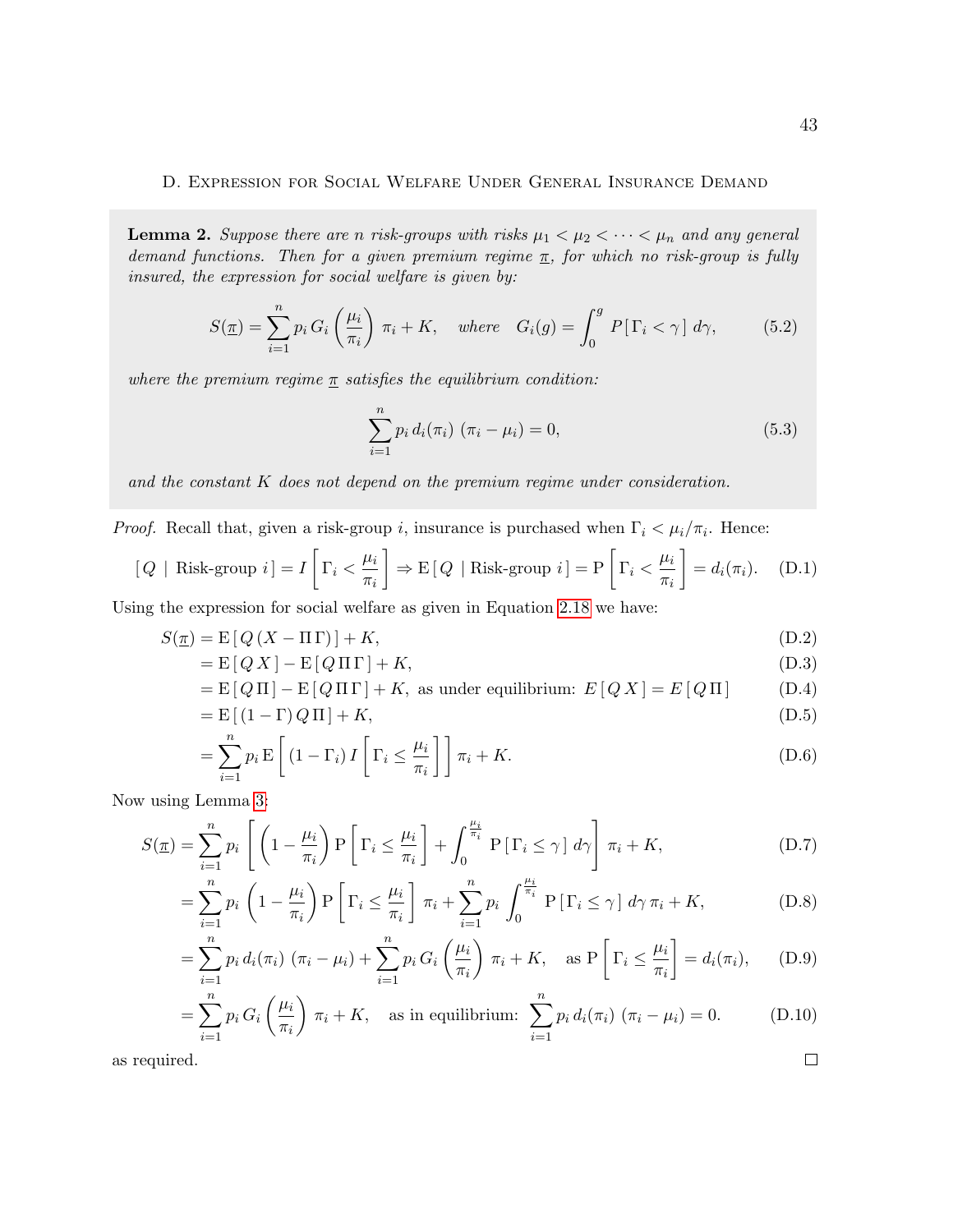## D. Expression for Social Welfare Under General Insurance Demand

**Lemma 2.** *Suppose there are $n$ risk-groups with risks $\mu_1 < \mu_2 < \cdots < \mu_n$ and any general demand functions. Then for a given premium regime $\underline{\pi}$, for which no risk-group is fully insured, the expression for social welfare is given by:*

$$S(\underline{\pi}) = \sum_{i=1}^{n} p_i \, G_i\left(\frac{\mu_i}{\pi_i}\right) \pi_i + K, \quad \textit{where} \quad G_i(g) = \int_0^g P\left[\,\Gamma_i < \gamma\,\right] \, d\gamma, \tag{5.2}$$

*where the premium regime $\underline{\pi}$ satisfies the equilibrium condition:*

$$\sum_{i=1}^{n} p_i \, d_i(\pi_i) \; (\pi_i - \mu_i) = 0, \tag{5.3}$$

*and the constant $K$ does not depend on the premium regime under consideration.*

*Proof.* Recall that, given a risk-group $i$, insurance is purchased when $\Gamma_i < \mu_i/\pi_i$. Hence:

$$[\,Q \mid \text{Risk-group } i\,] = I\left[\Gamma_i < \frac{\mu_i}{\pi_i}\right] \Rightarrow \mathrm{E}\,[\,Q \mid \text{Risk-group } i\,] = \mathrm{P}\left[\Gamma_i < \frac{\mu_i}{\pi_i}\right] = d_i(\pi_i). \tag{D.1}$$

Using the expression for social welfare as given in Equation 2.18 we have:

$$\begin{aligned}
S(\underline{\pi}) &= \mathrm{E}\,[\,Q\,(X - \Pi\,\Gamma)\,] + K, &\text{(D.2)}\\
&= \mathrm{E}\,[\,Q\,X\,] - \mathrm{E}\,[\,Q\,\Pi\,\Gamma\,] + K, &\text{(D.3)}\\
&= \mathrm{E}\,[\,Q\,\Pi\,] - \mathrm{E}\,[\,Q\,\Pi\,\Gamma\,] + K, \text{ as under equilibrium: } E\,[\,Q\,X\,] = E\,[\,Q\,\Pi\,] &\text{(D.4)}\\
&= \mathrm{E}\,[\,(1-\Gamma)\,Q\,\Pi\,] + K, &\text{(D.5)}\\
&= \sum_{i=1}^{n} p_i \, \mathrm{E}\left[(1-\Gamma_i)\, I\left[\Gamma_i \leq \frac{\mu_i}{\pi_i}\right]\right] \pi_i + K. &\text{(D.6)}
\end{aligned}$$

Now using Lemma 3:

$$\begin{aligned}
S(\underline{\pi}) &= \sum_{i=1}^{n} p_i \left[\left(1 - \frac{\mu_i}{\pi_i}\right) \mathrm{P}\left[\Gamma_i \leq \frac{\mu_i}{\pi_i}\right] + \int_0^{\frac{\mu_i}{\pi_i}} \mathrm{P}\left[\,\Gamma_i \leq \gamma\,\right] d\gamma\right] \pi_i + K, &\text{(D.7)}\\
&= \sum_{i=1}^{n} p_i \left(1 - \frac{\mu_i}{\pi_i}\right) \mathrm{P}\left[\Gamma_i \leq \frac{\mu_i}{\pi_i}\right] \pi_i + \sum_{i=1}^{n} p_i \int_0^{\frac{\mu_i}{\pi_i}} \mathrm{P}\left[\,\Gamma_i \leq \gamma\,\right] d\gamma \, \pi_i + K, &\text{(D.8)}\\
&= \sum_{i=1}^{n} p_i \, d_i(\pi_i) \; (\pi_i - \mu_i) + \sum_{i=1}^{n} p_i \, G_i\left(\frac{\mu_i}{\pi_i}\right) \pi_i + K, \quad \text{as } \mathrm{P}\left[\Gamma_i \leq \frac{\mu_i}{\pi_i}\right] = d_i(\pi_i), &\text{(D.9)}\\
&= \sum_{i=1}^{n} p_i \, G_i\left(\frac{\mu_i}{\pi_i}\right) \pi_i + K, \quad \text{as in equilibrium: } \sum_{i=1}^{n} p_i \, d_i(\pi_i) \; (\pi_i - \mu_i) = 0. &\text{(D.10)}
\end{aligned}$$

as required. ∎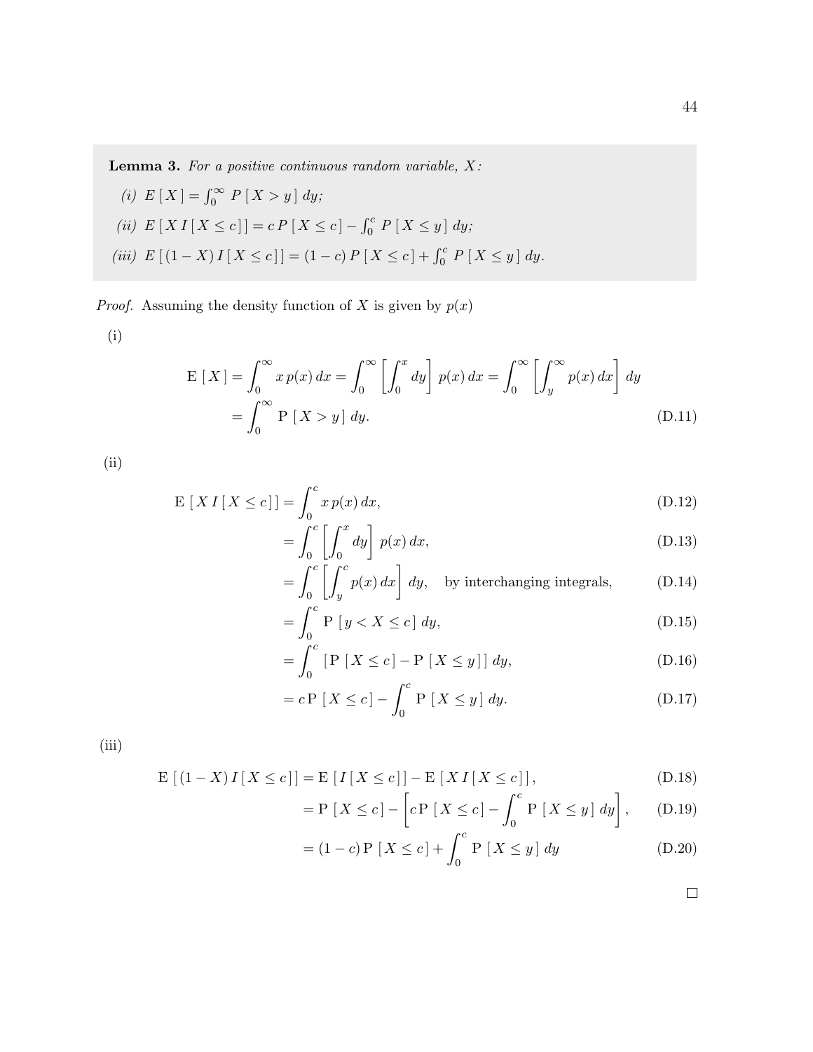**Lemma 3.** *For a positive continuous random variable, $X$:*

*(i)* $E[X] = \int_0^\infty P[X > y]\, dy$;

*(ii)* $E[X\, I[X \le c]] = c\, P[X \le c] - \int_0^c P[X \le y]\, dy$;

*(iii)* $E[(1 - X)\, I[X \le c]] = (1 - c)\, P[X \le c] + \int_0^c P[X \le y]\, dy$.

*Proof.* Assuming the density function of $X$ is given by $p(x)$

(i)

$$\begin{aligned} \mathrm{E}[X] &= \int_0^\infty x\, p(x)\, dx = \int_0^\infty \left[ \int_0^x dy \right] p(x)\, dx = \int_0^\infty \left[ \int_y^\infty p(x)\, dx \right] dy \\ &= \int_0^\infty \mathrm{P}[X > y]\, dy. \end{aligned} \tag{D.11}$$

(ii)

$$\mathrm{E}[X\, I[X \le c]] = \int_0^c x\, p(x)\, dx, \tag{D.12}$$

$$= \int_0^c \left[ \int_0^x dy \right] p(x)\, dx, \tag{D.13}$$

$$= \int_0^c \left[ \int_y^c p(x)\, dx \right] dy, \quad \text{by interchanging integrals,} \tag{D.14}$$

$$= \int_0^c \mathrm{P}[y < X \le c]\, dy, \tag{D.15}$$

$$= \int_0^c [\mathrm{P}[X \le c] - \mathrm{P}[X \le y]]\, dy, \tag{D.16}$$

$$= c\, \mathrm{P}[X \le c] - \int_0^c \mathrm{P}[X \le y]\, dy. \tag{D.17}$$

(iii)

$$\mathrm{E}[(1 - X)\, I[X \le c]] = \mathrm{E}[I[X \le c]] - \mathrm{E}[X\, I[X \le c]], \tag{D.18}$$

$$= \mathrm{P}[X \le c] - \left[ c\mathrm{P}[X \le c] - \int_0^c \mathrm{P}[X \le y]\, dy \right], \tag{D.19}$$

$$= (1 - c)\, \mathrm{P}[X \le c] + \int_0^c \mathrm{P}[X \le y]\, dy \tag{D.20}$$

□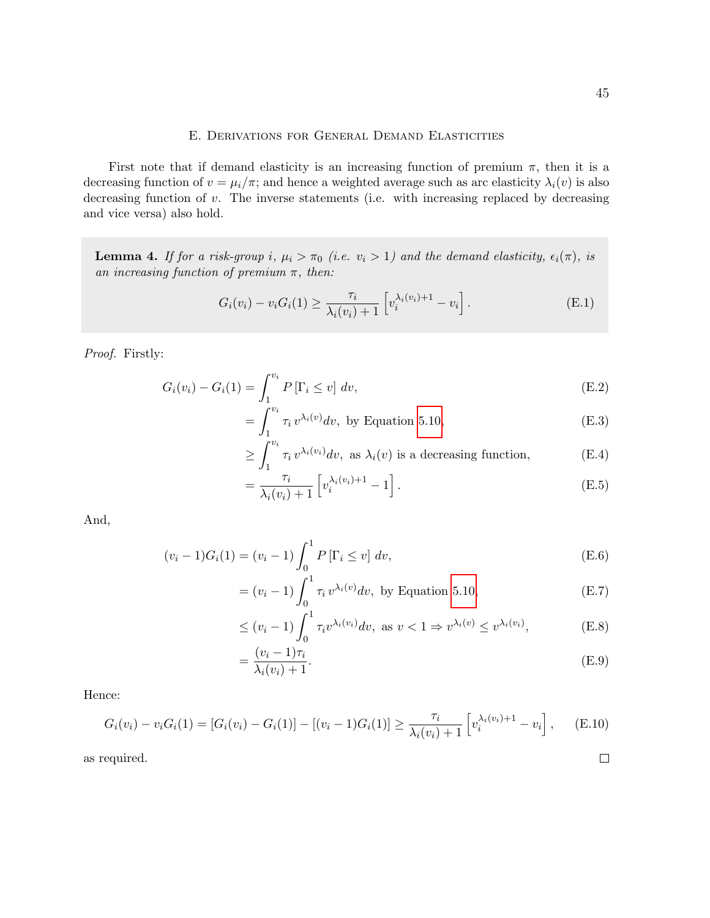## E. Derivations for General Demand Elasticities

First note that if demand elasticity is an increasing function of premium $\pi$, then it is a decreasing function of $v = \mu_i/\pi$; and hence a weighted average such as arc elasticity $\lambda_i(v)$ is also decreasing function of $v$. The inverse statements (i.e. with increasing replaced by decreasing and vice versa) also hold.

**Lemma 4.** *If for a risk-group $i$, $\mu_i > \pi_0$ (i.e. $v_i > 1$) and the demand elasticity, $\epsilon_i(\pi)$, is an increasing function of premium $\pi$, then:*

$$G_i(v_i) - v_i G_i(1) \geq \frac{\tau_i}{\lambda_i(v_i)+1}\left[v_i^{\lambda_i(v_i)+1} - v_i\right]. \tag{E.1}$$

*Proof.* Firstly:

$$\begin{aligned}
G_i(v_i) - G_i(1) &= \int_1^{v_i} P\left[\Gamma_i \leq v\right]\, dv, && \text{(E.2)}\\
&= \int_1^{v_i} \tau_i\, v^{\lambda_i(v)} dv, \text{ by Equation 5.10,} && \text{(E.3)}\\
&\geq \int_1^{v_i} \tau_i\, v^{\lambda_i(v_i)} dv, \text{ as } \lambda_i(v) \text{ is a decreasing function,} && \text{(E.4)}\\
&= \frac{\tau_i}{\lambda_i(v_i)+1}\left[v_i^{\lambda_i(v_i)+1} - 1\right]. && \text{(E.5)}
\end{aligned}$$

And,

$$\begin{aligned}
(v_i - 1)G_i(1) &= (v_i - 1)\int_0^1 P\left[\Gamma_i \leq v\right]\, dv, && \text{(E.6)}\\
&= (v_i - 1)\int_0^1 \tau_i\, v^{\lambda_i(v)} dv, \text{ by Equation 5.10,} && \text{(E.7)}\\
&\leq (v_i - 1)\int_0^1 \tau_i v^{\lambda_i(v_i)} dv, \text{ as } v < 1 \Rightarrow v^{\lambda_i(v)} \leq v^{\lambda_i(v_i)}, && \text{(E.8)}\\
&= \frac{(v_i - 1)\tau_i}{\lambda_i(v_i)+1}. && \text{(E.9)}
\end{aligned}$$

Hence:

$$G_i(v_i) - v_i G_i(1) = \left[G_i(v_i) - G_i(1)\right] - \left[(v_i - 1)G_i(1)\right] \geq \frac{\tau_i}{\lambda_i(v_i)+1}\left[v_i^{\lambda_i(v_i)+1} - v_i\right], \tag{E.10}$$

as required. □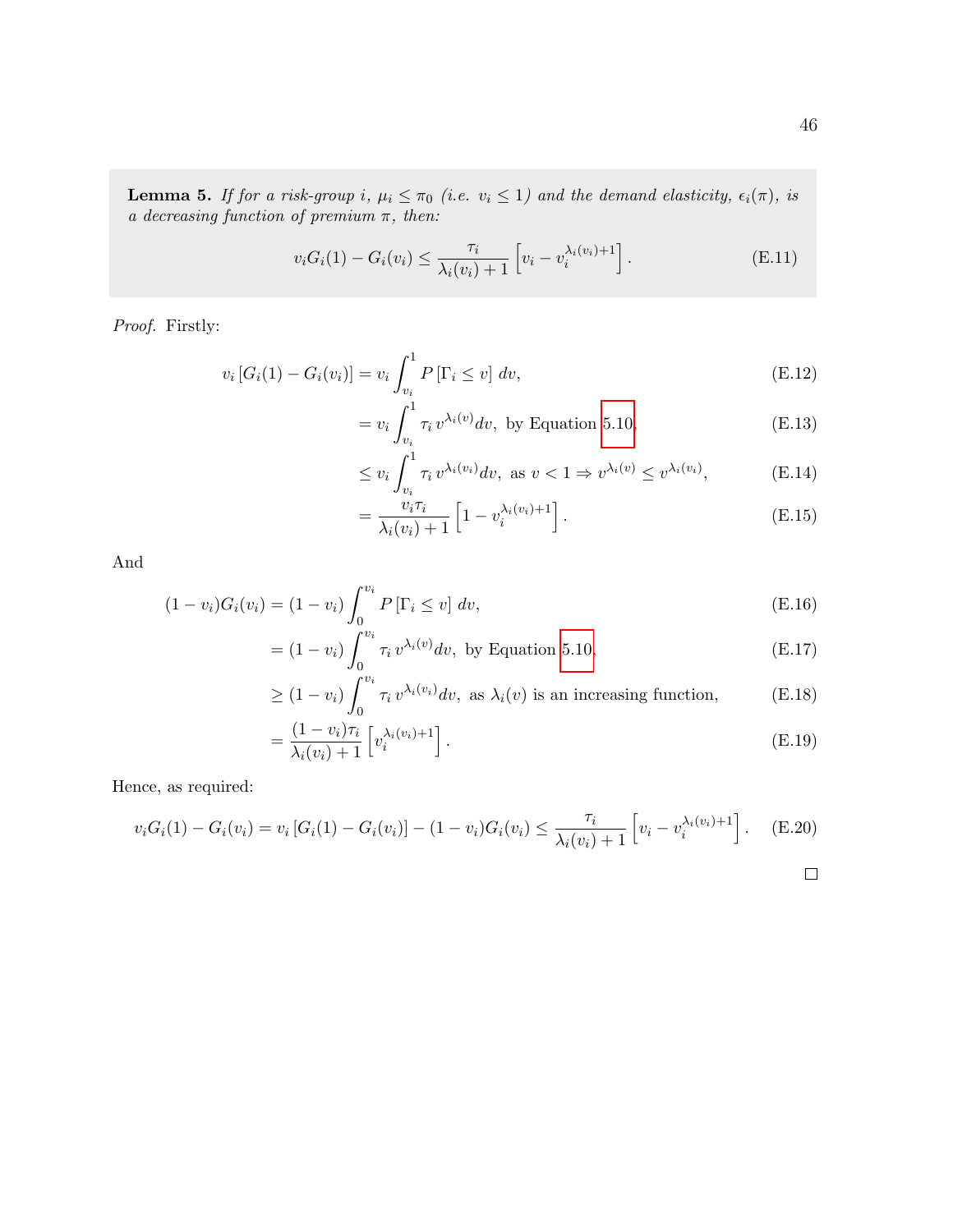**Lemma 5.** *If for a risk-group $i$, $\mu_i \leq \pi_0$ (i.e. $v_i \leq 1$) and the demand elasticity, $\epsilon_i(\pi)$, is a decreasing function of premium $\pi$, then:*

$$v_i G_i(1) - G_i(v_i) \leq \frac{\tau_i}{\lambda_i(v_i)+1}\left[v_i - v_i^{\lambda_i(v_i)+1}\right]. \tag{E.11}$$

*Proof.* Firstly:

$$
\begin{aligned}
v_i\left[G_i(1) - G_i(v_i)\right] &= v_i \int_{v_i}^{1} P\left[\Gamma_i \leq v\right] dv, && \text{(E.12)}\\
&= v_i \int_{v_i}^{1} \tau_i \, v^{\lambda_i(v)} dv, \text{ by Equation 5.10}, && \text{(E.13)}\\
&\leq v_i \int_{v_i}^{1} \tau_i \, v^{\lambda_i(v_i)} dv, \text{ as } v < 1 \Rightarrow v^{\lambda_i(v)} \leq v^{\lambda_i(v_i)}, && \text{(E.14)}\\
&= \frac{v_i \tau_i}{\lambda_i(v_i)+1}\left[1 - v_i^{\lambda_i(v_i)+1}\right]. && \text{(E.15)}
\end{aligned}
$$

And

$$
\begin{aligned}
(1-v_i)G_i(v_i) &= (1-v_i)\int_{0}^{v_i} P\left[\Gamma_i \leq v\right] dv, && \text{(E.16)}\\
&= (1-v_i)\int_{0}^{v_i} \tau_i \, v^{\lambda_i(v)} dv, \text{ by Equation 5.10}, && \text{(E.17)}\\
&\geq (1-v_i)\int_{0}^{v_i} \tau_i \, v^{\lambda_i(v_i)} dv, \text{ as } \lambda_i(v) \text{ is an increasing function}, && \text{(E.18)}\\
&= \frac{(1-v_i)\tau_i}{\lambda_i(v_i)+1}\left[v_i^{\lambda_i(v_i)+1}\right]. && \text{(E.19)}
\end{aligned}
$$

Hence, as required:

$$v_i G_i(1) - G_i(v_i) = v_i\left[G_i(1) - G_i(v_i)\right] - (1-v_i)G_i(v_i) \leq \frac{\tau_i}{\lambda_i(v_i)+1}\left[v_i - v_i^{\lambda_i(v_i)+1}\right]. \tag{E.20}$$

□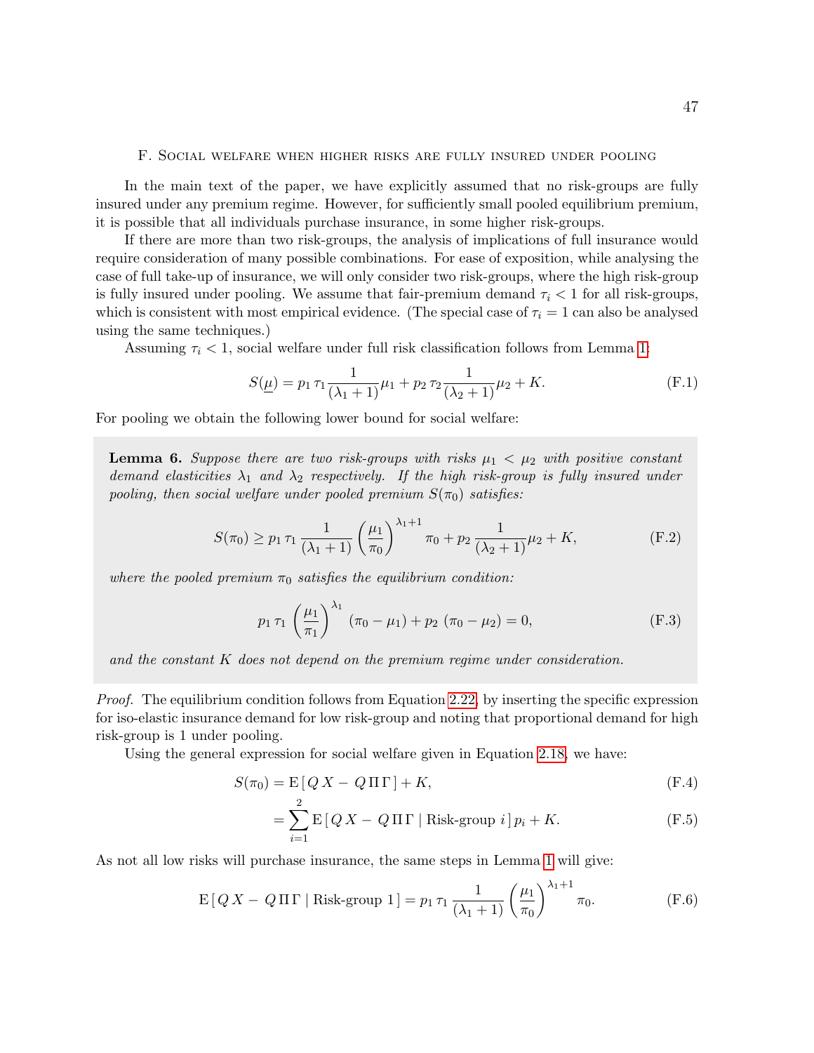## F. Social welfare when higher risks are fully insured under pooling

In the main text of the paper, we have explicitly assumed that no risk-groups are fully insured under any premium regime. However, for sufficiently small pooled equilibrium premium, it is possible that all individuals purchase insurance, in some higher risk-groups.

If there are more than two risk-groups, the analysis of implications of full insurance would require consideration of many possible combinations. For ease of exposition, while analysing the case of full take-up of insurance, we will only consider two risk-groups, where the high risk-group is fully insured under pooling. We assume that fair-premium demand $\tau_i < 1$ for all risk-groups, which is consistent with most empirical evidence. (The special case of $\tau_i = 1$ can also be analysed using the same techniques.)

Assuming $\tau_i < 1$, social welfare under full risk classification follows from Lemma 1:

$$S(\underline{\mu}) = p_1 \, \tau_1 \frac{1}{(\lambda_1 + 1)} \mu_1 + p_2 \, \tau_2 \frac{1}{(\lambda_2 + 1)} \mu_2 + K. \tag{F.1}$$

For pooling we obtain the following lower bound for social welfare:

**Lemma 6.** *Suppose there are two risk-groups with risks $\mu_1 < \mu_2$ with positive constant demand elasticities $\lambda_1$ and $\lambda_2$ respectively. If the high risk-group is fully insured under pooling, then social welfare under pooled premium $S(\pi_0)$ satisfies:*

$$S(\pi_0) \geq p_1 \, \tau_1 \, \frac{1}{(\lambda_1 + 1)} \left( \frac{\mu_1}{\pi_0} \right)^{\lambda_1 + 1} \pi_0 + p_2 \, \frac{1}{(\lambda_2 + 1)} \mu_2 + K, \tag{F.2}$$

*where the pooled premium $\pi_0$ satisfies the equilibrium condition:*

$$p_1 \, \tau_1 \, \left( \frac{\mu_1}{\pi_1} \right)^{\lambda_1} (\pi_0 - \mu_1) + p_2 \, (\pi_0 - \mu_2) = 0, \tag{F.3}$$

*and the constant $K$ does not depend on the premium regime under consideration.*

*Proof.* The equilibrium condition follows from Equation 2.22, by inserting the specific expression for iso-elastic insurance demand for low risk-group and noting that proportional demand for high risk-group is 1 under pooling.

Using the general expression for social welfare given in Equation 2.18, we have:

$$S(\pi_0) = \mathrm{E}\left[\, Q\, X - \, Q\, \Pi\, \Gamma \,\right] + K, \tag{F.4}$$

$$= \sum_{i=1}^{2} \mathrm{E}\left[\, Q\, X - \, Q\, \Pi\, \Gamma \mid \text{Risk-group } i \,\right] p_i + K. \tag{F.5}$$

As not all low risks will purchase insurance, the same steps in Lemma 1 will give:

$$\mathrm{E}\left[\, Q\, X - \, Q\, \Pi\, \Gamma \mid \text{Risk-group } 1 \,\right] = p_1 \, \tau_1 \, \frac{1}{(\lambda_1 + 1)} \left( \frac{\mu_1}{\pi_0} \right)^{\lambda_1 + 1} \pi_0. \tag{F.6}$$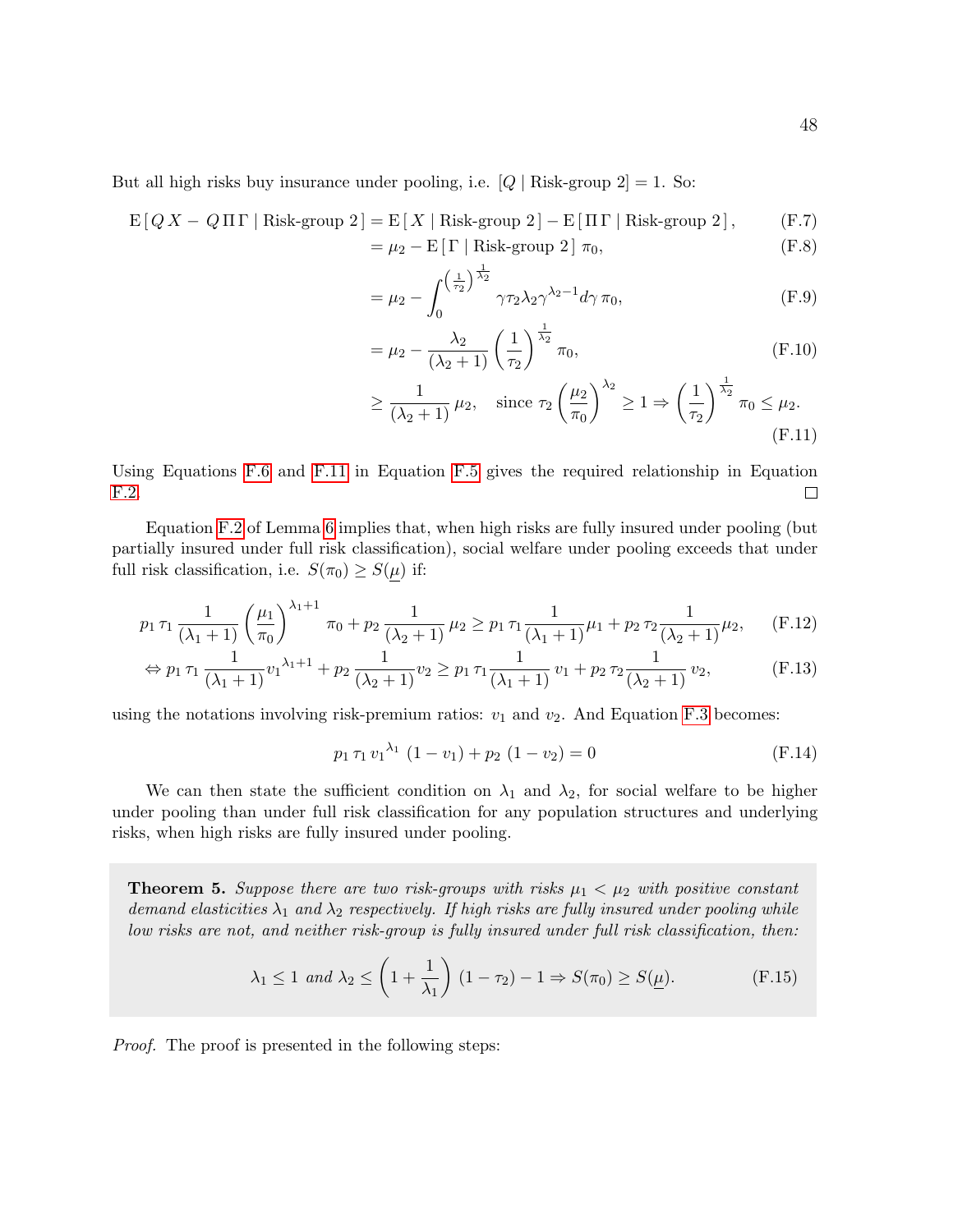But all high risks buy insurance under pooling, i.e. $[Q \mid \text{Risk-group } 2] = 1$. So:

$$
\begin{aligned}
\mathrm{E}\left[\, Q\, X - \, Q\, \Pi\, \Gamma \mid \text{Risk-group } 2\,\right] &= \mathrm{E}\left[\, X \mid \text{Risk-group } 2\,\right] - \mathrm{E}\left[\, \Pi\, \Gamma \mid \text{Risk-group } 2\,\right], && \text{(F.7)}\\
&= \mu_2 - \mathrm{E}\left[\, \Gamma \mid \text{Risk-group } 2\,\right]\, \pi_0, && \text{(F.8)}\\
&= \mu_2 - \int_0^{\left(\frac{1}{\tau_2}\right)^{\frac{1}{\lambda_2}}} \gamma \tau_2 \lambda_2 \gamma^{\lambda_2 - 1} d\gamma\, \pi_0, && \text{(F.9)}\\
&= \mu_2 - \frac{\lambda_2}{(\lambda_2+1)} \left(\frac{1}{\tau_2}\right)^{\frac{1}{\lambda_2}} \pi_0, && \text{(F.10)}\\
&\geq \frac{1}{(\lambda_2+1)}\, \mu_2, \quad \text{since } \tau_2 \left(\frac{\mu_2}{\pi_0}\right)^{\lambda_2} \geq 1 \Rightarrow \left(\frac{1}{\tau_2}\right)^{\frac{1}{\lambda_2}} \pi_0 \leq \mu_2. && \text{(F.11)}
\end{aligned}
$$

Using Equations F.6 and F.11 in Equation F.5 gives the required relationship in Equation F.2. ∎

Equation F.2 of Lemma 6 implies that, when high risks are fully insured under pooling (but partially insured under full risk classification), social welfare under pooling exceeds that under full risk classification, i.e. $S(\pi_0) \geq S(\underline{\mu})$ if:

$$
p_1\, \tau_1\, \frac{1}{(\lambda_1+1)} \left(\frac{\mu_1}{\pi_0}\right)^{\lambda_1+1} \pi_0 + p_2\, \frac{1}{(\lambda_2+1)}\, \mu_2 \geq p_1\, \tau_1 \frac{1}{(\lambda_1+1)} \mu_1 + p_2\, \tau_2 \frac{1}{(\lambda_2+1)} \mu_2, \tag{F.12}
$$

$$
\Leftrightarrow p_1\, \tau_1\, \frac{1}{(\lambda_1+1)} {\upsilon_1}^{\lambda_1+1} + p_2\, \frac{1}{(\lambda_2+1)} \upsilon_2 \geq p_1\, \tau_1 \frac{1}{(\lambda_1+1)}\, \upsilon_1 + p_2\, \tau_2 \frac{1}{(\lambda_2+1)}\, \upsilon_2, \tag{F.13}
$$

using the notations involving risk-premium ratios: $\upsilon_1$ and $\upsilon_2$. And Equation F.3 becomes:

$$
p_1\, \tau_1\, {\upsilon_1}^{\lambda_1}\, (1 - \upsilon_1) + p_2\, (1 - \upsilon_2) = 0 \tag{F.14}
$$

We can then state the sufficient condition on $\lambda_1$ and $\lambda_2$, for social welfare to be higher under pooling than under full risk classification for any population structures and underlying risks, when high risks are fully insured under pooling.

**Theorem 5.** *Suppose there are two risk-groups with risks $\mu_1 < \mu_2$ with positive constant demand elasticities $\lambda_1$ and $\lambda_2$ respectively. If high risks are fully insured under pooling while low risks are not, and neither risk-group is fully insured under full risk classification, then:*

$$
\lambda_1 \leq 1 \text{ and } \lambda_2 \leq \left(1 + \frac{1}{\lambda_1}\right)\, (1 - \tau_2) - 1 \Rightarrow S(\pi_0) \geq S(\underline{\mu}). \tag{F.15}
$$

*Proof.* The proof is presented in the following steps: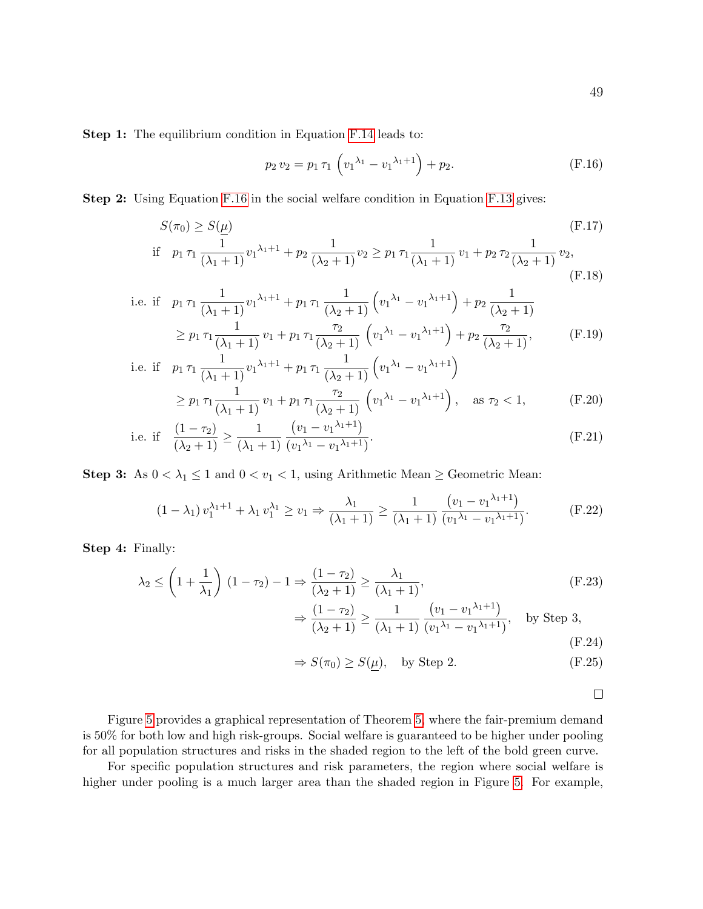**Step 1:** The equilibrium condition in Equation F.14 leads to:

$$p_2\, v_2 = p_1\, \tau_1\, \left({v_1}^{\lambda_1} - {v_1}^{\lambda_1+1}\right) + p_2. \tag{F.16}$$

**Step 2:** Using Equation F.16 in the social welfare condition in Equation F.13 gives:

$$S(\pi_0) \geq S(\underline{\mu}) \tag{F.17}$$

$$\text{if} \quad p_1\, \tau_1\, \frac{1}{(\lambda_1+1)} {v_1}^{\lambda_1+1} + p_2\, \frac{1}{(\lambda_2+1)} v_2 \geq p_1\, \tau_1 \frac{1}{(\lambda_1+1)}\, v_1 + p_2\, \tau_2 \frac{1}{(\lambda_2+1)}\, v_2, \tag{F.18}$$

$$\begin{aligned}\text{i.e. if} \quad & p_1\, \tau_1\, \frac{1}{(\lambda_1+1)} {v_1}^{\lambda_1+1} + p_1\, \tau_1\, \frac{1}{(\lambda_2+1)} \left({v_1}^{\lambda_1} - {v_1}^{\lambda_1+1}\right) + p_2\, \frac{1}{(\lambda_2+1)} \\ & \geq p_1\, \tau_1 \frac{1}{(\lambda_1+1)}\, v_1 + p_1\, \tau_1 \frac{\tau_2}{(\lambda_2+1)}\, \left({v_1}^{\lambda_1} - {v_1}^{\lambda_1+1}\right) + p_2\, \frac{\tau_2}{(\lambda_2+1)},\end{aligned} \tag{F.19}$$

$$\begin{aligned}\text{i.e. if} \quad & p_1\, \tau_1\, \frac{1}{(\lambda_1+1)} {v_1}^{\lambda_1+1} + p_1\, \tau_1\, \frac{1}{(\lambda_2+1)} \left({v_1}^{\lambda_1} - {v_1}^{\lambda_1+1}\right) \\ & \geq p_1\, \tau_1 \frac{1}{(\lambda_1+1)}\, v_1 + p_1\, \tau_1 \frac{\tau_2}{(\lambda_2+1)}\, \left({v_1}^{\lambda_1} - {v_1}^{\lambda_1+1}\right), \quad \text{as } \tau_2 < 1,\end{aligned} \tag{F.20}$$

$$\text{i.e. if} \quad \frac{(1-\tau_2)}{(\lambda_2+1)} \geq \frac{1}{(\lambda_1+1)}\, \frac{\left(v_1 - {v_1}^{\lambda_1+1}\right)}{\left({v_1}^{\lambda_1} - {v_1}^{\lambda_1+1}\right)}. \tag{F.21}$$

**Step 3:** As $0 < \lambda_1 \leq 1$ and $0 < v_1 < 1$, using Arithmetic Mean $\geq$ Geometric Mean:

$$(1-\lambda_1)\, v_1^{\lambda_1+1} + \lambda_1\, v_1^{\lambda_1} \geq v_1 \Rightarrow \frac{\lambda_1}{(\lambda_1+1)} \geq \frac{1}{(\lambda_1+1)}\, \frac{\left(v_1 - {v_1}^{\lambda_1+1}\right)}{\left({v_1}^{\lambda_1} - {v_1}^{\lambda_1+1}\right)}. \tag{F.22}$$

**Step 4:** Finally:

$$\lambda_2 \leq \left(1 + \frac{1}{\lambda_1}\right)\, (1-\tau_2) - 1 \Rightarrow \frac{(1-\tau_2)}{(\lambda_2+1)} \geq \frac{\lambda_1}{(\lambda_1+1)}, \tag{F.23}$$

$$\Rightarrow \frac{(1-\tau_2)}{(\lambda_2+1)} \geq \frac{1}{(\lambda_1+1)}\, \frac{\left(v_1 - {v_1}^{\lambda_1+1}\right)}{\left({v_1}^{\lambda_1} - {v_1}^{\lambda_1+1}\right)}, \quad \text{by Step 3,} \tag{F.24}$$

$$\Rightarrow S(\pi_0) \geq S(\underline{\mu}), \quad \text{by Step 2.} \tag{F.25}$$

□

Figure 5 provides a graphical representation of Theorem 5, where the fair-premium demand is 50% for both low and high risk-groups. Social welfare is guaranteed to be higher under pooling for all population structures and risks in the shaded region to the left of the bold green curve.

For specific population structures and risk parameters, the region where social welfare is higher under pooling is a much larger area than the shaded region in Figure 5. For example,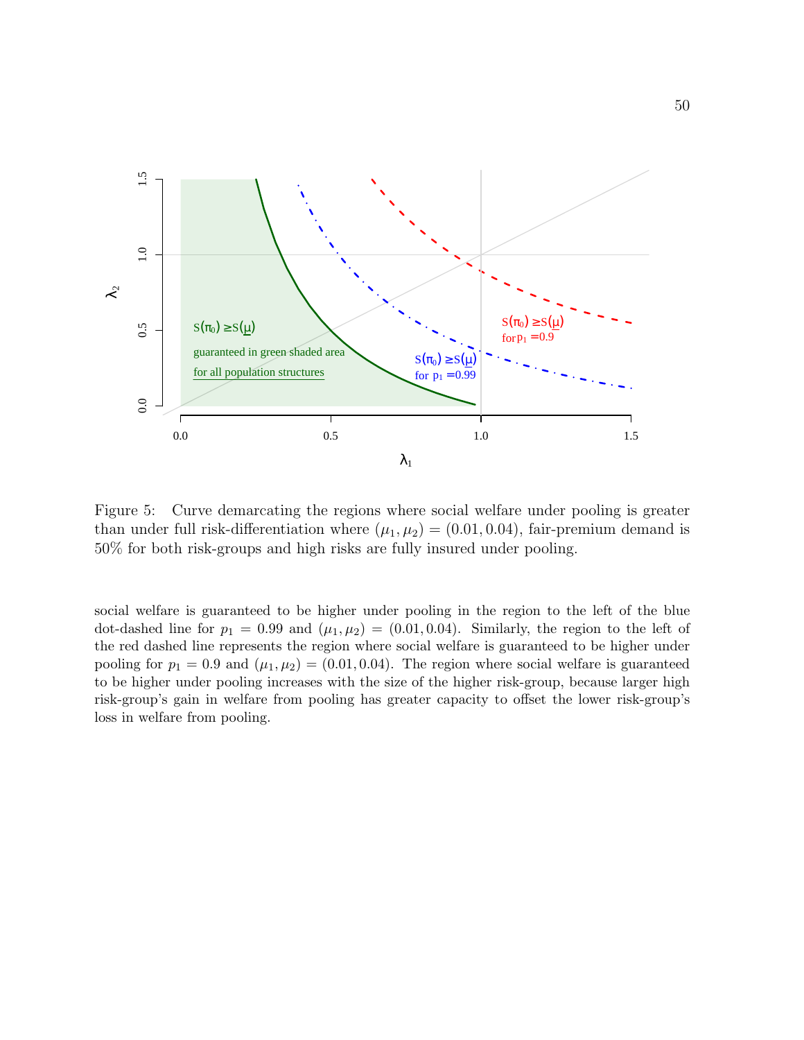$S(\pi_0) \geq S(\underline{\mu})$

guaranteed in green shaded area

for all population structures

$S(\pi_0) \geq S(\underline{\mu})$

for $p_1 = 0.99$

$S(\pi_0) \geq S(\underline{\mu})$

for $p_1 = 0.9$

$\lambda_2$

$\lambda_1$

0.0

0.5

1.0

1.5

0.0

0.5

1.0

1.5

Figure 5: Curve demarcating the regions where social welfare under pooling is greater than under full risk-differentiation where $(\mu_1, \mu_2) = (0.01, 0.04)$, fair-premium demand is 50% for both risk-groups and high risks are fully insured under pooling.

social welfare is guaranteed to be higher under pooling in the region to the left of the blue dot-dashed line for $p_1 = 0.99$ and $(\mu_1, \mu_2) = (0.01, 0.04)$. Similarly, the region to the left of the red dashed line represents the region where social welfare is guaranteed to be higher under pooling for $p_1 = 0.9$ and $(\mu_1, \mu_2) = (0.01, 0.04)$. The region where social welfare is guaranteed to be higher under pooling increases with the size of the higher risk-group, because larger high risk-group's gain in welfare from pooling has greater capacity to offset the lower risk-group's loss in welfare from pooling.